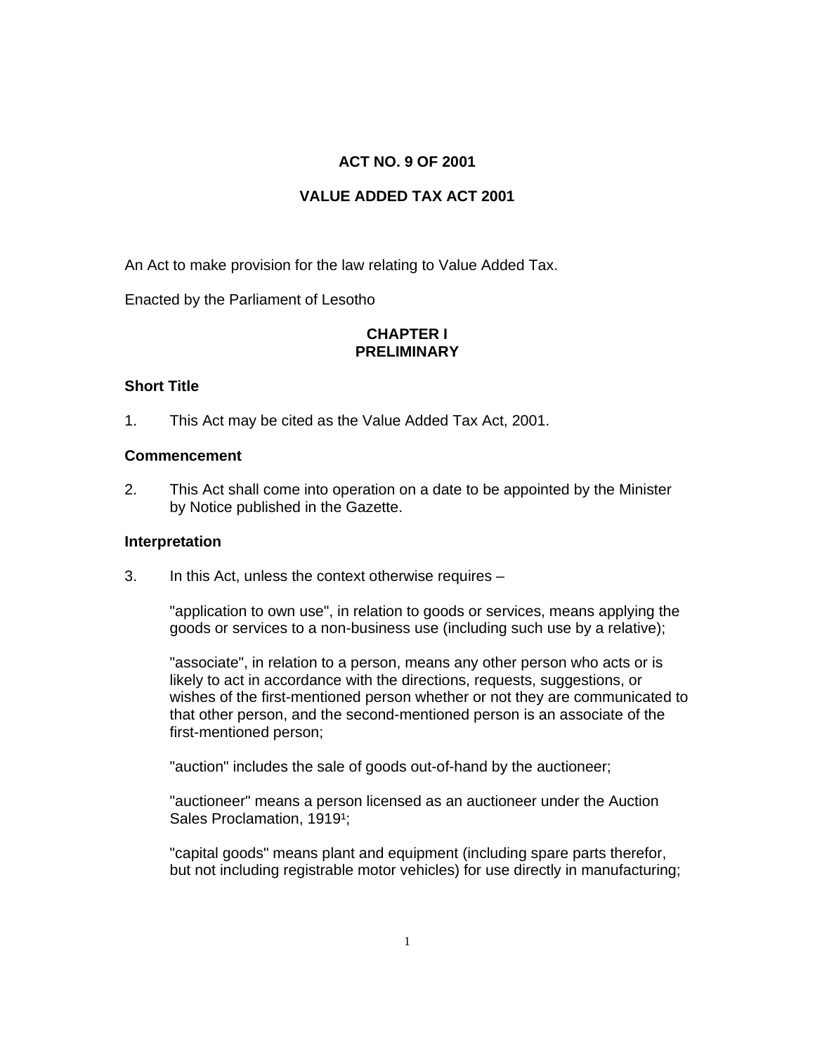# ACT NO. 9 OF 2001

# VALUE ADDED TAX ACT 2001

An Act to make provision for the law relating to Value Added Tax.

Enacted by the Parliament of Lesotho

## CHAPTER I
## PRELIMINARY

### Short Title

1. This Act may be cited as the Value Added Tax Act, 2001.

### Commencement

2. This Act shall come into operation on a date to be appointed by the Minister by Notice published in the Gazette.

### Interpretation

3. In this Act, unless the context otherwise requires –

"application to own use", in relation to goods or services, means applying the goods or services to a non-business use (including such use by a relative);

"associate", in relation to a person, means any other person who acts or is likely to act in accordance with the directions, requests, suggestions, or wishes of the first-mentioned person whether or not they are communicated to that other person, and the second-mentioned person is an associate of the first-mentioned person;

"auction" includes the sale of goods out-of-hand by the auctioneer;

"auctioneer" means a person licensed as an auctioneer under the Auction Sales Proclamation, 1919[1];

"capital goods" means plant and equipment (including spare parts therefor, but not including registrable motor vehicles) for use directly in manufacturing;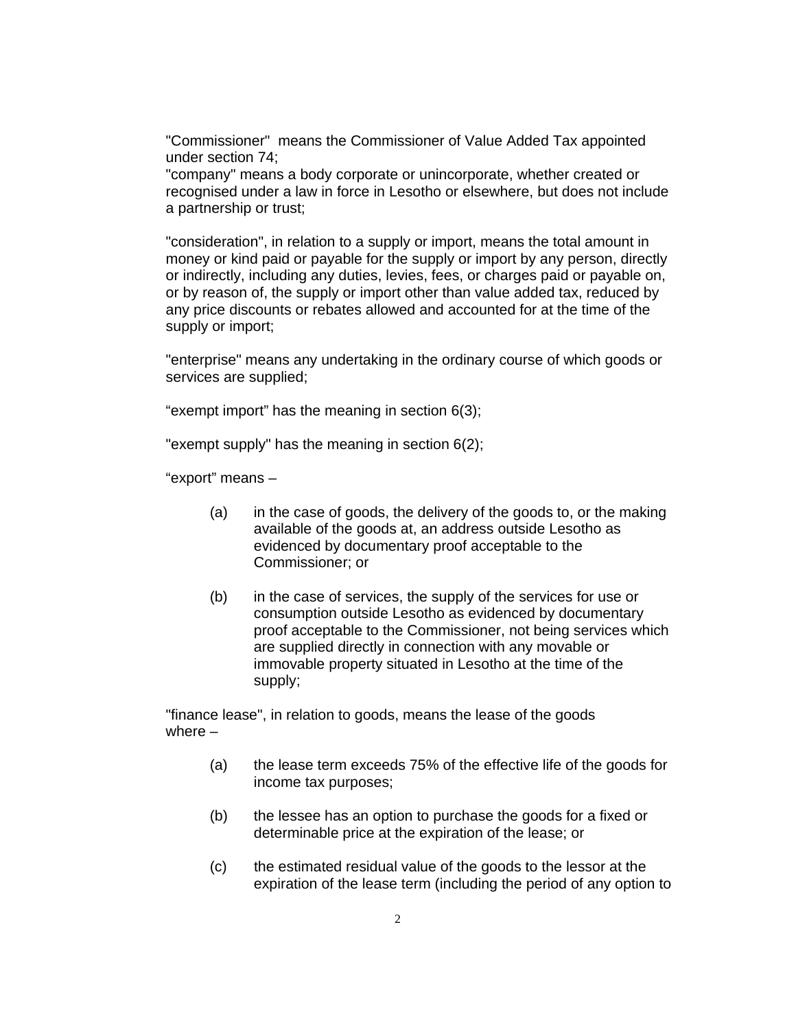"Commissioner" means the Commissioner of Value Added Tax appointed under section 74;

"company" means a body corporate or unincorporate, whether created or recognised under a law in force in Lesotho or elsewhere, but does not include a partnership or trust;

"consideration", in relation to a supply or import, means the total amount in money or kind paid or payable for the supply or import by any person, directly or indirectly, including any duties, levies, fees, or charges paid or payable on, or by reason of, the supply or import other than value added tax, reduced by any price discounts or rebates allowed and accounted for at the time of the supply or import;

"enterprise" means any undertaking in the ordinary course of which goods or services are supplied;

"exempt import" has the meaning in section 6(3);

"exempt supply" has the meaning in section 6(2);

"export" means –

(a) in the case of goods, the delivery of the goods to, or the making available of the goods at, an address outside Lesotho as evidenced by documentary proof acceptable to the Commissioner; or

(b) in the case of services, the supply of the services for use or consumption outside Lesotho as evidenced by documentary proof acceptable to the Commissioner, not being services which are supplied directly in connection with any movable or immovable property situated in Lesotho at the time of the supply;

"finance lease", in relation to goods, means the lease of the goods where –

(a) the lease term exceeds 75% of the effective life of the goods for income tax purposes;

(b) the lessee has an option to purchase the goods for a fixed or determinable price at the expiration of the lease; or

(c) the estimated residual value of the goods to the lessor at the expiration of the lease term (including the period of any option to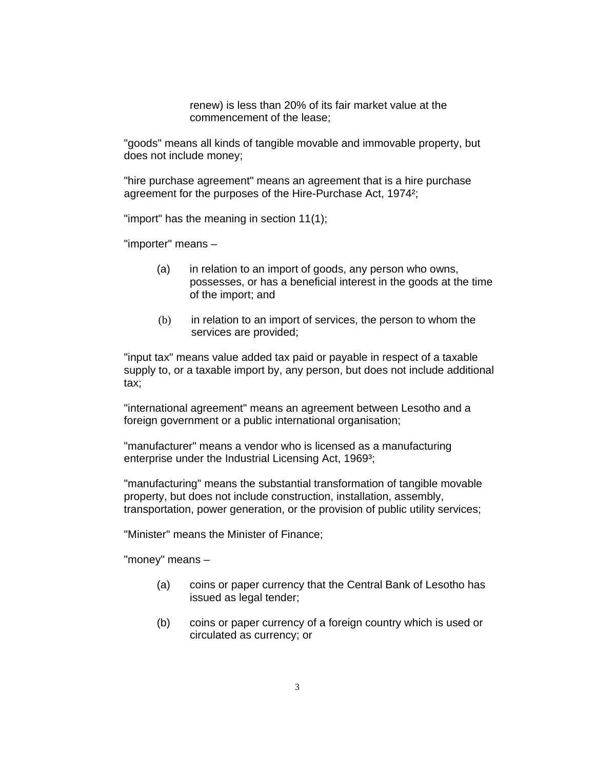renew) is less than 20% of its fair market value at the commencement of the lease;

"goods" means all kinds of tangible movable and immovable property, but does not include money;

"hire purchase agreement" means an agreement that is a hire purchase agreement for the purposes of the Hire-Purchase Act, 1974[2];

"import" has the meaning in section 11(1);

"importer" means –

(a) in relation to an import of goods, any person who owns, possesses, or has a beneficial interest in the goods at the time of the import; and

(b) in relation to an import of services, the person to whom the services are provided;

"input tax" means value added tax paid or payable in respect of a taxable supply to, or a taxable import by, any person, but does not include additional tax;

"international agreement" means an agreement between Lesotho and a foreign government or a public international organisation;

"manufacturer" means a vendor who is licensed as a manufacturing enterprise under the Industrial Licensing Act, 1969[3];

"manufacturing" means the substantial transformation of tangible movable property, but does not include construction, installation, assembly, transportation, power generation, or the provision of public utility services;

"Minister" means the Minister of Finance;

"money" means –

(a) coins or paper currency that the Central Bank of Lesotho has issued as legal tender;

(b) coins or paper currency of a foreign country which is used or circulated as currency; or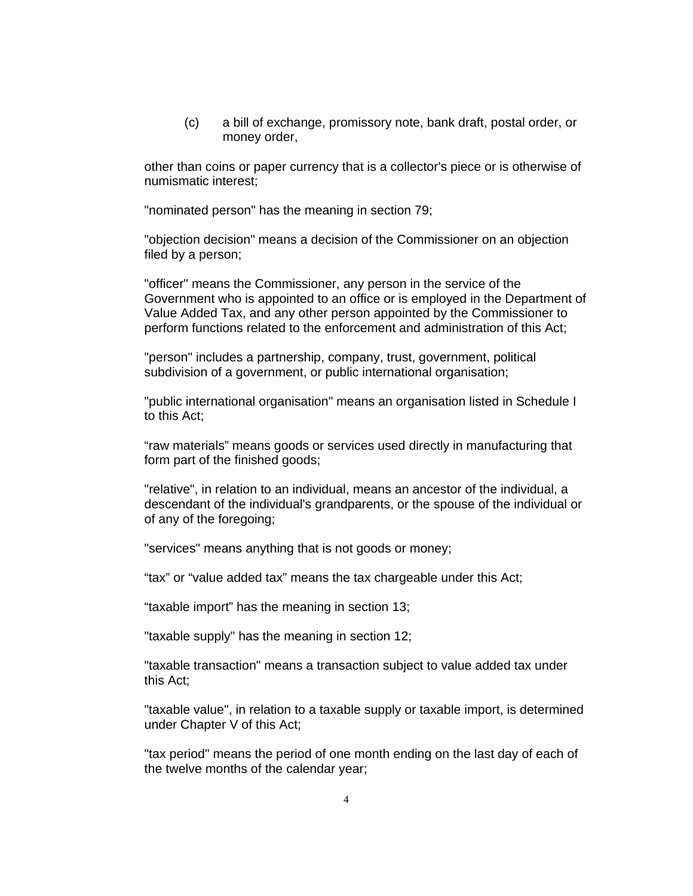(c) a bill of exchange, promissory note, bank draft, postal order, or money order,

other than coins or paper currency that is a collector's piece or is otherwise of numismatic interest;

"nominated person" has the meaning in section 79;

"objection decision" means a decision of the Commissioner on an objection filed by a person;

"officer" means the Commissioner, any person in the service of the Government who is appointed to an office or is employed in the Department of Value Added Tax, and any other person appointed by the Commissioner to perform functions related to the enforcement and administration of this Act;

"person" includes a partnership, company, trust, government, political subdivision of a government, or public international organisation;

"public international organisation" means an organisation listed in Schedule I to this Act;

“raw materials” means goods or services used directly in manufacturing that form part of the finished goods;

"relative", in relation to an individual, means an ancestor of the individual, a descendant of the individual's grandparents, or the spouse of the individual or of any of the foregoing;

"services" means anything that is not goods or money;

“tax” or “value added tax” means the tax chargeable under this Act;

“taxable import” has the meaning in section 13;

"taxable supply" has the meaning in section 12;

"taxable transaction" means a transaction subject to value added tax under this Act;

"taxable value", in relation to a taxable supply or taxable import, is determined under Chapter V of this Act;

"tax period" means the period of one month ending on the last day of each of the twelve months of the calendar year;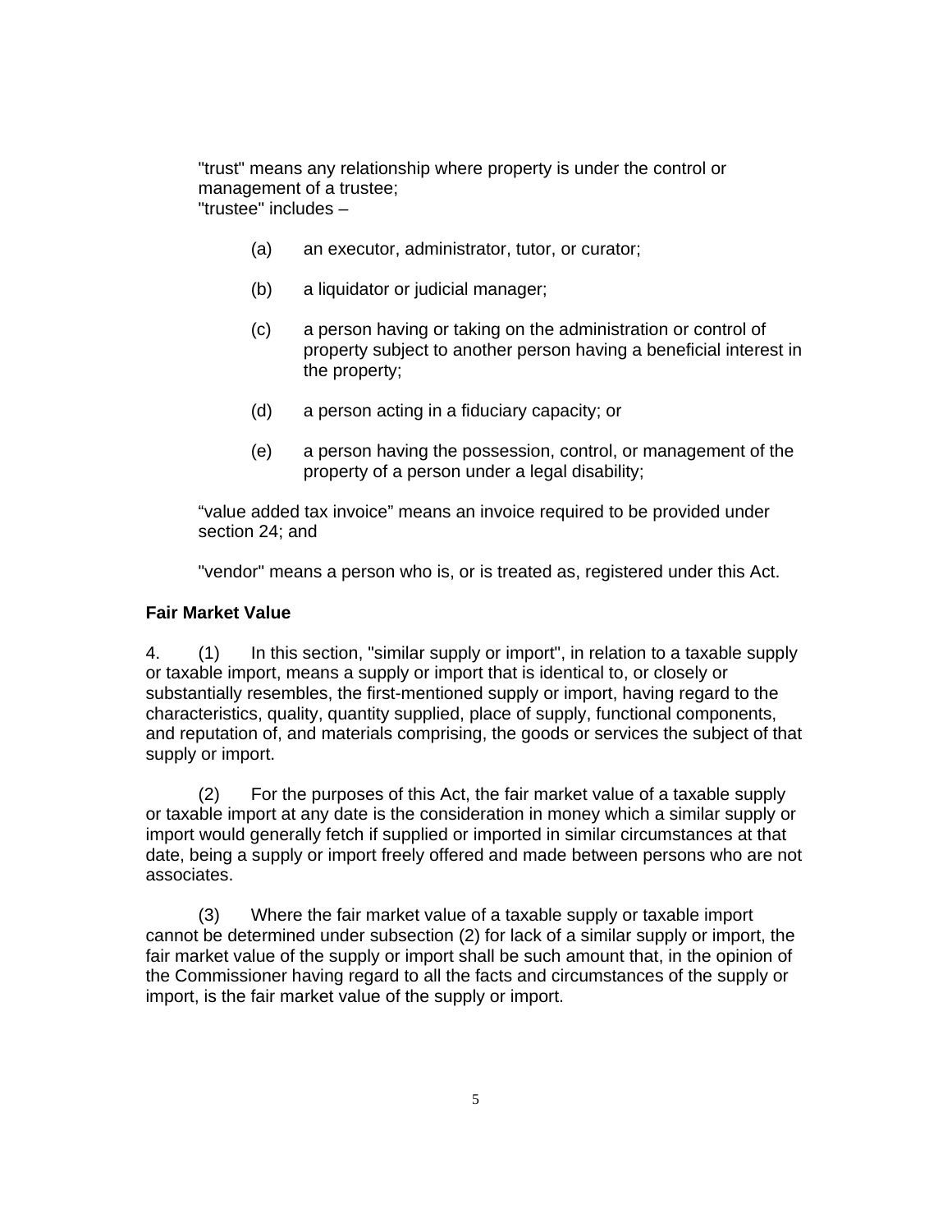"trust" means any relationship where property is under the control or management of a trustee;

"trustee" includes –

(a) an executor, administrator, tutor, or curator;

(b) a liquidator or judicial manager;

(c) a person having or taking on the administration or control of property subject to another person having a beneficial interest in the property;

(d) a person acting in a fiduciary capacity; or

(e) a person having the possession, control, or management of the property of a person under a legal disability;

"value added tax invoice" means an invoice required to be provided under section 24; and

"vendor" means a person who is, or is treated as, registered under this Act.

**Fair Market Value**

4. (1) In this section, "similar supply or import", in relation to a taxable supply or taxable import, means a supply or import that is identical to, or closely or substantially resembles, the first-mentioned supply or import, having regard to the characteristics, quality, quantity supplied, place of supply, functional components, and reputation of, and materials comprising, the goods or services the subject of that supply or import.

(2) For the purposes of this Act, the fair market value of a taxable supply or taxable import at any date is the consideration in money which a similar supply or import would generally fetch if supplied or imported in similar circumstances at that date, being a supply or import freely offered and made between persons who are not associates.

(3) Where the fair market value of a taxable supply or taxable import cannot be determined under subsection (2) for lack of a similar supply or import, the fair market value of the supply or import shall be such amount that, in the opinion of the Commissioner having regard to all the facts and circumstances of the supply or import, is the fair market value of the supply or import.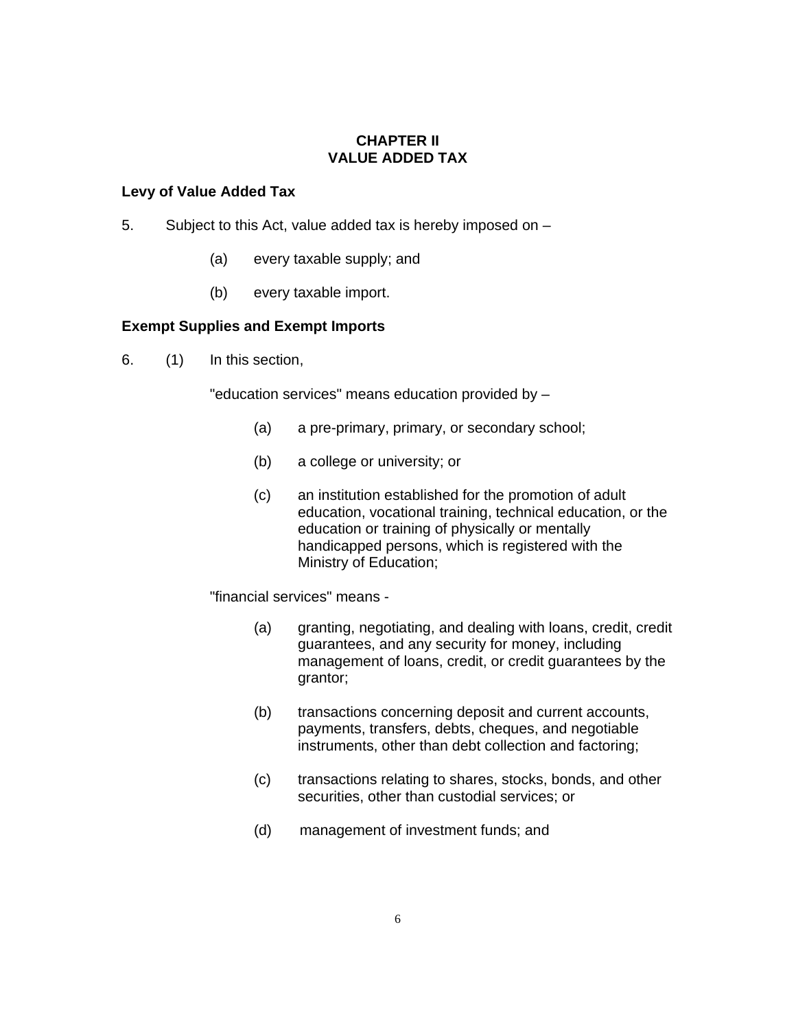## CHAPTER II
## VALUE ADDED TAX

**Levy of Value Added Tax**

5. Subject to this Act, value added tax is hereby imposed on –

(a) every taxable supply; and

(b) every taxable import.

**Exempt Supplies and Exempt Imports**

6. (1) In this section,

"education services" means education provided by –

(a) a pre-primary, primary, or secondary school;

(b) a college or university; or

(c) an institution established for the promotion of adult education, vocational training, technical education, or the education or training of physically or mentally handicapped persons, which is registered with the Ministry of Education;

"financial services" means -

(a) granting, negotiating, and dealing with loans, credit, credit guarantees, and any security for money, including management of loans, credit, or credit guarantees by the grantor;

(b) transactions concerning deposit and current accounts, payments, transfers, debts, cheques, and negotiable instruments, other than debt collection and factoring;

(c) transactions relating to shares, stocks, bonds, and other securities, other than custodial services; or

(d) management of investment funds; and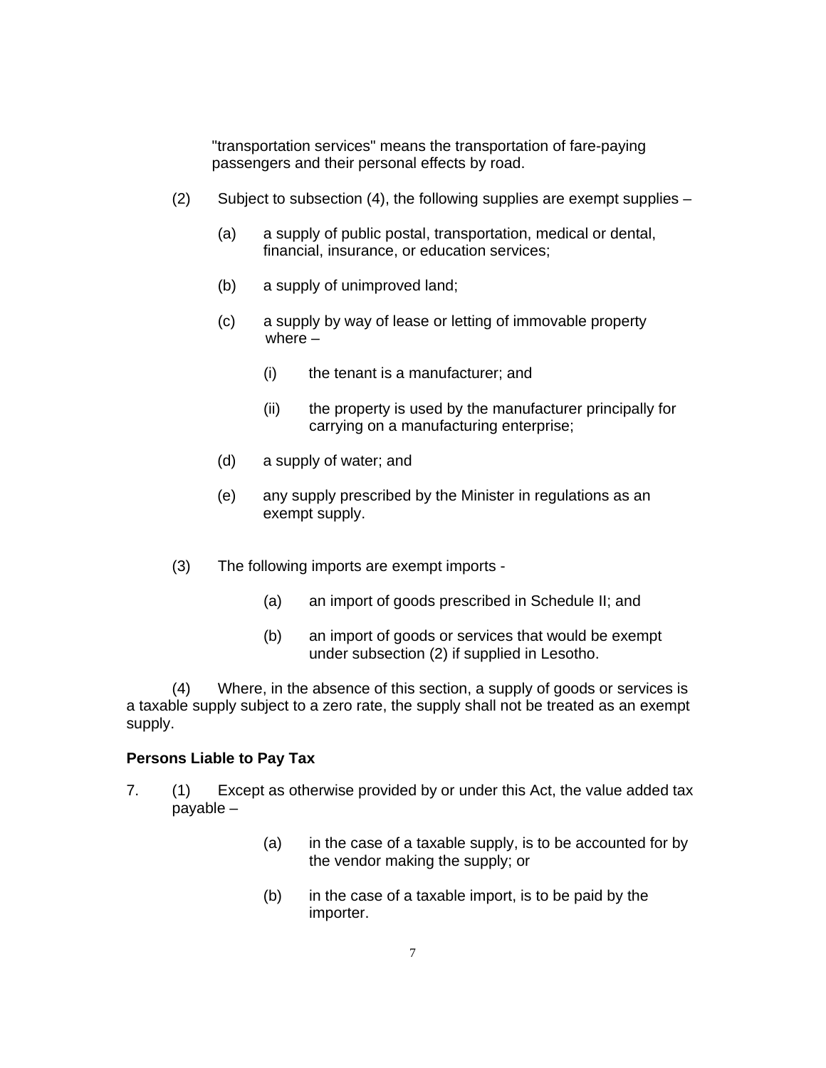"transportation services" means the transportation of fare-paying passengers and their personal effects by road.

(2) Subject to subsection (4), the following supplies are exempt supplies –

(a) a supply of public postal, transportation, medical or dental, financial, insurance, or education services;

(b) a supply of unimproved land;

(c) a supply by way of lease or letting of immovable property where –

(i) the tenant is a manufacturer; and

(ii) the property is used by the manufacturer principally for carrying on a manufacturing enterprise;

(d) a supply of water; and

(e) any supply prescribed by the Minister in regulations as an exempt supply.

(3) The following imports are exempt imports -

(a) an import of goods prescribed in Schedule II; and

(b) an import of goods or services that would be exempt under subsection (2) if supplied in Lesotho.

(4) Where, in the absence of this section, a supply of goods or services is a taxable supply subject to a zero rate, the supply shall not be treated as an exempt supply.

**Persons Liable to Pay Tax**

7. (1) Except as otherwise provided by or under this Act, the value added tax payable –

(a) in the case of a taxable supply, is to be accounted for by the vendor making the supply; or

(b) in the case of a taxable import, is to be paid by the importer.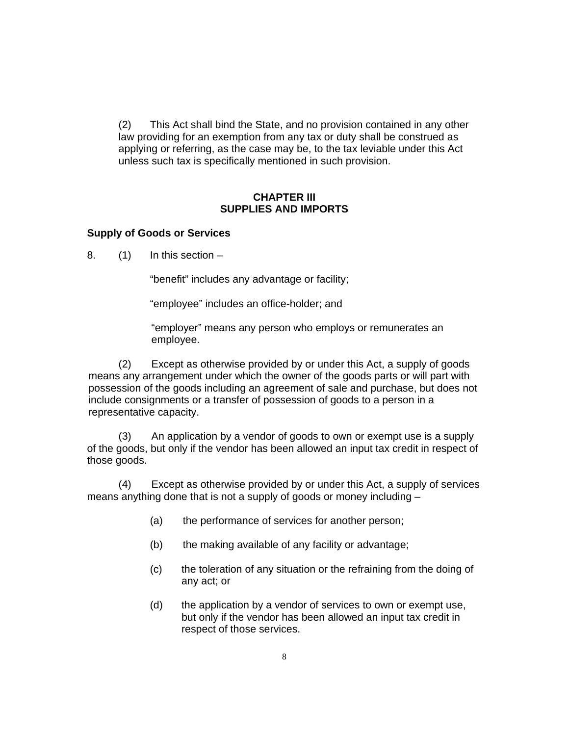(2) This Act shall bind the State, and no provision contained in any other law providing for an exemption from any tax or duty shall be construed as applying or referring, as the case may be, to the tax leviable under this Act unless such tax is specifically mentioned in such provision.

## CHAPTER III
## SUPPLIES AND IMPORTS

### Supply of Goods or Services

8. (1) In this section –

"benefit" includes any advantage or facility;

"employee" includes an office-holder; and

"employer" means any person who employs or remunerates an employee.

(2) Except as otherwise provided by or under this Act, a supply of goods means any arrangement under which the owner of the goods parts or will part with possession of the goods including an agreement of sale and purchase, but does not include consignments or a transfer of possession of goods to a person in a representative capacity.

(3) An application by a vendor of goods to own or exempt use is a supply of the goods, but only if the vendor has been allowed an input tax credit in respect of those goods.

(4) Except as otherwise provided by or under this Act, a supply of services means anything done that is not a supply of goods or money including –

(a) the performance of services for another person;

(b) the making available of any facility or advantage;

(c) the toleration of any situation or the refraining from the doing of any act; or

(d) the application by a vendor of services to own or exempt use, but only if the vendor has been allowed an input tax credit in respect of those services.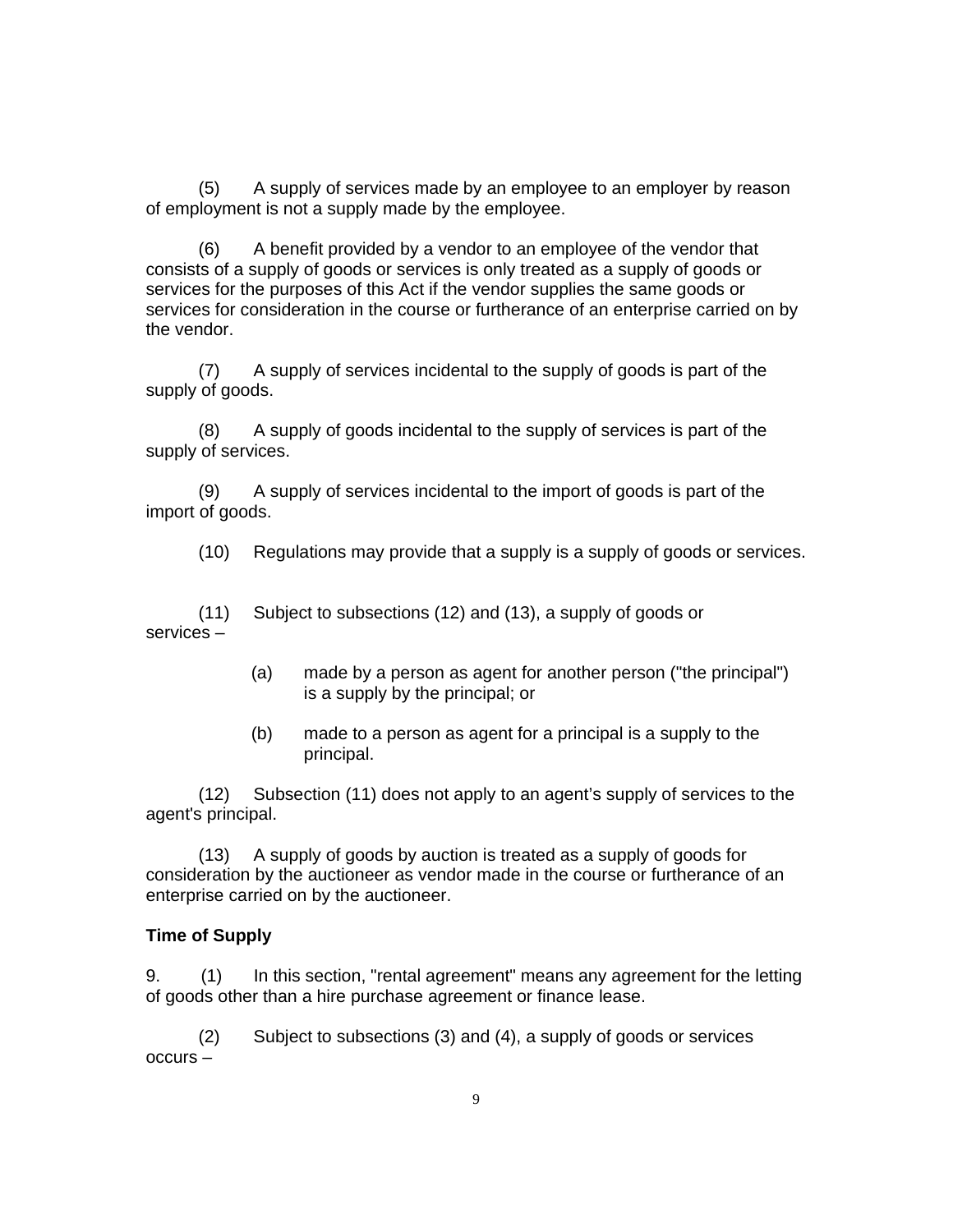(5) A supply of services made by an employee to an employer by reason of employment is not a supply made by the employee.

(6) A benefit provided by a vendor to an employee of the vendor that consists of a supply of goods or services is only treated as a supply of goods or services for the purposes of this Act if the vendor supplies the same goods or services for consideration in the course or furtherance of an enterprise carried on by the vendor.

(7) A supply of services incidental to the supply of goods is part of the supply of goods.

(8) A supply of goods incidental to the supply of services is part of the supply of services.

(9) A supply of services incidental to the import of goods is part of the import of goods.

(10) Regulations may provide that a supply is a supply of goods or services.

(11) Subject to subsections (12) and (13), a supply of goods or services –

(a) made by a person as agent for another person ("the principal") is a supply by the principal; or

(b) made to a person as agent for a principal is a supply to the principal.

(12) Subsection (11) does not apply to an agent's supply of services to the agent's principal.

(13) A supply of goods by auction is treated as a supply of goods for consideration by the auctioneer as vendor made in the course or furtherance of an enterprise carried on by the auctioneer.

**Time of Supply**

9. (1) In this section, "rental agreement" means any agreement for the letting of goods other than a hire purchase agreement or finance lease.

(2) Subject to subsections (3) and (4), a supply of goods or services occurs –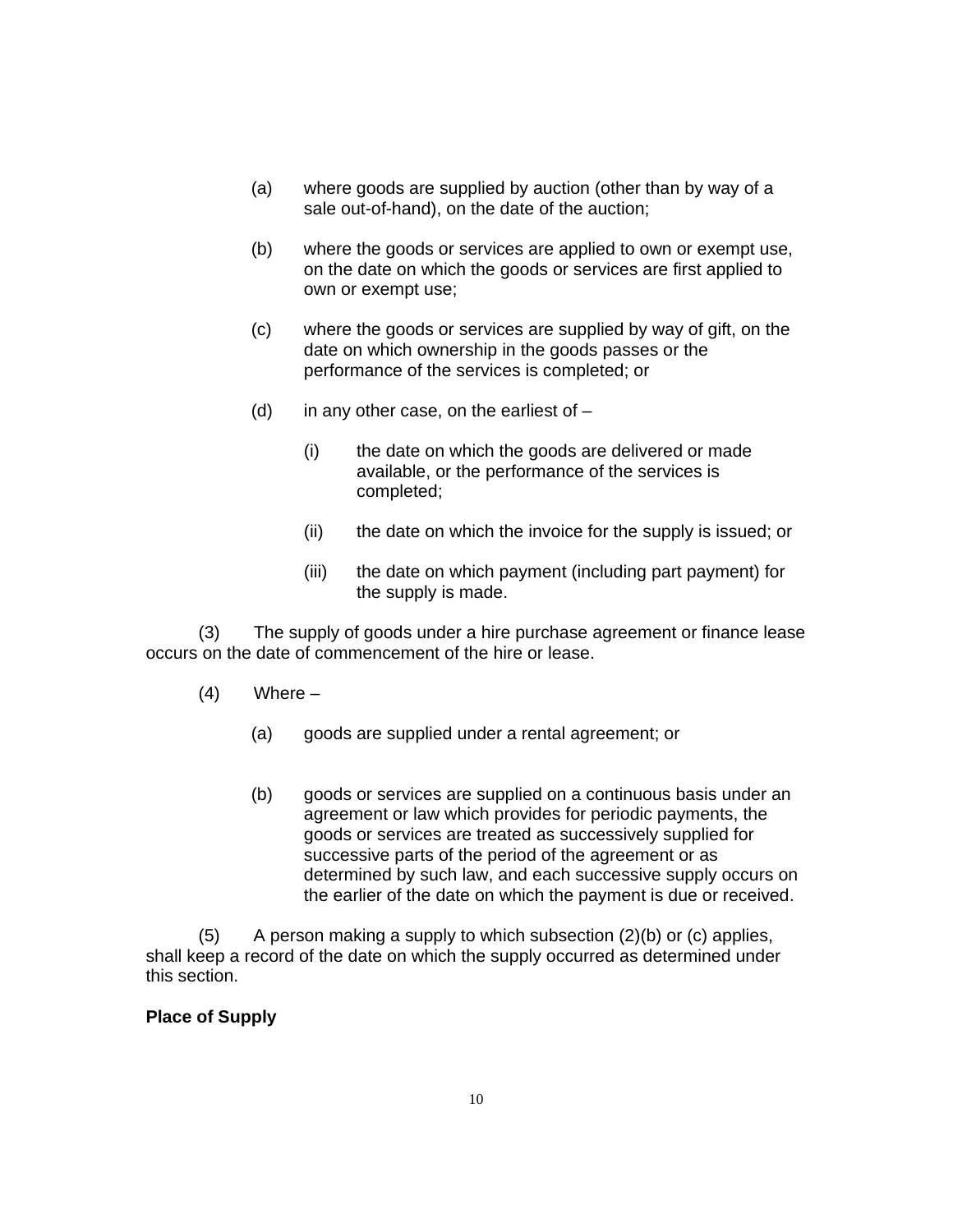(a) where goods are supplied by auction (other than by way of a sale out-of-hand), on the date of the auction;

(b) where the goods or services are applied to own or exempt use, on the date on which the goods or services are first applied to own or exempt use;

(c) where the goods or services are supplied by way of gift, on the date on which ownership in the goods passes or the performance of the services is completed; or

(d) in any other case, on the earliest of –

   (i) the date on which the goods are delivered or made available, or the performance of the services is completed;

   (ii) the date on which the invoice for the supply is issued; or

   (iii) the date on which payment (including part payment) for the supply is made.

(3) The supply of goods under a hire purchase agreement or finance lease occurs on the date of commencement of the hire or lease.

(4) Where –

(a) goods are supplied under a rental agreement; or

(b) goods or services are supplied on a continuous basis under an agreement or law which provides for periodic payments, the goods or services are treated as successively supplied for successive parts of the period of the agreement or as determined by such law, and each successive supply occurs on the earlier of the date on which the payment is due or received.

(5) A person making a supply to which subsection (2)(b) or (c) applies, shall keep a record of the date on which the supply occurred as determined under this section.

**Place of Supply**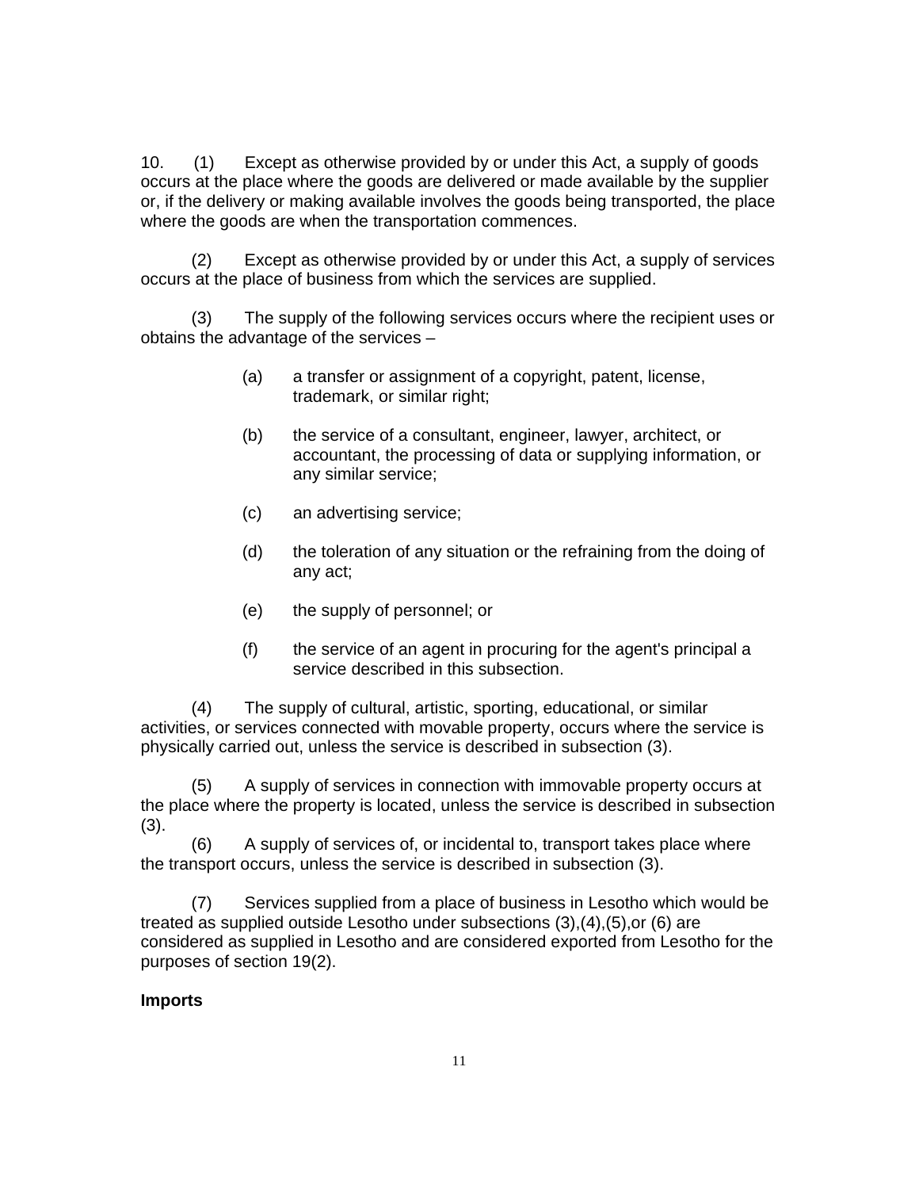10. (1) Except as otherwise provided by or under this Act, a supply of goods occurs at the place where the goods are delivered or made available by the supplier or, if the delivery or making available involves the goods being transported, the place where the goods are when the transportation commences.

(2) Except as otherwise provided by or under this Act, a supply of services occurs at the place of business from which the services are supplied.

(3) The supply of the following services occurs where the recipient uses or obtains the advantage of the services –

(a) a transfer or assignment of a copyright, patent, license, trademark, or similar right;

(b) the service of a consultant, engineer, lawyer, architect, or accountant, the processing of data or supplying information, or any similar service;

(c) an advertising service;

(d) the toleration of any situation or the refraining from the doing of any act;

(e) the supply of personnel; or

(f) the service of an agent in procuring for the agent's principal a service described in this subsection.

(4) The supply of cultural, artistic, sporting, educational, or similar activities, or services connected with movable property, occurs where the service is physically carried out, unless the service is described in subsection (3).

(5) A supply of services in connection with immovable property occurs at the place where the property is located, unless the service is described in subsection (3).

(6) A supply of services of, or incidental to, transport takes place where the transport occurs, unless the service is described in subsection (3).

(7) Services supplied from a place of business in Lesotho which would be treated as supplied outside Lesotho under subsections (3),(4),(5),or (6) are considered as supplied in Lesotho and are considered exported from Lesotho for the purposes of section 19(2).

**Imports**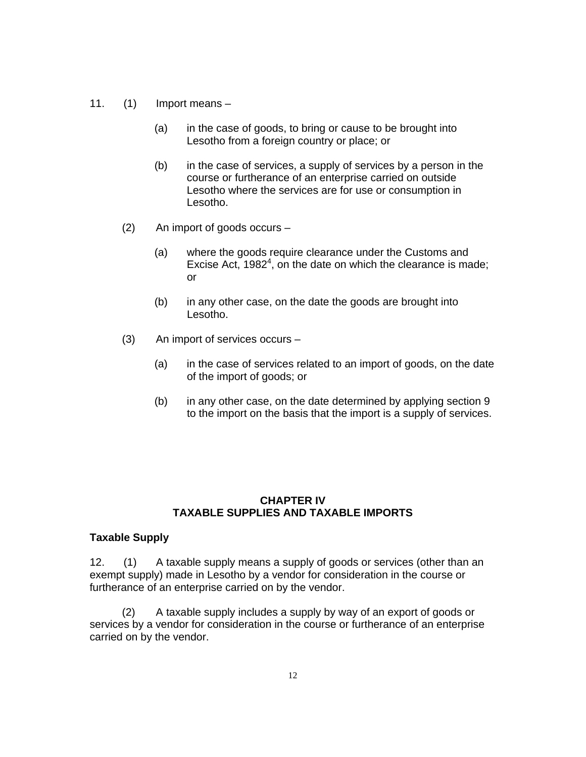11. (1) Import means –

(a) in the case of goods, to bring or cause to be brought into Lesotho from a foreign country or place; or

(b) in the case of services, a supply of services by a person in the course or furtherance of an enterprise carried on outside Lesotho where the services are for use or consumption in Lesotho.

(2) An import of goods occurs –

(a) where the goods require clearance under the Customs and Excise Act, 1982[4], on the date on which the clearance is made; or

(b) in any other case, on the date the goods are brought into Lesotho.

(3) An import of services occurs –

(a) in the case of services related to an import of goods, on the date of the import of goods; or

(b) in any other case, on the date determined by applying section 9 to the import on the basis that the import is a supply of services.

## CHAPTER IV
## TAXABLE SUPPLIES AND TAXABLE IMPORTS

**Taxable Supply**

12. (1) A taxable supply means a supply of goods or services (other than an exempt supply) made in Lesotho by a vendor for consideration in the course or furtherance of an enterprise carried on by the vendor.

(2) A taxable supply includes a supply by way of an export of goods or services by a vendor for consideration in the course or furtherance of an enterprise carried on by the vendor.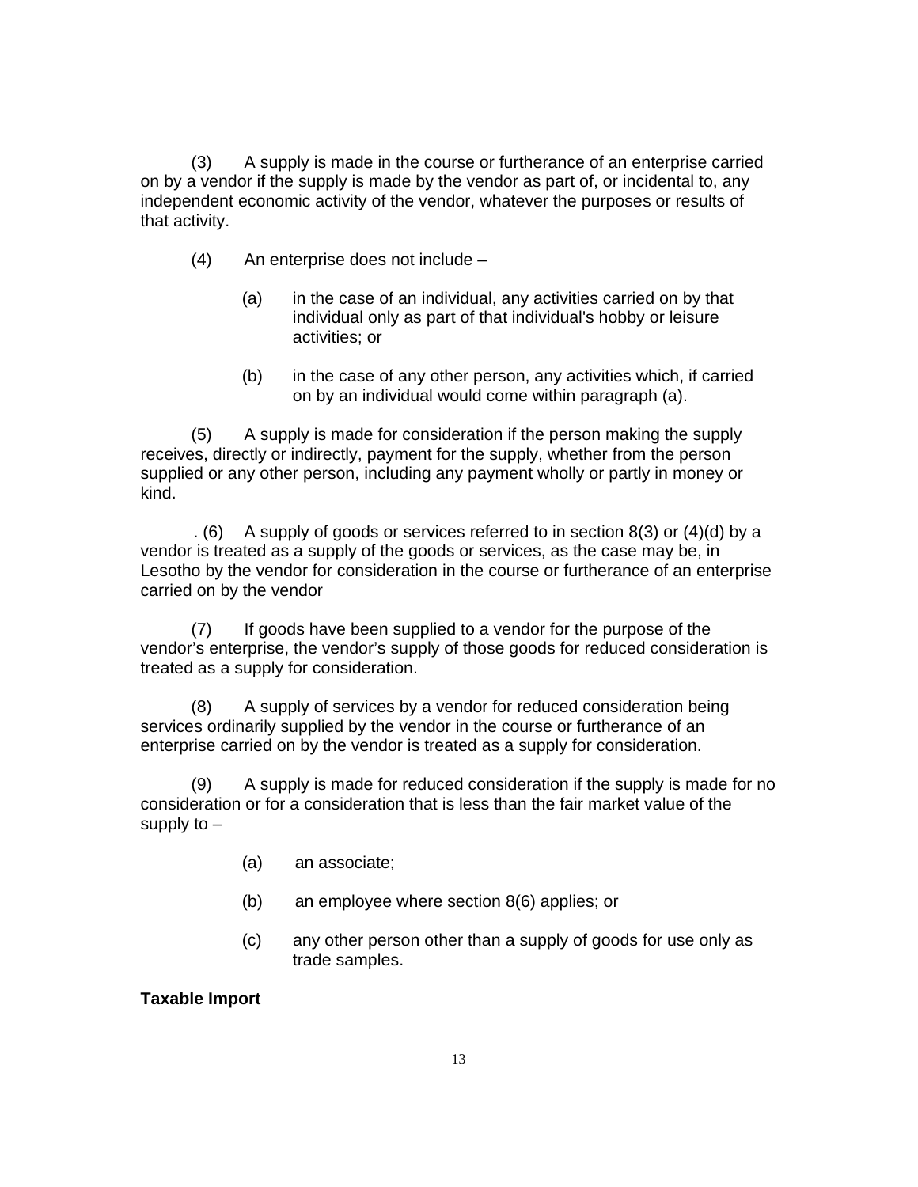(3) A supply is made in the course or furtherance of an enterprise carried on by a vendor if the supply is made by the vendor as part of, or incidental to, any independent economic activity of the vendor, whatever the purposes or results of that activity.

(4) An enterprise does not include –

(a) in the case of an individual, any activities carried on by that individual only as part of that individual's hobby or leisure activities; or

(b) in the case of any other person, any activities which, if carried on by an individual would come within paragraph (a).

(5) A supply is made for consideration if the person making the supply receives, directly or indirectly, payment for the supply, whether from the person supplied or any other person, including any payment wholly or partly in money or kind.

. (6) A supply of goods or services referred to in section 8(3) or (4)(d) by a vendor is treated as a supply of the goods or services, as the case may be, in Lesotho by the vendor for consideration in the course or furtherance of an enterprise carried on by the vendor

(7) If goods have been supplied to a vendor for the purpose of the vendor's enterprise, the vendor's supply of those goods for reduced consideration is treated as a supply for consideration.

(8) A supply of services by a vendor for reduced consideration being services ordinarily supplied by the vendor in the course or furtherance of an enterprise carried on by the vendor is treated as a supply for consideration.

(9) A supply is made for reduced consideration if the supply is made for no consideration or for a consideration that is less than the fair market value of the supply to –

(a) an associate;

(b) an employee where section 8(6) applies; or

(c) any other person other than a supply of goods for use only as trade samples.

**Taxable Import**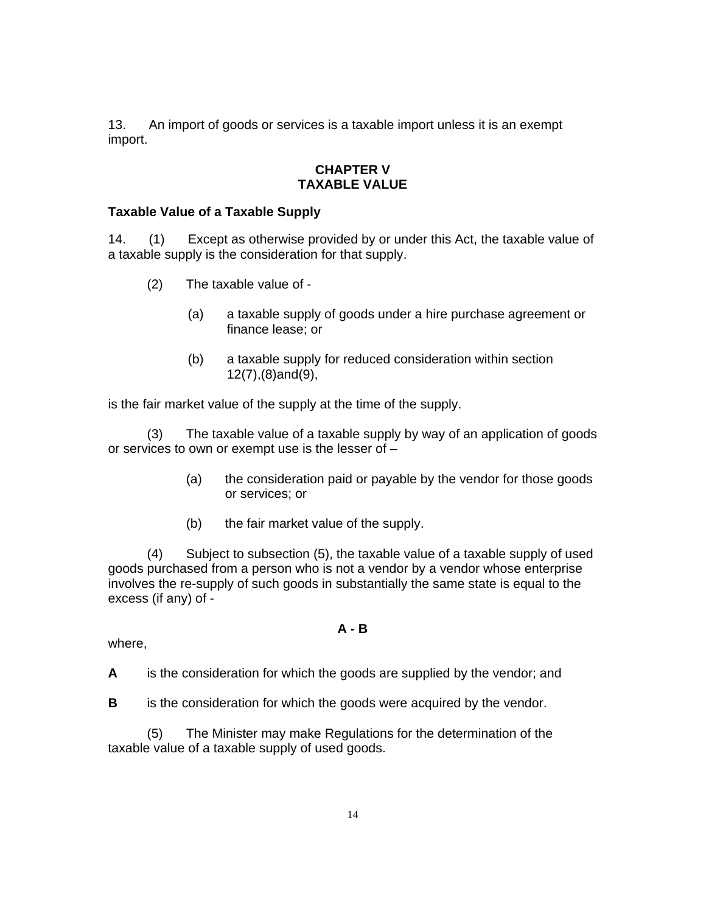13. An import of goods or services is a taxable import unless it is an exempt import.

## CHAPTER V
## TAXABLE VALUE

### Taxable Value of a Taxable Supply

14. (1) Except as otherwise provided by or under this Act, the taxable value of a taxable supply is the consideration for that supply.

(2) The taxable value of -

(a) a taxable supply of goods under a hire purchase agreement or finance lease; or

(b) a taxable supply for reduced consideration within section 12(7),(8)and(9),

is the fair market value of the supply at the time of the supply.

(3) The taxable value of a taxable supply by way of an application of goods or services to own or exempt use is the lesser of –

(a) the consideration paid or payable by the vendor for those goods or services; or

(b) the fair market value of the supply.

(4) Subject to subsection (5), the taxable value of a taxable supply of used goods purchased from a person who is not a vendor by a vendor whose enterprise involves the re-supply of such goods in substantially the same state is equal to the excess (if any) of -

$$A - B$$

where,

**A** is the consideration for which the goods are supplied by the vendor; and

**B** is the consideration for which the goods were acquired by the vendor.

(5) The Minister may make Regulations for the determination of the taxable value of a taxable supply of used goods.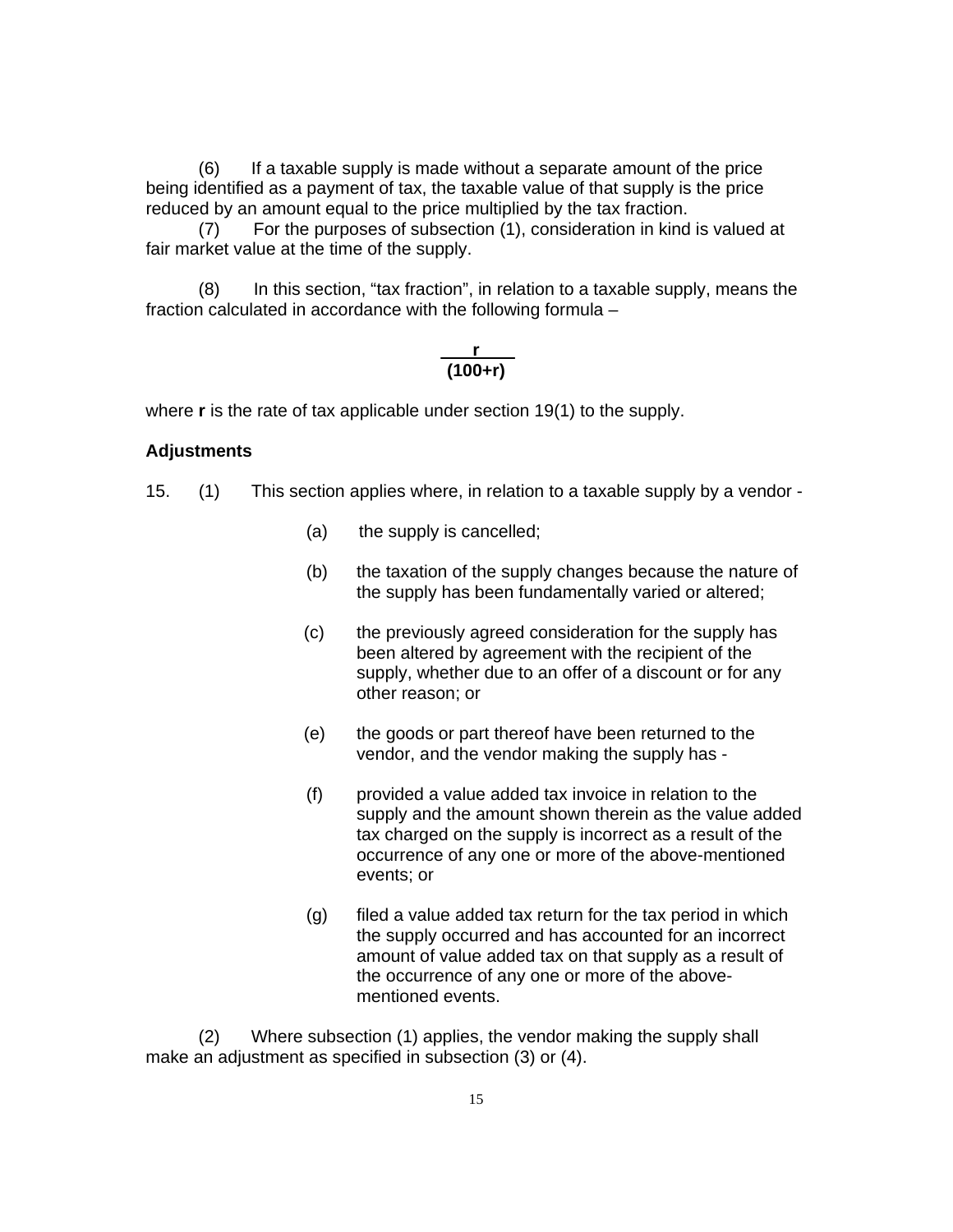(6) If a taxable supply is made without a separate amount of the price being identified as a payment of tax, the taxable value of that supply is the price reduced by an amount equal to the price multiplied by the tax fraction.

(7) For the purposes of subsection (1), consideration in kind is valued at fair market value at the time of the supply.

(8) In this section, "tax fraction", in relation to a taxable supply, means the fraction calculated in accordance with the following formula –

$$\frac{r}{(100+r)}$$

where **r** is the rate of tax applicable under section 19(1) to the supply.

**Adjustments**

15. (1) This section applies where, in relation to a taxable supply by a vendor -

(a) the supply is cancelled;

(b) the taxation of the supply changes because the nature of the supply has been fundamentally varied or altered;

(c) the previously agreed consideration for the supply has been altered by agreement with the recipient of the supply, whether due to an offer of a discount or for any other reason; or

(e) the goods or part thereof have been returned to the vendor, and the vendor making the supply has -

(f) provided a value added tax invoice in relation to the supply and the amount shown therein as the value added tax charged on the supply is incorrect as a result of the occurrence of any one or more of the above-mentioned events; or

(g) filed a value added tax return for the tax period in which the supply occurred and has accounted for an incorrect amount of value added tax on that supply as a result of the occurrence of any one or more of the above-mentioned events.

(2) Where subsection (1) applies, the vendor making the supply shall make an adjustment as specified in subsection (3) or (4).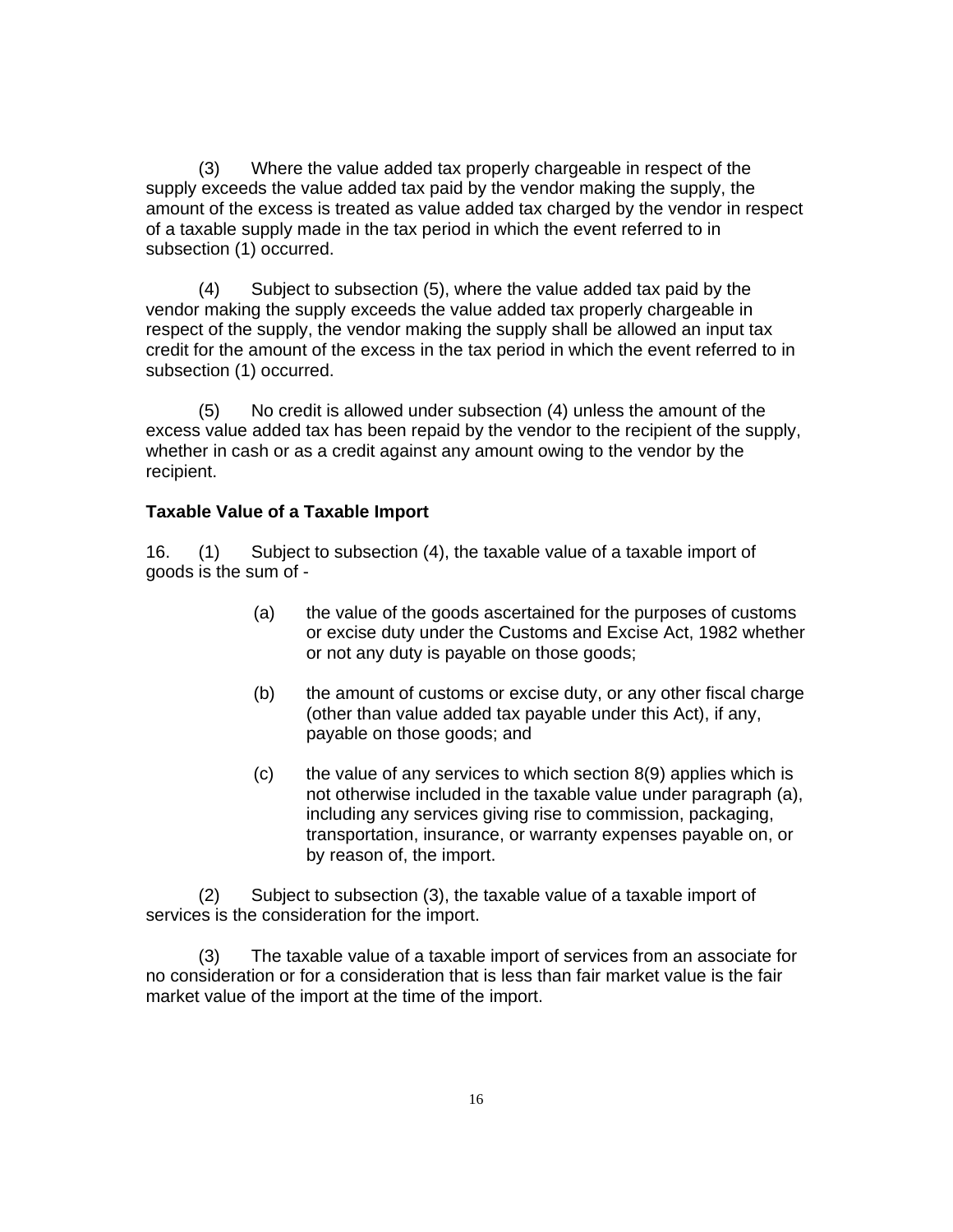(3) Where the value added tax properly chargeable in respect of the supply exceeds the value added tax paid by the vendor making the supply, the amount of the excess is treated as value added tax charged by the vendor in respect of a taxable supply made in the tax period in which the event referred to in subsection (1) occurred.

(4) Subject to subsection (5), where the value added tax paid by the vendor making the supply exceeds the value added tax properly chargeable in respect of the supply, the vendor making the supply shall be allowed an input tax credit for the amount of the excess in the tax period in which the event referred to in subsection (1) occurred.

(5) No credit is allowed under subsection (4) unless the amount of the excess value added tax has been repaid by the vendor to the recipient of the supply, whether in cash or as a credit against any amount owing to the vendor by the recipient.

**Taxable Value of a Taxable Import**

16. (1) Subject to subsection (4), the taxable value of a taxable import of goods is the sum of -

(a) the value of the goods ascertained for the purposes of customs or excise duty under the Customs and Excise Act, 1982 whether or not any duty is payable on those goods;

(b) the amount of customs or excise duty, or any other fiscal charge (other than value added tax payable under this Act), if any, payable on those goods; and

(c) the value of any services to which section 8(9) applies which is not otherwise included in the taxable value under paragraph (a), including any services giving rise to commission, packaging, transportation, insurance, or warranty expenses payable on, or by reason of, the import.

(2) Subject to subsection (3), the taxable value of a taxable import of services is the consideration for the import.

(3) The taxable value of a taxable import of services from an associate for no consideration or for a consideration that is less than fair market value is the fair market value of the import at the time of the import.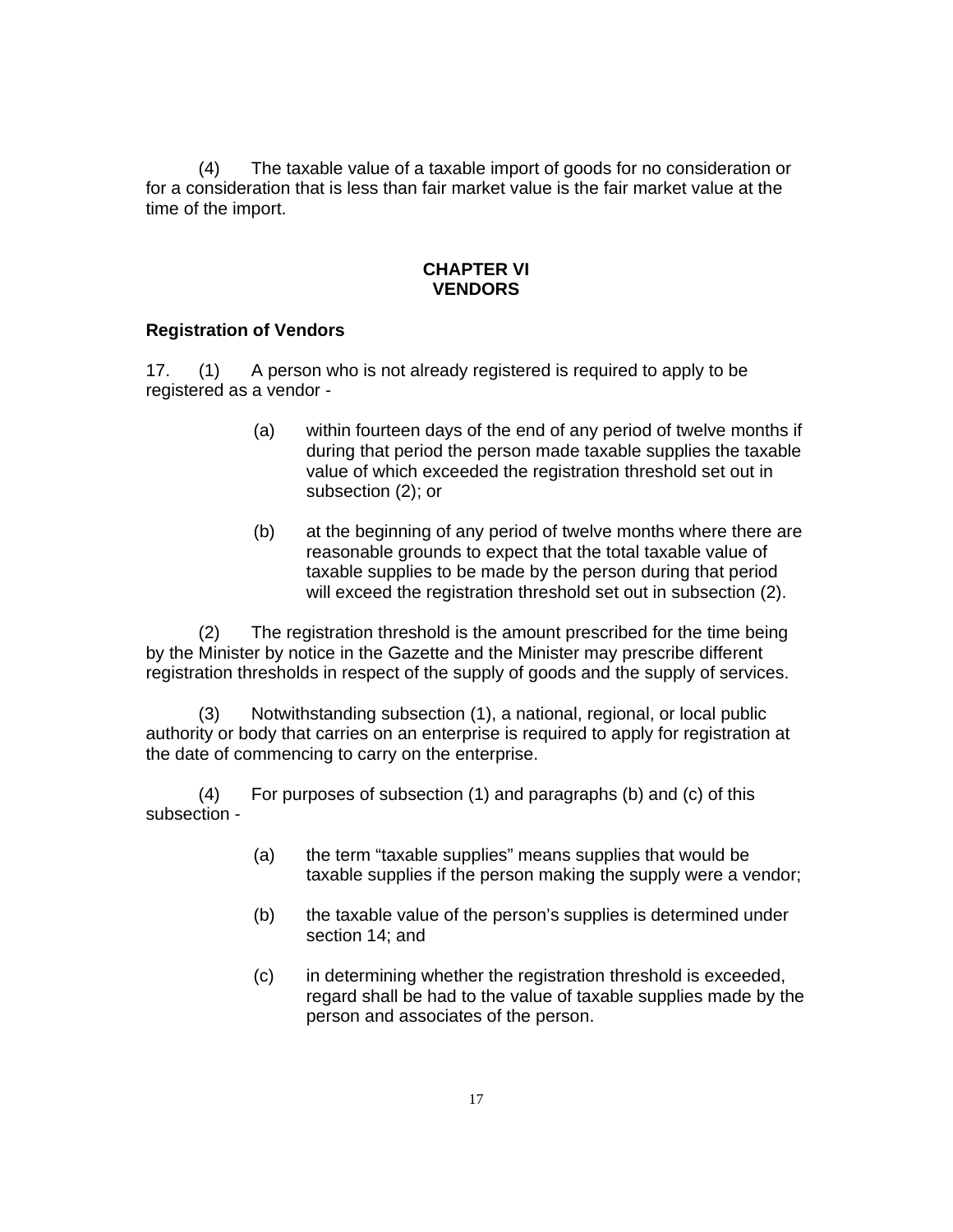(4) The taxable value of a taxable import of goods for no consideration or for a consideration that is less than fair market value is the fair market value at the time of the import.

## CHAPTER VI
## VENDORS

### Registration of Vendors

17. (1) A person who is not already registered is required to apply to be registered as a vendor -

(a) within fourteen days of the end of any period of twelve months if during that period the person made taxable supplies the taxable value of which exceeded the registration threshold set out in subsection (2); or

(b) at the beginning of any period of twelve months where there are reasonable grounds to expect that the total taxable value of taxable supplies to be made by the person during that period will exceed the registration threshold set out in subsection (2).

(2) The registration threshold is the amount prescribed for the time being by the Minister by notice in the Gazette and the Minister may prescribe different registration thresholds in respect of the supply of goods and the supply of services.

(3) Notwithstanding subsection (1), a national, regional, or local public authority or body that carries on an enterprise is required to apply for registration at the date of commencing to carry on the enterprise.

(4) For purposes of subsection (1) and paragraphs (b) and (c) of this subsection -

(a) the term "taxable supplies" means supplies that would be taxable supplies if the person making the supply were a vendor;

(b) the taxable value of the person's supplies is determined under section 14; and

(c) in determining whether the registration threshold is exceeded, regard shall be had to the value of taxable supplies made by the person and associates of the person.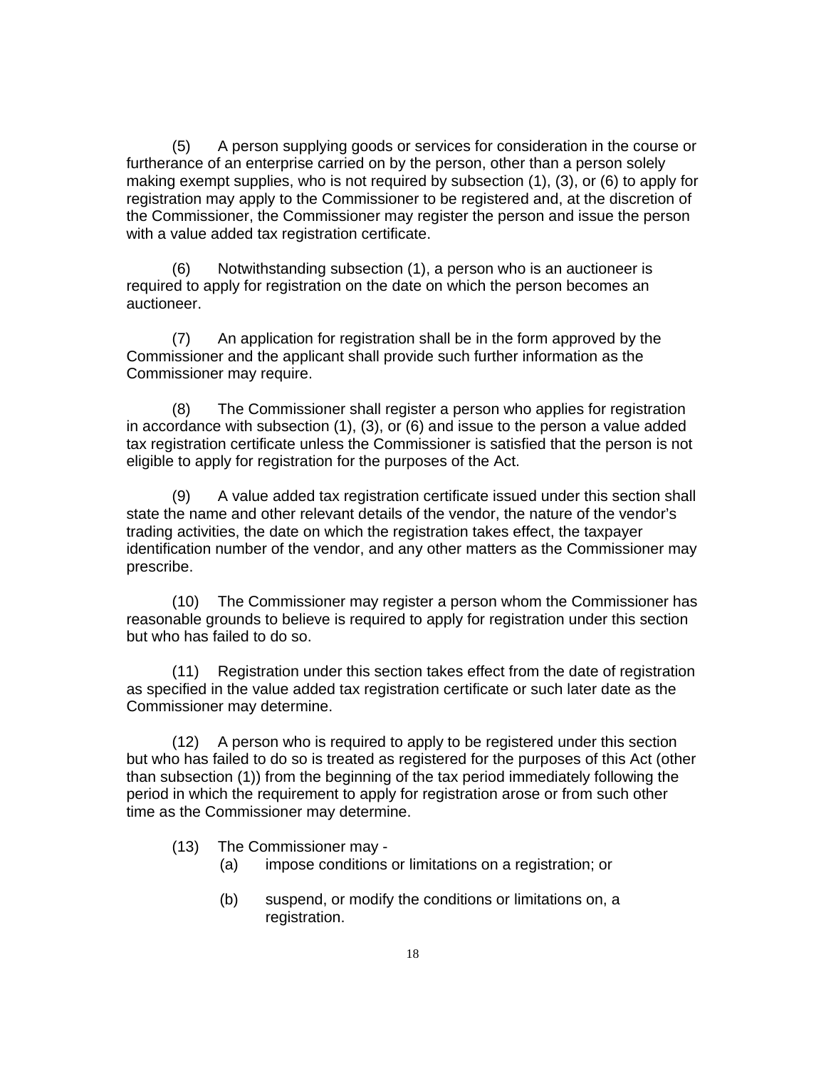(5) A person supplying goods or services for consideration in the course or furtherance of an enterprise carried on by the person, other than a person solely making exempt supplies, who is not required by subsection (1), (3), or (6) to apply for registration may apply to the Commissioner to be registered and, at the discretion of the Commissioner, the Commissioner may register the person and issue the person with a value added tax registration certificate.

(6) Notwithstanding subsection (1), a person who is an auctioneer is required to apply for registration on the date on which the person becomes an auctioneer.

(7) An application for registration shall be in the form approved by the Commissioner and the applicant shall provide such further information as the Commissioner may require.

(8) The Commissioner shall register a person who applies for registration in accordance with subsection (1), (3), or (6) and issue to the person a value added tax registration certificate unless the Commissioner is satisfied that the person is not eligible to apply for registration for the purposes of the Act.

(9) A value added tax registration certificate issued under this section shall state the name and other relevant details of the vendor, the nature of the vendor's trading activities, the date on which the registration takes effect, the taxpayer identification number of the vendor, and any other matters as the Commissioner may prescribe.

(10) The Commissioner may register a person whom the Commissioner has reasonable grounds to believe is required to apply for registration under this section but who has failed to do so.

(11) Registration under this section takes effect from the date of registration as specified in the value added tax registration certificate or such later date as the Commissioner may determine.

(12) A person who is required to apply to be registered under this section but who has failed to do so is treated as registered for the purposes of this Act (other than subsection (1)) from the beginning of the tax period immediately following the period in which the requirement to apply for registration arose or from such other time as the Commissioner may determine.

(13) The Commissioner may -

(a) impose conditions or limitations on a registration; or

(b) suspend, or modify the conditions or limitations on, a registration.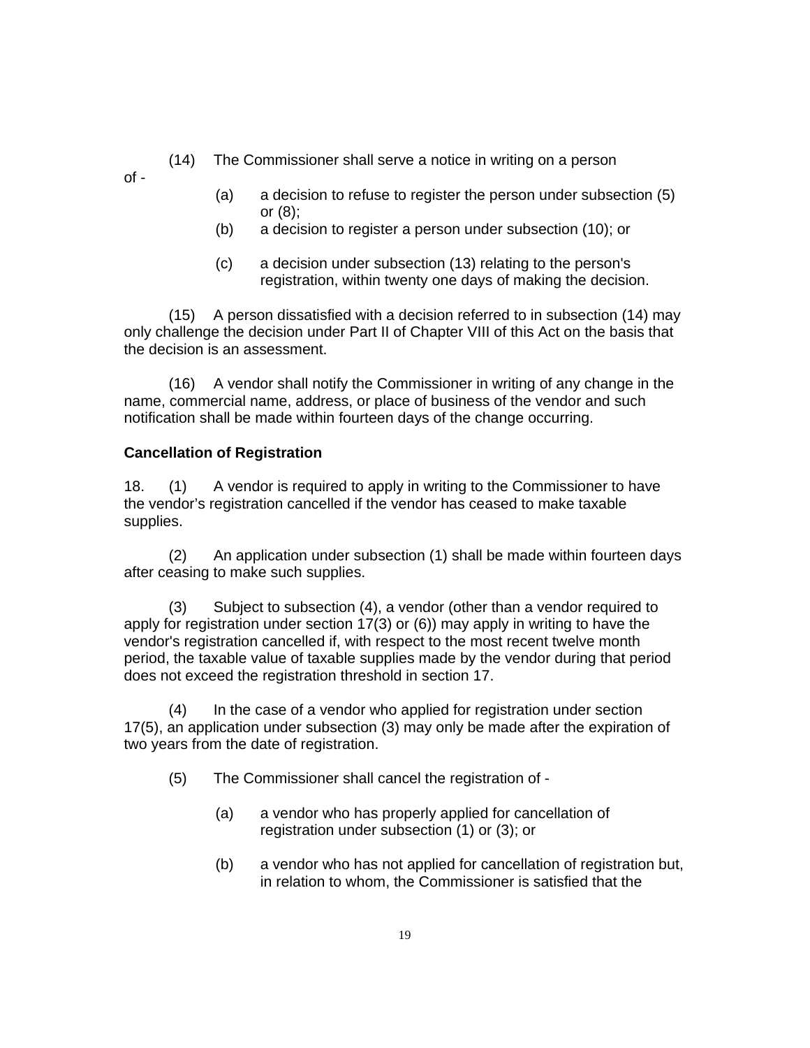(14) The Commissioner shall serve a notice in writing on a person of -

(a) a decision to refuse to register the person under subsection (5) or (8);

(b) a decision to register a person under subsection (10); or

(c) a decision under subsection (13) relating to the person's registration, within twenty one days of making the decision.

(15) A person dissatisfied with a decision referred to in subsection (14) may only challenge the decision under Part II of Chapter VIII of this Act on the basis that the decision is an assessment.

(16) A vendor shall notify the Commissioner in writing of any change in the name, commercial name, address, or place of business of the vendor and such notification shall be made within fourteen days of the change occurring.

**Cancellation of Registration**

18. (1) A vendor is required to apply in writing to the Commissioner to have the vendor's registration cancelled if the vendor has ceased to make taxable supplies.

(2) An application under subsection (1) shall be made within fourteen days after ceasing to make such supplies.

(3) Subject to subsection (4), a vendor (other than a vendor required to apply for registration under section 17(3) or (6)) may apply in writing to have the vendor's registration cancelled if, with respect to the most recent twelve month period, the taxable value of taxable supplies made by the vendor during that period does not exceed the registration threshold in section 17.

(4) In the case of a vendor who applied for registration under section 17(5), an application under subsection (3) may only be made after the expiration of two years from the date of registration.

(5) The Commissioner shall cancel the registration of -

(a) a vendor who has properly applied for cancellation of registration under subsection (1) or (3); or

(b) a vendor who has not applied for cancellation of registration but, in relation to whom, the Commissioner is satisfied that the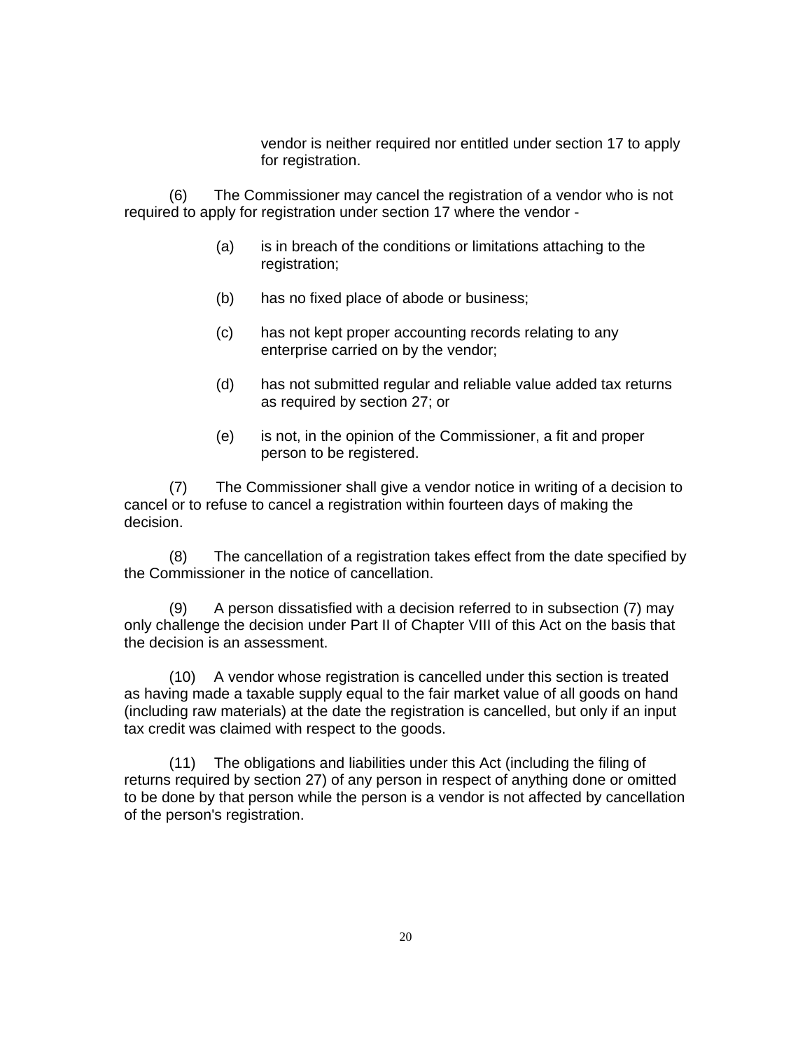vendor is neither required nor entitled under section 17 to apply for registration.

(6) The Commissioner may cancel the registration of a vendor who is not required to apply for registration under section 17 where the vendor -

(a) is in breach of the conditions or limitations attaching to the registration;

(b) has no fixed place of abode or business;

(c) has not kept proper accounting records relating to any enterprise carried on by the vendor;

(d) has not submitted regular and reliable value added tax returns as required by section 27; or

(e) is not, in the opinion of the Commissioner, a fit and proper person to be registered.

(7) The Commissioner shall give a vendor notice in writing of a decision to cancel or to refuse to cancel a registration within fourteen days of making the decision.

(8) The cancellation of a registration takes effect from the date specified by the Commissioner in the notice of cancellation.

(9) A person dissatisfied with a decision referred to in subsection (7) may only challenge the decision under Part II of Chapter VIII of this Act on the basis that the decision is an assessment.

(10) A vendor whose registration is cancelled under this section is treated as having made a taxable supply equal to the fair market value of all goods on hand (including raw materials) at the date the registration is cancelled, but only if an input tax credit was claimed with respect to the goods.

(11) The obligations and liabilities under this Act (including the filing of returns required by section 27) of any person in respect of anything done or omitted to be done by that person while the person is a vendor is not affected by cancellation of the person's registration.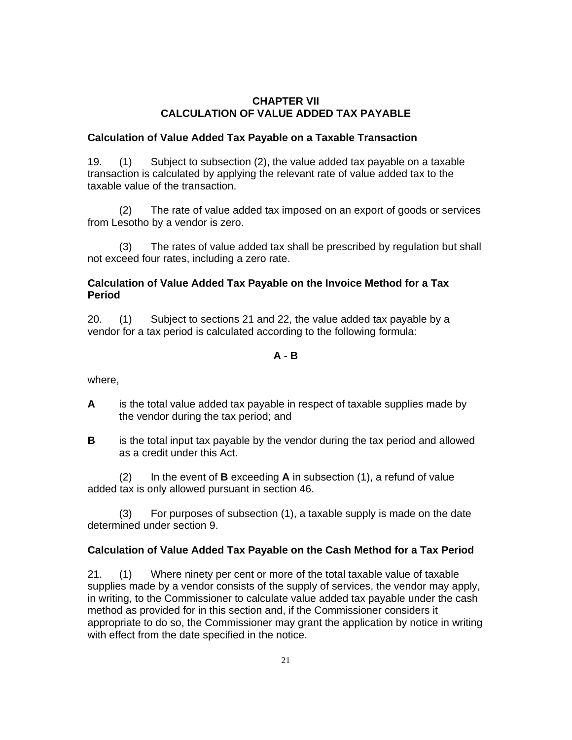## CHAPTER VII
## CALCULATION OF VALUE ADDED TAX PAYABLE

### Calculation of Value Added Tax Payable on a Taxable Transaction

19. (1) Subject to subsection (2), the value added tax payable on a taxable transaction is calculated by applying the relevant rate of value added tax to the taxable value of the transaction.

(2) The rate of value added tax imposed on an export of goods or services from Lesotho by a vendor is zero.

(3) The rates of value added tax shall be prescribed by regulation but shall not exceed four rates, including a zero rate.

### Calculation of Value Added Tax Payable on the Invoice Method for a Tax Period

20. (1) Subject to sections 21 and 22, the value added tax payable by a vendor for a tax period is calculated according to the following formula:

$$\mathbf{A - B}$$

where,

**A** is the total value added tax payable in respect of taxable supplies made by the vendor during the tax period; and

**B** is the total input tax payable by the vendor during the tax period and allowed as a credit under this Act.

(2) In the event of **B** exceeding **A** in subsection (1), a refund of value added tax is only allowed pursuant in section 46.

(3) For purposes of subsection (1), a taxable supply is made on the date determined under section 9.

### Calculation of Value Added Tax Payable on the Cash Method for a Tax Period

21. (1) Where ninety per cent or more of the total taxable value of taxable supplies made by a vendor consists of the supply of services, the vendor may apply, in writing, to the Commissioner to calculate value added tax payable under the cash method as provided for in this section and, if the Commissioner considers it appropriate to do so, the Commissioner may grant the application by notice in writing with effect from the date specified in the notice.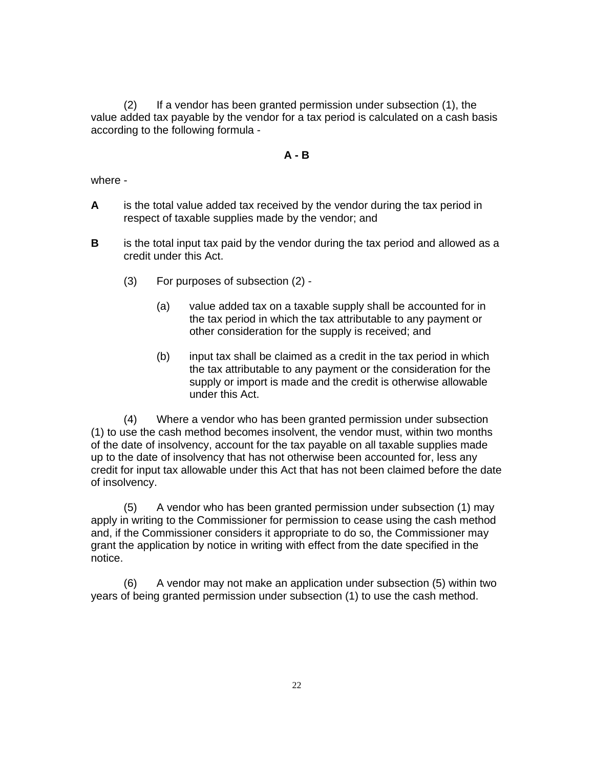(2) If a vendor has been granted permission under subsection (1), the value added tax payable by the vendor for a tax period is calculated on a cash basis according to the following formula -

$$A - B$$

where -

**A** is the total value added tax received by the vendor during the tax period in respect of taxable supplies made by the vendor; and

**B** is the total input tax paid by the vendor during the tax period and allowed as a credit under this Act.

(3) For purposes of subsection (2) -

(a) value added tax on a taxable supply shall be accounted for in the tax period in which the tax attributable to any payment or other consideration for the supply is received; and

(b) input tax shall be claimed as a credit in the tax period in which the tax attributable to any payment or the consideration for the supply or import is made and the credit is otherwise allowable under this Act.

(4) Where a vendor who has been granted permission under subsection (1) to use the cash method becomes insolvent, the vendor must, within two months of the date of insolvency, account for the tax payable on all taxable supplies made up to the date of insolvency that has not otherwise been accounted for, less any credit for input tax allowable under this Act that has not been claimed before the date of insolvency.

(5) A vendor who has been granted permission under subsection (1) may apply in writing to the Commissioner for permission to cease using the cash method and, if the Commissioner considers it appropriate to do so, the Commissioner may grant the application by notice in writing with effect from the date specified in the notice.

(6) A vendor may not make an application under subsection (5) within two years of being granted permission under subsection (1) to use the cash method.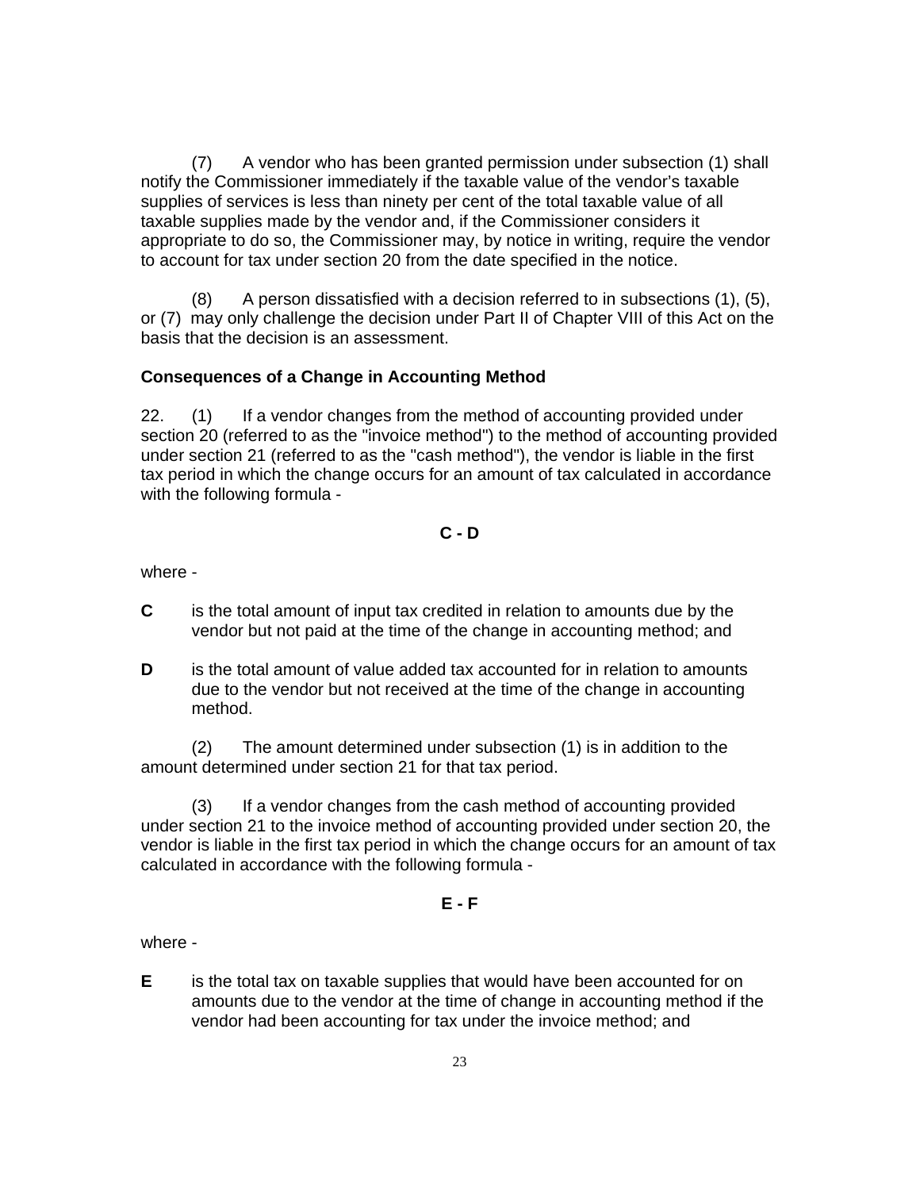(7) A vendor who has been granted permission under subsection (1) shall notify the Commissioner immediately if the taxable value of the vendor's taxable supplies of services is less than ninety per cent of the total taxable value of all taxable supplies made by the vendor and, if the Commissioner considers it appropriate to do so, the Commissioner may, by notice in writing, require the vendor to account for tax under section 20 from the date specified in the notice.

(8) A person dissatisfied with a decision referred to in subsections (1), (5), or (7) may only challenge the decision under Part II of Chapter VIII of this Act on the basis that the decision is an assessment.

**Consequences of a Change in Accounting Method**

22. (1) If a vendor changes from the method of accounting provided under section 20 (referred to as the "invoice method") to the method of accounting provided under section 21 (referred to as the "cash method"), the vendor is liable in the first tax period in which the change occurs for an amount of tax calculated in accordance with the following formula -

$$C - D$$

where -

**C** is the total amount of input tax credited in relation to amounts due by the vendor but not paid at the time of the change in accounting method; and

**D** is the total amount of value added tax accounted for in relation to amounts due to the vendor but not received at the time of the change in accounting method.

(2) The amount determined under subsection (1) is in addition to the amount determined under section 21 for that tax period.

(3) If a vendor changes from the cash method of accounting provided under section 21 to the invoice method of accounting provided under section 20, the vendor is liable in the first tax period in which the change occurs for an amount of tax calculated in accordance with the following formula -

$$E - F$$

where -

**E** is the total tax on taxable supplies that would have been accounted for on amounts due to the vendor at the time of change in accounting method if the vendor had been accounting for tax under the invoice method; and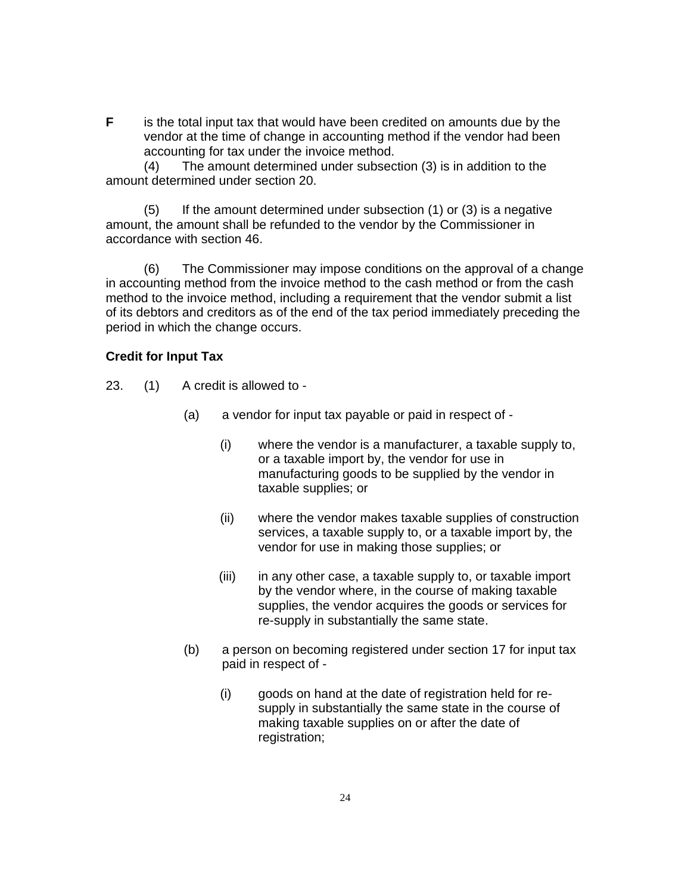**F** is the total input tax that would have been credited on amounts due by the vendor at the time of change in accounting method if the vendor had been accounting for tax under the invoice method.

(4) The amount determined under subsection (3) is in addition to the amount determined under section 20.

(5) If the amount determined under subsection (1) or (3) is a negative amount, the amount shall be refunded to the vendor by the Commissioner in accordance with section 46.

(6) The Commissioner may impose conditions on the approval of a change in accounting method from the invoice method to the cash method or from the cash method to the invoice method, including a requirement that the vendor submit a list of its debtors and creditors as of the end of the tax period immediately preceding the period in which the change occurs.

**Credit for Input Tax**

23. (1) A credit is allowed to -

(a) a vendor for input tax payable or paid in respect of -

(i) where the vendor is a manufacturer, a taxable supply to, or a taxable import by, the vendor for use in manufacturing goods to be supplied by the vendor in taxable supplies; or

(ii) where the vendor makes taxable supplies of construction services, a taxable supply to, or a taxable import by, the vendor for use in making those supplies; or

(iii) in any other case, a taxable supply to, or taxable import by the vendor where, in the course of making taxable supplies, the vendor acquires the goods or services for re-supply in substantially the same state.

(b) a person on becoming registered under section 17 for input tax paid in respect of -

(i) goods on hand at the date of registration held for re-supply in substantially the same state in the course of making taxable supplies on or after the date of registration;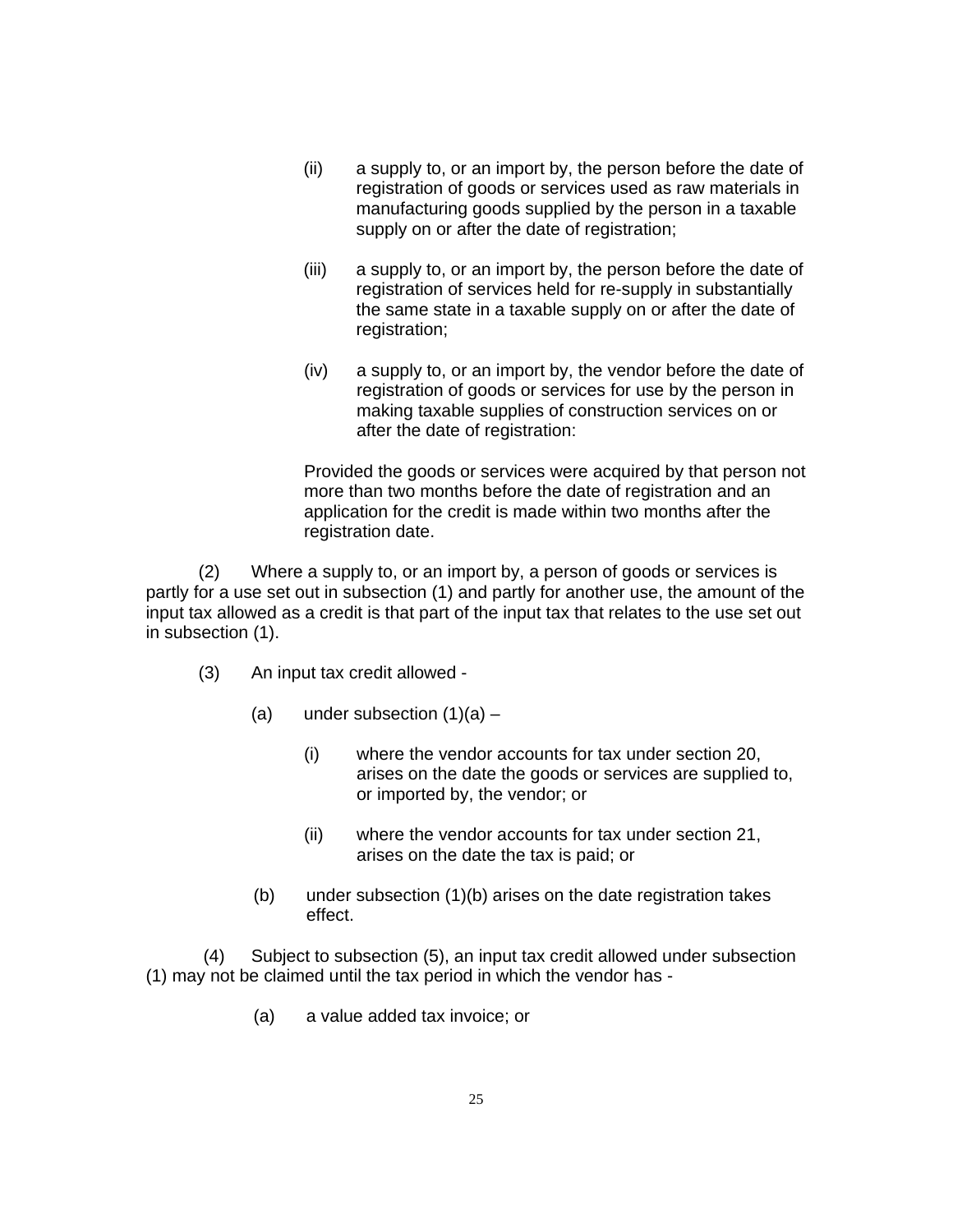(ii) a supply to, or an import by, the person before the date of registration of goods or services used as raw materials in manufacturing goods supplied by the person in a taxable supply on or after the date of registration;

(iii) a supply to, or an import by, the person before the date of registration of services held for re-supply in substantially the same state in a taxable supply on or after the date of registration;

(iv) a supply to, or an import by, the vendor before the date of registration of goods or services for use by the person in making taxable supplies of construction services on or after the date of registration:

Provided the goods or services were acquired by that person not more than two months before the date of registration and an application for the credit is made within two months after the registration date.

(2) Where a supply to, or an import by, a person of goods or services is partly for a use set out in subsection (1) and partly for another use, the amount of the input tax allowed as a credit is that part of the input tax that relates to the use set out in subsection (1).

(3) An input tax credit allowed -

(a) under subsection (1)(a) –

(i) where the vendor accounts for tax under section 20, arises on the date the goods or services are supplied to, or imported by, the vendor; or

(ii) where the vendor accounts for tax under section 21, arises on the date the tax is paid; or

(b) under subsection (1)(b) arises on the date registration takes effect.

(4) Subject to subsection (5), an input tax credit allowed under subsection (1) may not be claimed until the tax period in which the vendor has -

(a) a value added tax invoice; or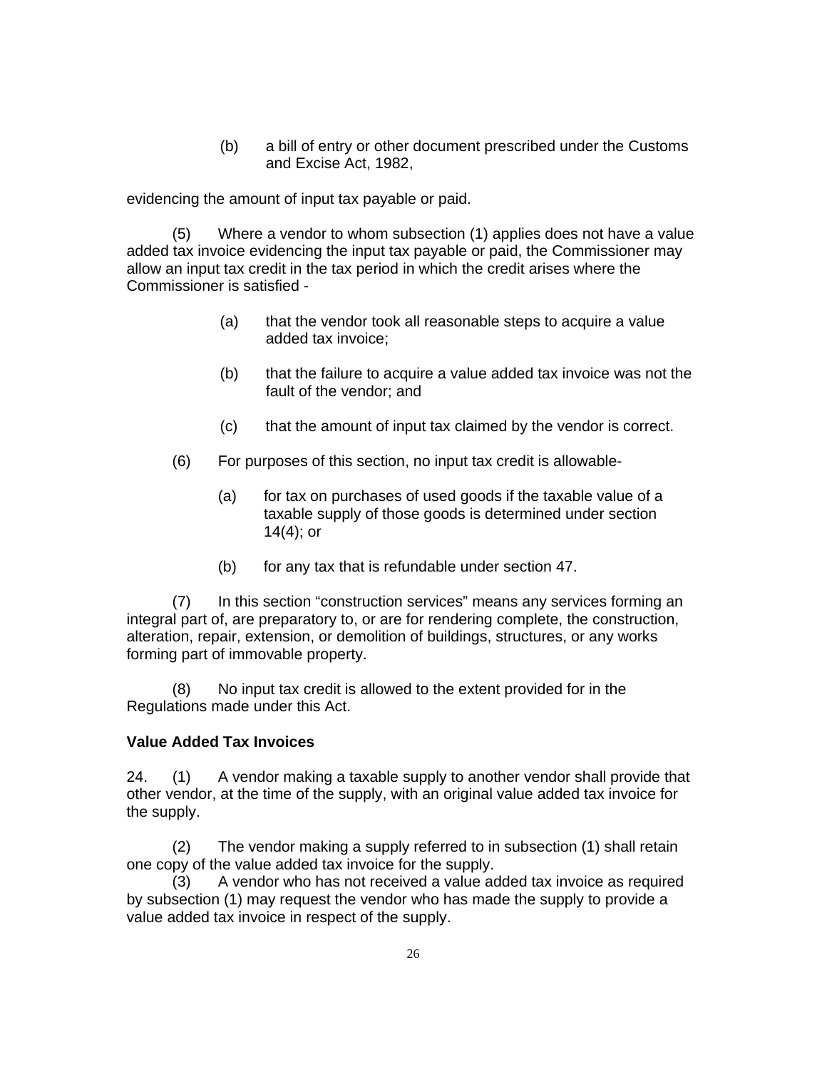(b) a bill of entry or other document prescribed under the Customs and Excise Act, 1982,

evidencing the amount of input tax payable or paid.

(5) Where a vendor to whom subsection (1) applies does not have a value added tax invoice evidencing the input tax payable or paid, the Commissioner may allow an input tax credit in the tax period in which the credit arises where the Commissioner is satisfied -

(a) that the vendor took all reasonable steps to acquire a value added tax invoice;

(b) that the failure to acquire a value added tax invoice was not the fault of the vendor; and

(c) that the amount of input tax claimed by the vendor is correct.

(6) For purposes of this section, no input tax credit is allowable-

(a) for tax on purchases of used goods if the taxable value of a taxable supply of those goods is determined under section 14(4); or

(b) for any tax that is refundable under section 47.

(7) In this section "construction services" means any services forming an integral part of, are preparatory to, or are for rendering complete, the construction, alteration, repair, extension, or demolition of buildings, structures, or any works forming part of immovable property.

(8) No input tax credit is allowed to the extent provided for in the Regulations made under this Act.

**Value Added Tax Invoices**

24. (1) A vendor making a taxable supply to another vendor shall provide that other vendor, at the time of the supply, with an original value added tax invoice for the supply.

(2) The vendor making a supply referred to in subsection (1) shall retain one copy of the value added tax invoice for the supply.

(3) A vendor who has not received a value added tax invoice as required by subsection (1) may request the vendor who has made the supply to provide a value added tax invoice in respect of the supply.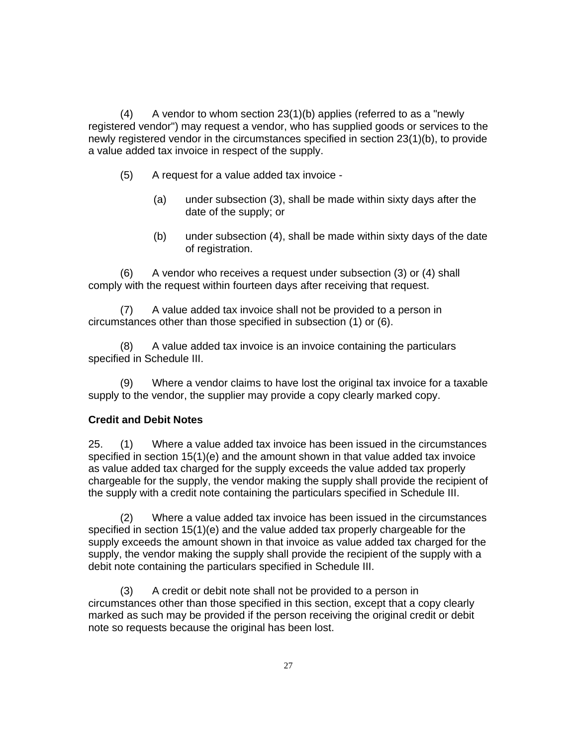(4) A vendor to whom section 23(1)(b) applies (referred to as a "newly registered vendor") may request a vendor, who has supplied goods or services to the newly registered vendor in the circumstances specified in section 23(1)(b), to provide a value added tax invoice in respect of the supply.

(5) A request for a value added tax invoice -

(a) under subsection (3), shall be made within sixty days after the date of the supply; or

(b) under subsection (4), shall be made within sixty days of the date of registration.

(6) A vendor who receives a request under subsection (3) or (4) shall comply with the request within fourteen days after receiving that request.

(7) A value added tax invoice shall not be provided to a person in circumstances other than those specified in subsection (1) or (6).

(8) A value added tax invoice is an invoice containing the particulars specified in Schedule III.

(9) Where a vendor claims to have lost the original tax invoice for a taxable supply to the vendor, the supplier may provide a copy clearly marked copy.

**Credit and Debit Notes**

25. (1) Where a value added tax invoice has been issued in the circumstances specified in section 15(1)(e) and the amount shown in that value added tax invoice as value added tax charged for the supply exceeds the value added tax properly chargeable for the supply, the vendor making the supply shall provide the recipient of the supply with a credit note containing the particulars specified in Schedule III.

(2) Where a value added tax invoice has been issued in the circumstances specified in section 15(1)(e) and the value added tax properly chargeable for the supply exceeds the amount shown in that invoice as value added tax charged for the supply, the vendor making the supply shall provide the recipient of the supply with a debit note containing the particulars specified in Schedule III.

(3) A credit or debit note shall not be provided to a person in circumstances other than those specified in this section, except that a copy clearly marked as such may be provided if the person receiving the original credit or debit note so requests because the original has been lost.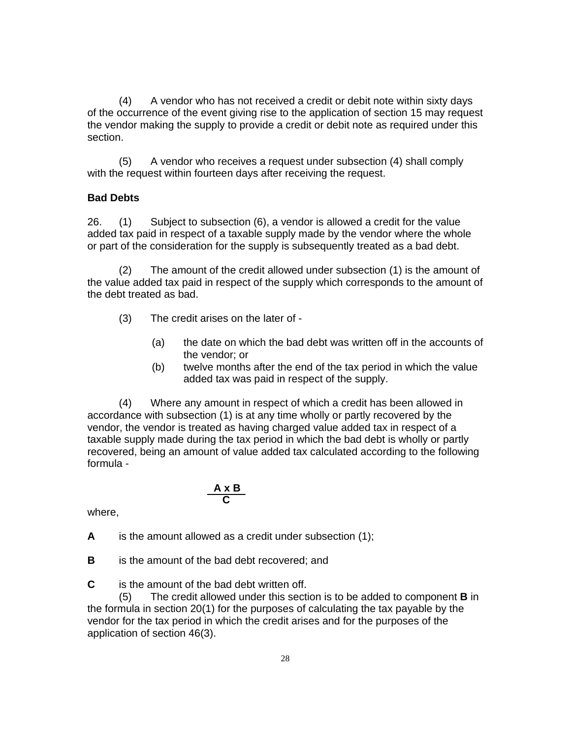(4) A vendor who has not received a credit or debit note within sixty days of the occurrence of the event giving rise to the application of section 15 may request the vendor making the supply to provide a credit or debit note as required under this section.

(5) A vendor who receives a request under subsection (4) shall comply with the request within fourteen days after receiving the request.

**Bad Debts**

26. (1) Subject to subsection (6), a vendor is allowed a credit for the value added tax paid in respect of a taxable supply made by the vendor where the whole or part of the consideration for the supply is subsequently treated as a bad debt.

(2) The amount of the credit allowed under subsection (1) is the amount of the value added tax paid in respect of the supply which corresponds to the amount of the debt treated as bad.

(3) The credit arises on the later of -

(a) the date on which the bad debt was written off in the accounts of the vendor; or

(b) twelve months after the end of the tax period in which the value added tax was paid in respect of the supply.

(4) Where any amount in respect of which a credit has been allowed in accordance with subsection (1) is at any time wholly or partly recovered by the vendor, the vendor is treated as having charged value added tax in respect of a taxable supply made during the tax period in which the bad debt is wholly or partly recovered, being an amount of value added tax calculated according to the following formula -

$$\frac{A \times B}{C}$$

where,

**A** is the amount allowed as a credit under subsection (1);

**B** is the amount of the bad debt recovered; and

**C** is the amount of the bad debt written off.

(5) The credit allowed under this section is to be added to component **B** in the formula in section 20(1) for the purposes of calculating the tax payable by the vendor for the tax period in which the credit arises and for the purposes of the application of section 46(3).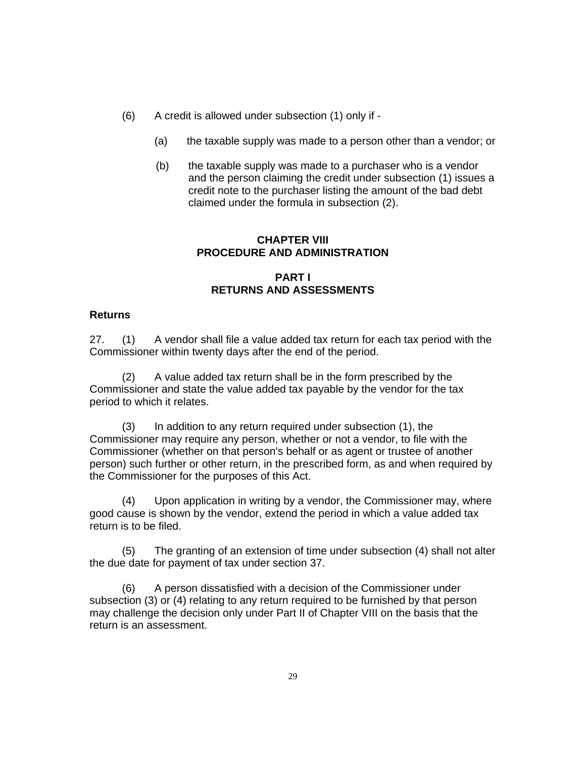(6) A credit is allowed under subsection (1) only if -

(a) the taxable supply was made to a person other than a vendor; or

(b) the taxable supply was made to a purchaser who is a vendor and the person claiming the credit under subsection (1) issues a credit note to the purchaser listing the amount of the bad debt claimed under the formula in subsection (2).

## CHAPTER VIII
## PROCEDURE AND ADMINISTRATION

### PART I
### RETURNS AND ASSESSMENTS

**Returns**

27. (1) A vendor shall file a value added tax return for each tax period with the Commissioner within twenty days after the end of the period.

(2) A value added tax return shall be in the form prescribed by the Commissioner and state the value added tax payable by the vendor for the tax period to which it relates.

(3) In addition to any return required under subsection (1), the Commissioner may require any person, whether or not a vendor, to file with the Commissioner (whether on that person's behalf or as agent or trustee of another person) such further or other return, in the prescribed form, as and when required by the Commissioner for the purposes of this Act.

(4) Upon application in writing by a vendor, the Commissioner may, where good cause is shown by the vendor, extend the period in which a value added tax return is to be filed.

(5) The granting of an extension of time under subsection (4) shall not alter the due date for payment of tax under section 37.

(6) A person dissatisfied with a decision of the Commissioner under subsection (3) or (4) relating to any return required to be furnished by that person may challenge the decision only under Part II of Chapter VIII on the basis that the return is an assessment.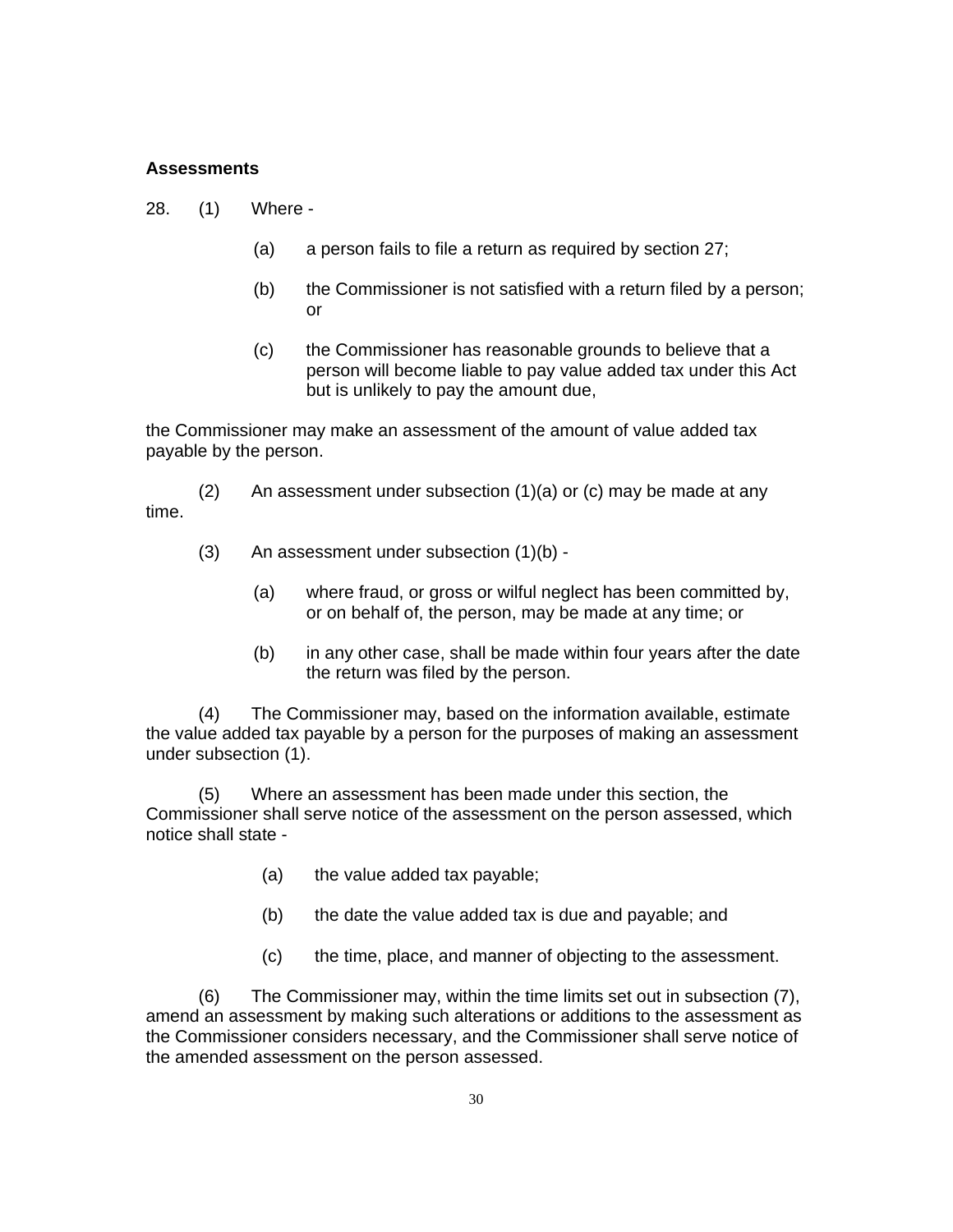**Assessments**

28. (1) Where -

(a) a person fails to file a return as required by section 27;

(b) the Commissioner is not satisfied with a return filed by a person; or

(c) the Commissioner has reasonable grounds to believe that a person will become liable to pay value added tax under this Act but is unlikely to pay the amount due,

the Commissioner may make an assessment of the amount of value added tax payable by the person.

(2) An assessment under subsection (1)(a) or (c) may be made at any time.

(3) An assessment under subsection (1)(b) -

(a) where fraud, or gross or wilful neglect has been committed by, or on behalf of, the person, may be made at any time; or

(b) in any other case, shall be made within four years after the date the return was filed by the person.

(4) The Commissioner may, based on the information available, estimate the value added tax payable by a person for the purposes of making an assessment under subsection (1).

(5) Where an assessment has been made under this section, the Commissioner shall serve notice of the assessment on the person assessed, which notice shall state -

(a) the value added tax payable;

(b) the date the value added tax is due and payable; and

(c) the time, place, and manner of objecting to the assessment.

(6) The Commissioner may, within the time limits set out in subsection (7), amend an assessment by making such alterations or additions to the assessment as the Commissioner considers necessary, and the Commissioner shall serve notice of the amended assessment on the person assessed.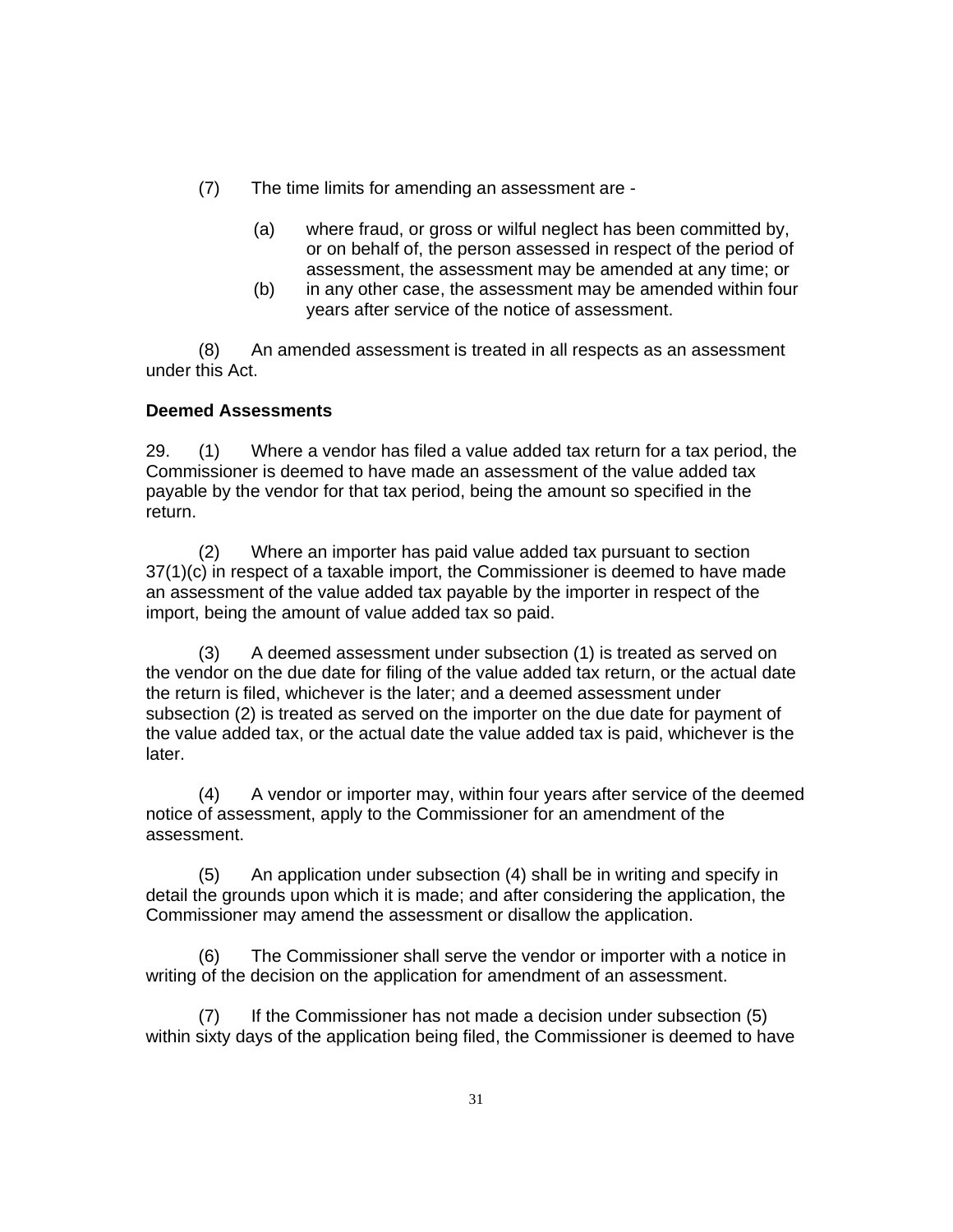(7) The time limits for amending an assessment are -

(a) where fraud, or gross or wilful neglect has been committed by, or on behalf of, the person assessed in respect of the period of assessment, the assessment may be amended at any time; or

(b) in any other case, the assessment may be amended within four years after service of the notice of assessment.

(8) An amended assessment is treated in all respects as an assessment under this Act.

**Deemed Assessments**

29. (1) Where a vendor has filed a value added tax return for a tax period, the Commissioner is deemed to have made an assessment of the value added tax payable by the vendor for that tax period, being the amount so specified in the return.

(2) Where an importer has paid value added tax pursuant to section 37(1)(c) in respect of a taxable import, the Commissioner is deemed to have made an assessment of the value added tax payable by the importer in respect of the import, being the amount of value added tax so paid.

(3) A deemed assessment under subsection (1) is treated as served on the vendor on the due date for filing of the value added tax return, or the actual date the return is filed, whichever is the later; and a deemed assessment under subsection (2) is treated as served on the importer on the due date for payment of the value added tax, or the actual date the value added tax is paid, whichever is the later.

(4) A vendor or importer may, within four years after service of the deemed notice of assessment, apply to the Commissioner for an amendment of the assessment.

(5) An application under subsection (4) shall be in writing and specify in detail the grounds upon which it is made; and after considering the application, the Commissioner may amend the assessment or disallow the application.

(6) The Commissioner shall serve the vendor or importer with a notice in writing of the decision on the application for amendment of an assessment.

(7) If the Commissioner has not made a decision under subsection (5) within sixty days of the application being filed, the Commissioner is deemed to have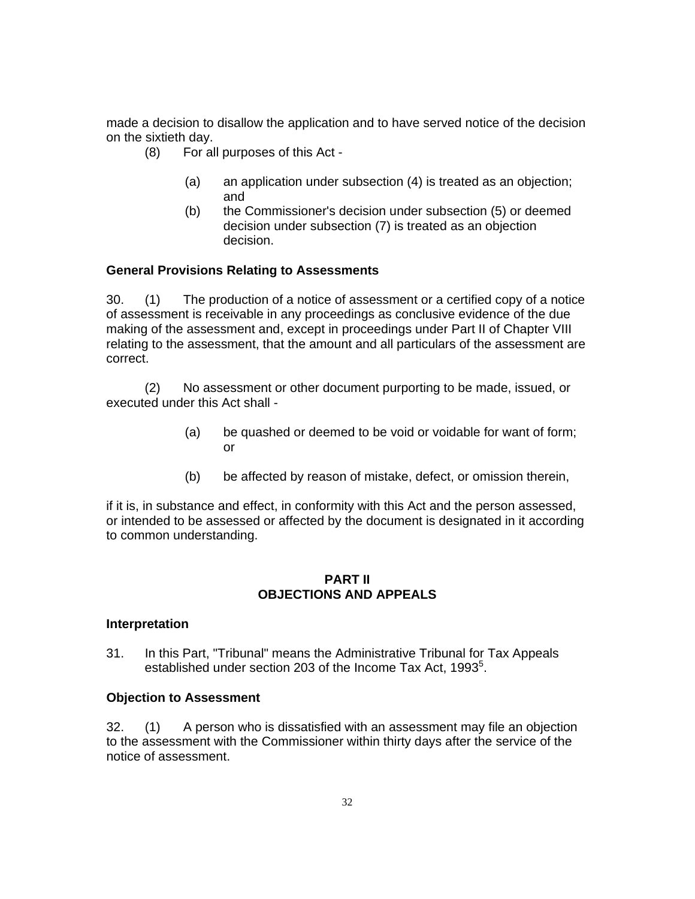made a decision to disallow the application and to have served notice of the decision on the sixtieth day.

(8) For all purposes of this Act -

(a) an application under subsection (4) is treated as an objection; and

(b) the Commissioner's decision under subsection (5) or deemed decision under subsection (7) is treated as an objection decision.

**General Provisions Relating to Assessments**

30. (1) The production of a notice of assessment or a certified copy of a notice of assessment is receivable in any proceedings as conclusive evidence of the due making of the assessment and, except in proceedings under Part II of Chapter VIII relating to the assessment, that the amount and all particulars of the assessment are correct.

(2) No assessment or other document purporting to be made, issued, or executed under this Act shall -

(a) be quashed or deemed to be void or voidable for want of form; or

(b) be affected by reason of mistake, defect, or omission therein,

if it is, in substance and effect, in conformity with this Act and the person assessed, or intended to be assessed or affected by the document is designated in it according to common understanding.

## PART II
## OBJECTIONS AND APPEALS

**Interpretation**

31. In this Part, "Tribunal" means the Administrative Tribunal for Tax Appeals established under section 203 of the Income Tax Act, 1993[5].

**Objection to Assessment**

32. (1) A person who is dissatisfied with an assessment may file an objection to the assessment with the Commissioner within thirty days after the service of the notice of assessment.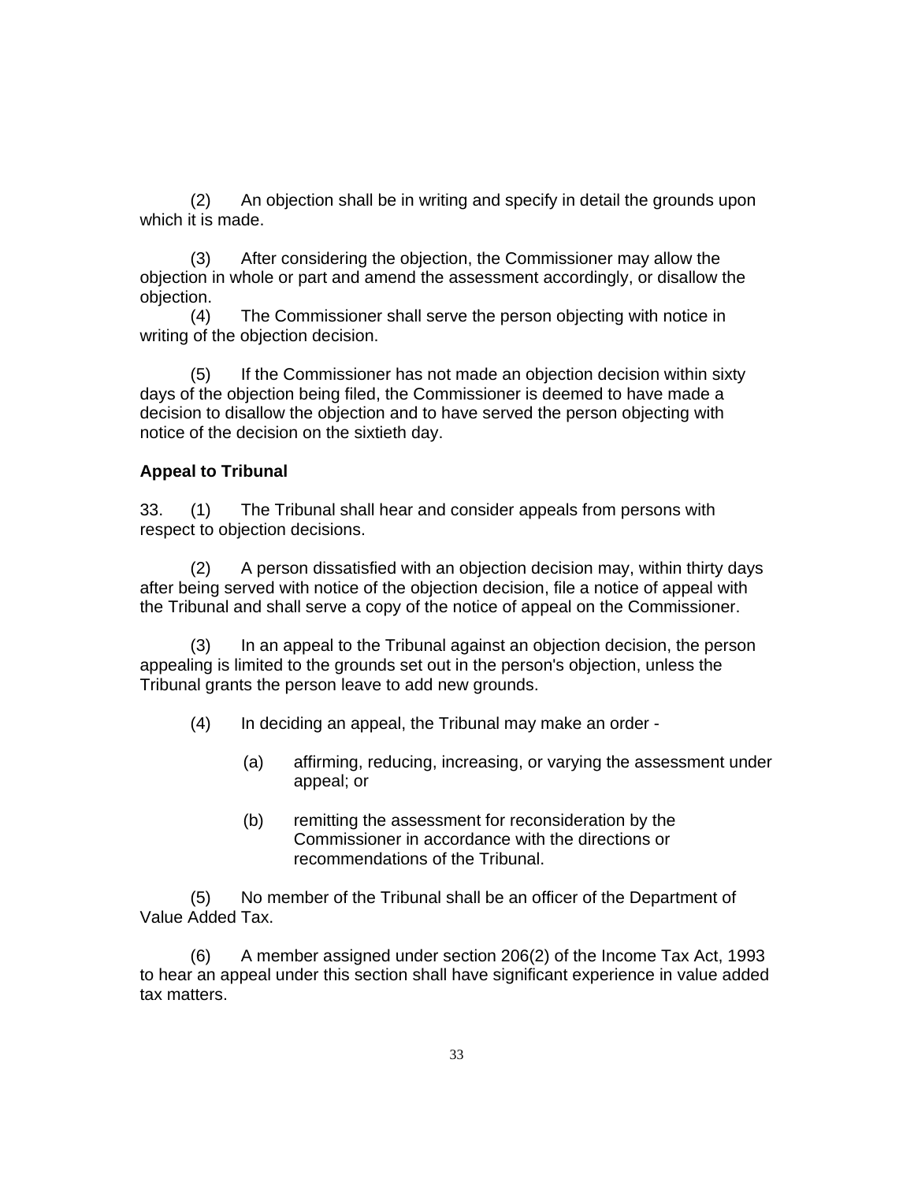(2) An objection shall be in writing and specify in detail the grounds upon which it is made.

(3) After considering the objection, the Commissioner may allow the objection in whole or part and amend the assessment accordingly, or disallow the objection.

(4) The Commissioner shall serve the person objecting with notice in writing of the objection decision.

(5) If the Commissioner has not made an objection decision within sixty days of the objection being filed, the Commissioner is deemed to have made a decision to disallow the objection and to have served the person objecting with notice of the decision on the sixtieth day.

**Appeal to Tribunal**

33. (1) The Tribunal shall hear and consider appeals from persons with respect to objection decisions.

(2) A person dissatisfied with an objection decision may, within thirty days after being served with notice of the objection decision, file a notice of appeal with the Tribunal and shall serve a copy of the notice of appeal on the Commissioner.

(3) In an appeal to the Tribunal against an objection decision, the person appealing is limited to the grounds set out in the person's objection, unless the Tribunal grants the person leave to add new grounds.

(4) In deciding an appeal, the Tribunal may make an order -

(a) affirming, reducing, increasing, or varying the assessment under appeal; or

(b) remitting the assessment for reconsideration by the Commissioner in accordance with the directions or recommendations of the Tribunal.

(5) No member of the Tribunal shall be an officer of the Department of Value Added Tax.

(6) A member assigned under section 206(2) of the Income Tax Act, 1993 to hear an appeal under this section shall have significant experience in value added tax matters.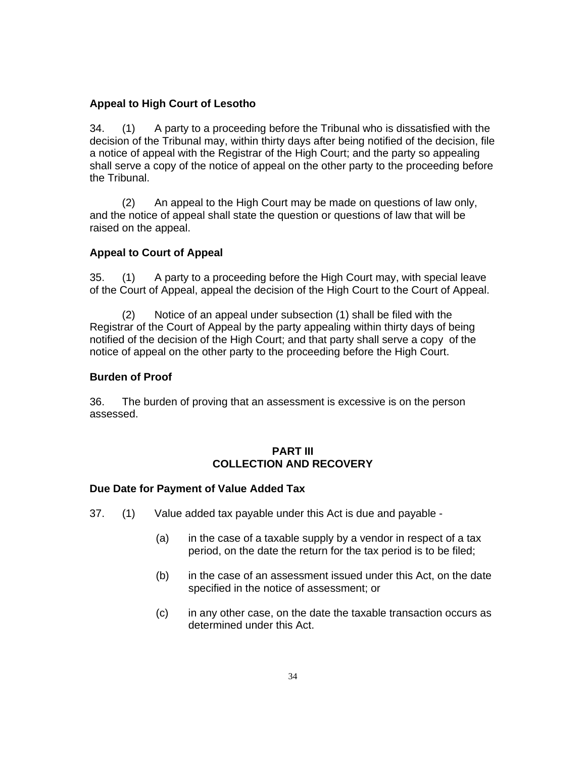**Appeal to High Court of Lesotho**

34. (1) A party to a proceeding before the Tribunal who is dissatisfied with the decision of the Tribunal may, within thirty days after being notified of the decision, file a notice of appeal with the Registrar of the High Court; and the party so appealing shall serve a copy of the notice of appeal on the other party to the proceeding before the Tribunal.

(2) An appeal to the High Court may be made on questions of law only, and the notice of appeal shall state the question or questions of law that will be raised on the appeal.

**Appeal to Court of Appeal**

35. (1) A party to a proceeding before the High Court may, with special leave of the Court of Appeal, appeal the decision of the High Court to the Court of Appeal.

(2) Notice of an appeal under subsection (1) shall be filed with the Registrar of the Court of Appeal by the party appealing within thirty days of being notified of the decision of the High Court; and that party shall serve a copy of the notice of appeal on the other party to the proceeding before the High Court.

**Burden of Proof**

36. The burden of proving that an assessment is excessive is on the person assessed.

## PART III
## COLLECTION AND RECOVERY

**Due Date for Payment of Value Added Tax**

37. (1) Value added tax payable under this Act is due and payable -

(a) in the case of a taxable supply by a vendor in respect of a tax period, on the date the return for the tax period is to be filed;

(b) in the case of an assessment issued under this Act, on the date specified in the notice of assessment; or

(c) in any other case, on the date the taxable transaction occurs as determined under this Act.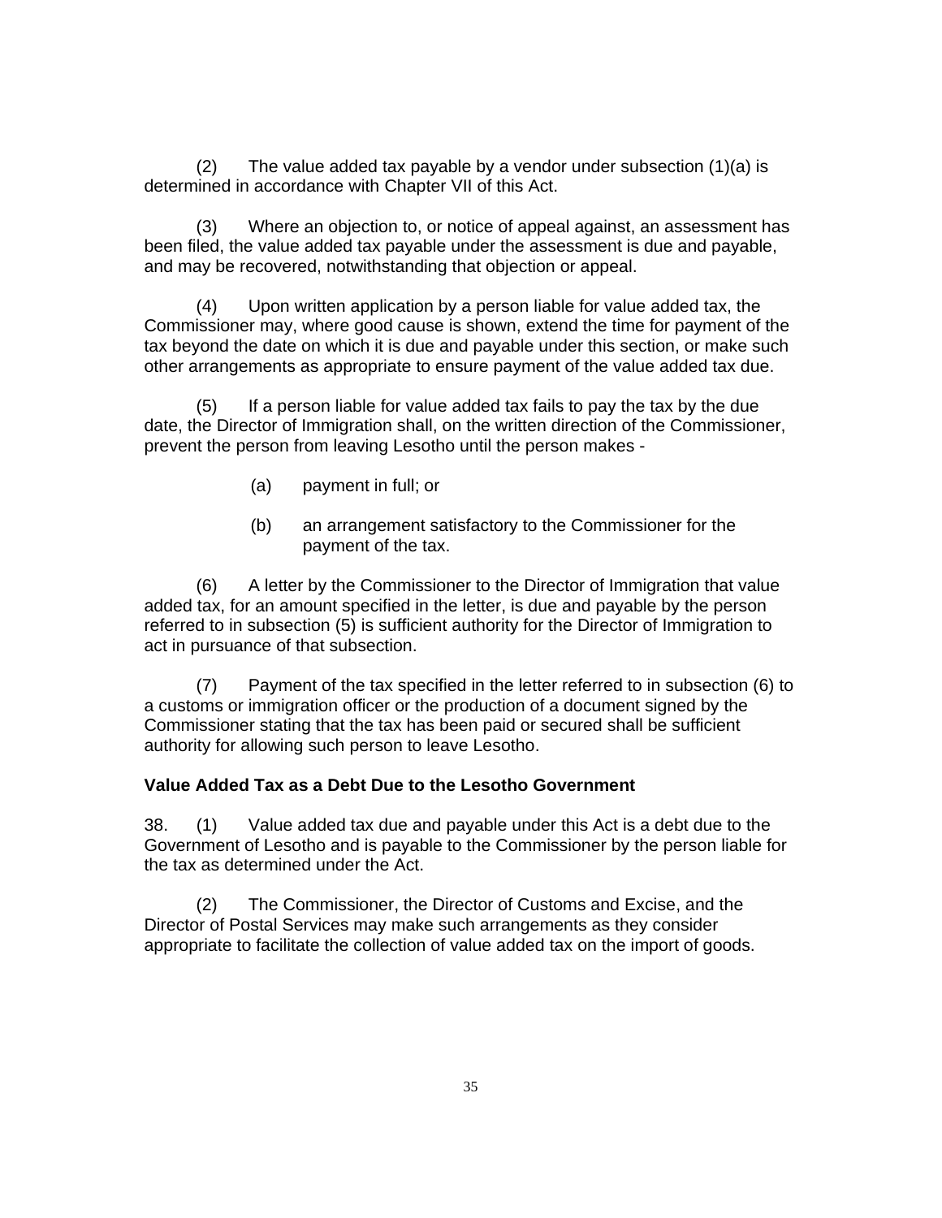(2) The value added tax payable by a vendor under subsection (1)(a) is determined in accordance with Chapter VII of this Act.

(3) Where an objection to, or notice of appeal against, an assessment has been filed, the value added tax payable under the assessment is due and payable, and may be recovered, notwithstanding that objection or appeal.

(4) Upon written application by a person liable for value added tax, the Commissioner may, where good cause is shown, extend the time for payment of the tax beyond the date on which it is due and payable under this section, or make such other arrangements as appropriate to ensure payment of the value added tax due.

(5) If a person liable for value added tax fails to pay the tax by the due date, the Director of Immigration shall, on the written direction of the Commissioner, prevent the person from leaving Lesotho until the person makes -

(a) payment in full; or

(b) an arrangement satisfactory to the Commissioner for the payment of the tax.

(6) A letter by the Commissioner to the Director of Immigration that value added tax, for an amount specified in the letter, is due and payable by the person referred to in subsection (5) is sufficient authority for the Director of Immigration to act in pursuance of that subsection.

(7) Payment of the tax specified in the letter referred to in subsection (6) to a customs or immigration officer or the production of a document signed by the Commissioner stating that the tax has been paid or secured shall be sufficient authority for allowing such person to leave Lesotho.

**Value Added Tax as a Debt Due to the Lesotho Government**

38. (1) Value added tax due and payable under this Act is a debt due to the Government of Lesotho and is payable to the Commissioner by the person liable for the tax as determined under the Act.

(2) The Commissioner, the Director of Customs and Excise, and the Director of Postal Services may make such arrangements as they consider appropriate to facilitate the collection of value added tax on the import of goods.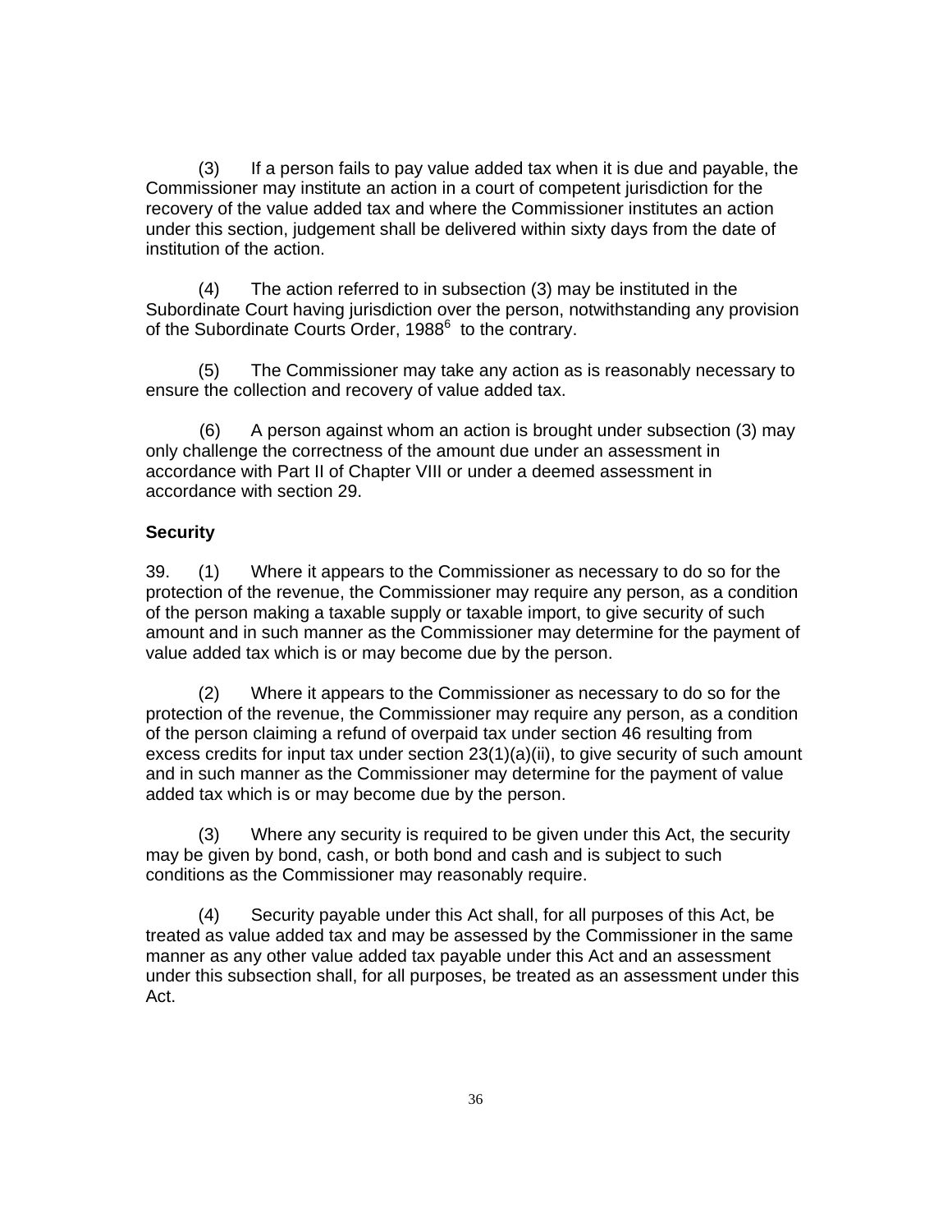(3) If a person fails to pay value added tax when it is due and payable, the Commissioner may institute an action in a court of competent jurisdiction for the recovery of the value added tax and where the Commissioner institutes an action under this section, judgement shall be delivered within sixty days from the date of institution of the action.

(4) The action referred to in subsection (3) may be instituted in the Subordinate Court having jurisdiction over the person, notwithstanding any provision of the Subordinate Courts Order, 1988[6] to the contrary.

(5) The Commissioner may take any action as is reasonably necessary to ensure the collection and recovery of value added tax.

(6) A person against whom an action is brought under subsection (3) may only challenge the correctness of the amount due under an assessment in accordance with Part II of Chapter VIII or under a deemed assessment in accordance with section 29.

**Security**

39. (1) Where it appears to the Commissioner as necessary to do so for the protection of the revenue, the Commissioner may require any person, as a condition of the person making a taxable supply or taxable import, to give security of such amount and in such manner as the Commissioner may determine for the payment of value added tax which is or may become due by the person.

(2) Where it appears to the Commissioner as necessary to do so for the protection of the revenue, the Commissioner may require any person, as a condition of the person claiming a refund of overpaid tax under section 46 resulting from excess credits for input tax under section 23(1)(a)(ii), to give security of such amount and in such manner as the Commissioner may determine for the payment of value added tax which is or may become due by the person.

(3) Where any security is required to be given under this Act, the security may be given by bond, cash, or both bond and cash and is subject to such conditions as the Commissioner may reasonably require.

(4) Security payable under this Act shall, for all purposes of this Act, be treated as value added tax and may be assessed by the Commissioner in the same manner as any other value added tax payable under this Act and an assessment under this subsection shall, for all purposes, be treated as an assessment under this Act.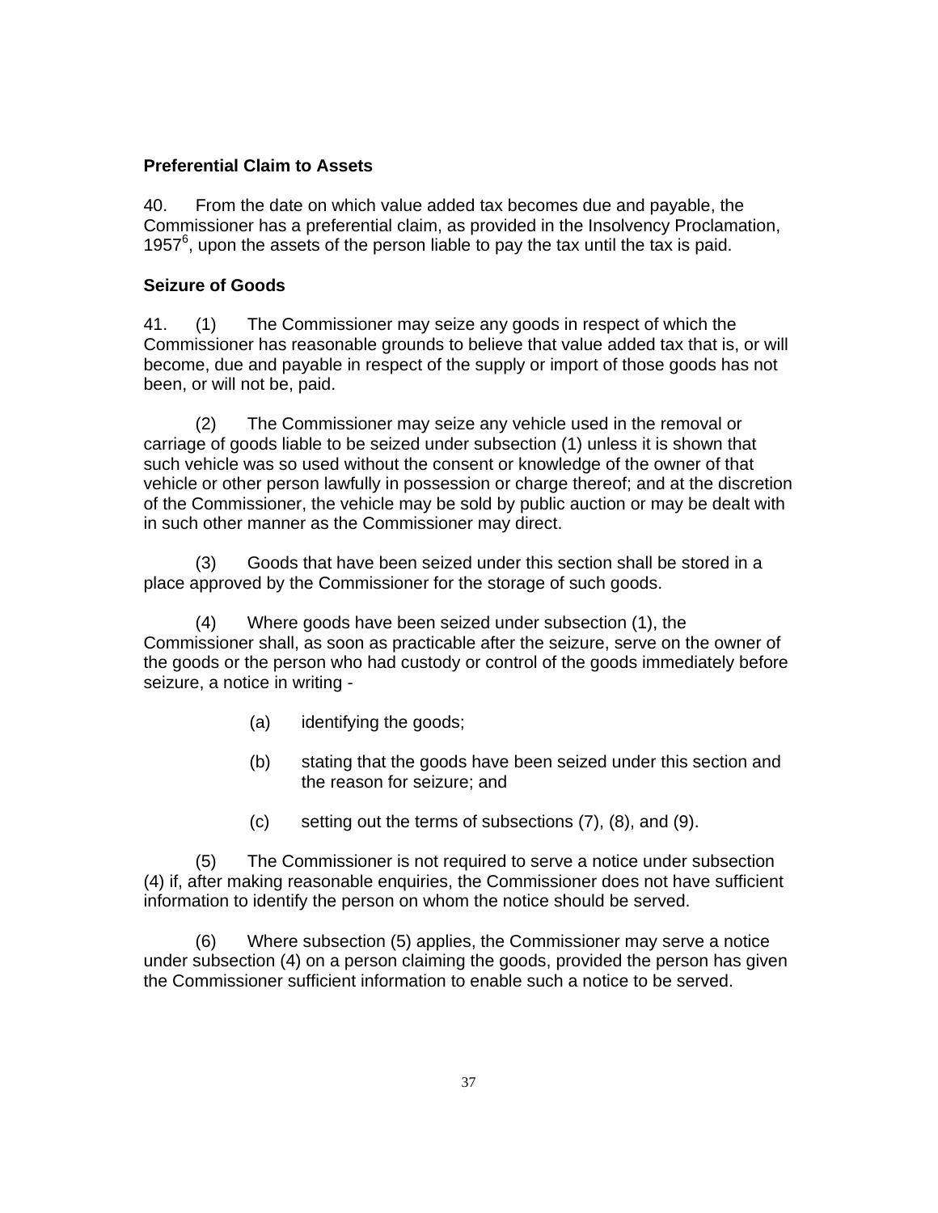**Preferential Claim to Assets**

40. From the date on which value added tax becomes due and payable, the Commissioner has a preferential claim, as provided in the Insolvency Proclamation, 1957[6], upon the assets of the person liable to pay the tax until the tax is paid.

**Seizure of Goods**

41. (1) The Commissioner may seize any goods in respect of which the Commissioner has reasonable grounds to believe that value added tax that is, or will become, due and payable in respect of the supply or import of those goods has not been, or will not be, paid.

(2) The Commissioner may seize any vehicle used in the removal or carriage of goods liable to be seized under subsection (1) unless it is shown that such vehicle was so used without the consent or knowledge of the owner of that vehicle or other person lawfully in possession or charge thereof; and at the discretion of the Commissioner, the vehicle may be sold by public auction or may be dealt with in such other manner as the Commissioner may direct.

(3) Goods that have been seized under this section shall be stored in a place approved by the Commissioner for the storage of such goods.

(4) Where goods have been seized under subsection (1), the Commissioner shall, as soon as practicable after the seizure, serve on the owner of the goods or the person who had custody or control of the goods immediately before seizure, a notice in writing -

(a) identifying the goods;

(b) stating that the goods have been seized under this section and the reason for seizure; and

(c) setting out the terms of subsections (7), (8), and (9).

(5) The Commissioner is not required to serve a notice under subsection (4) if, after making reasonable enquiries, the Commissioner does not have sufficient information to identify the person on whom the notice should be served.

(6) Where subsection (5) applies, the Commissioner may serve a notice under subsection (4) on a person claiming the goods, provided the person has given the Commissioner sufficient information to enable such a notice to be served.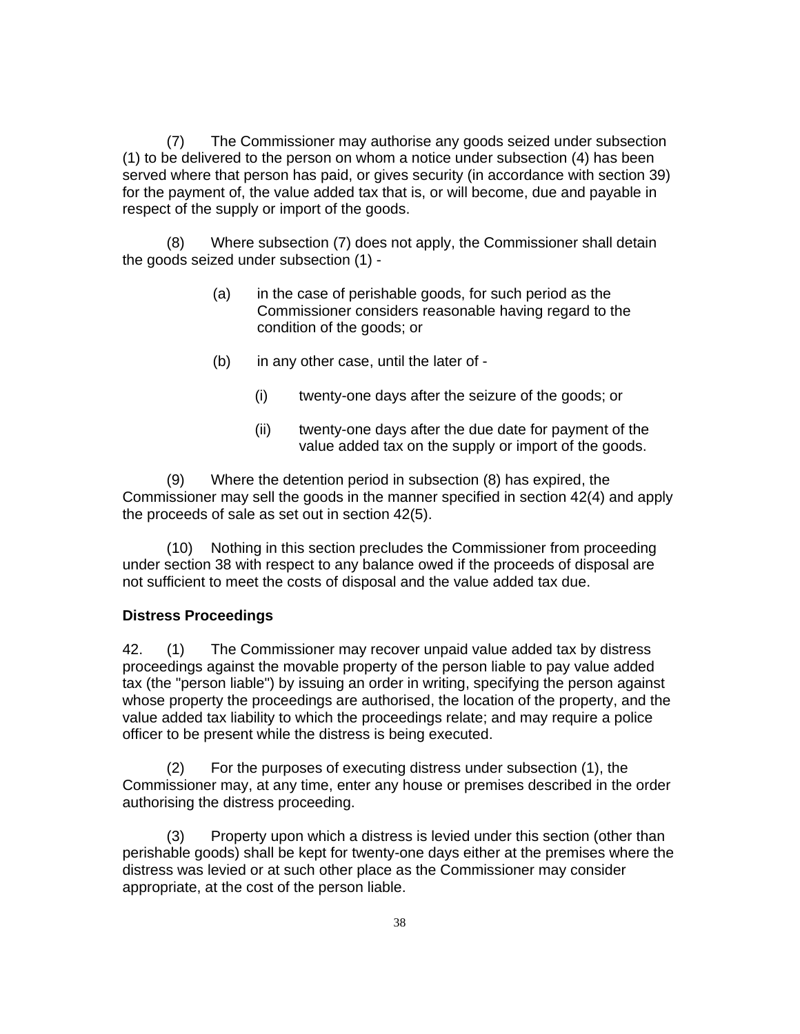(7) The Commissioner may authorise any goods seized under subsection (1) to be delivered to the person on whom a notice under subsection (4) has been served where that person has paid, or gives security (in accordance with section 39) for the payment of, the value added tax that is, or will become, due and payable in respect of the supply or import of the goods.

(8) Where subsection (7) does not apply, the Commissioner shall detain the goods seized under subsection (1) -

- (a) in the case of perishable goods, for such period as the Commissioner considers reasonable having regard to the condition of the goods; or
- (b) in any other case, until the later of -
  - (i) twenty-one days after the seizure of the goods; or
  - (ii) twenty-one days after the due date for payment of the value added tax on the supply or import of the goods.

(9) Where the detention period in subsection (8) has expired, the Commissioner may sell the goods in the manner specified in section 42(4) and apply the proceeds of sale as set out in section 42(5).

(10) Nothing in this section precludes the Commissioner from proceeding under section 38 with respect to any balance owed if the proceeds of disposal are not sufficient to meet the costs of disposal and the value added tax due.

**Distress Proceedings**

42. (1) The Commissioner may recover unpaid value added tax by distress proceedings against the movable property of the person liable to pay value added tax (the "person liable") by issuing an order in writing, specifying the person against whose property the proceedings are authorised, the location of the property, and the value added tax liability to which the proceedings relate; and may require a police officer to be present while the distress is being executed.

(2) For the purposes of executing distress under subsection (1), the Commissioner may, at any time, enter any house or premises described in the order authorising the distress proceeding.

(3) Property upon which a distress is levied under this section (other than perishable goods) shall be kept for twenty-one days either at the premises where the distress was levied or at such other place as the Commissioner may consider appropriate, at the cost of the person liable.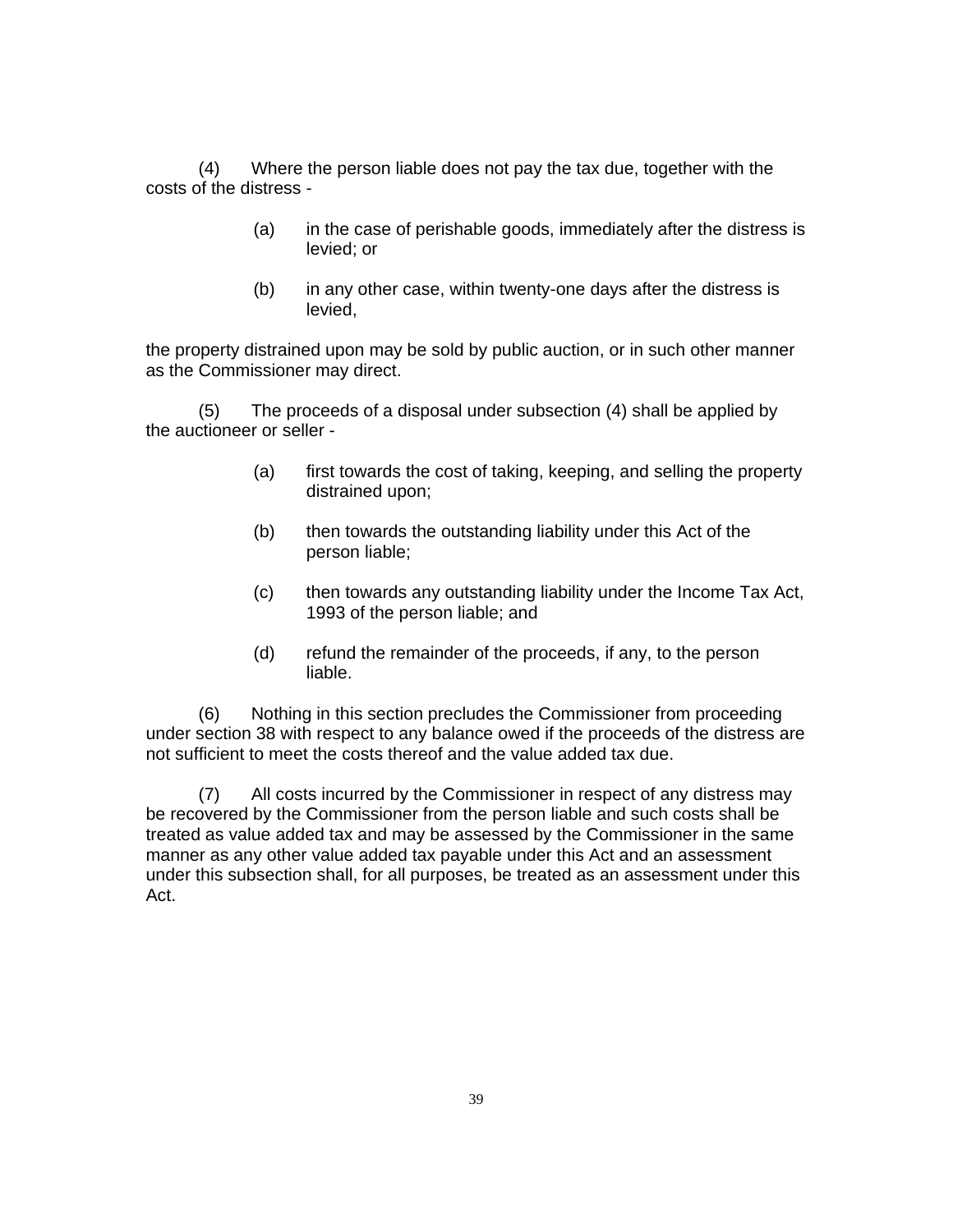(4) Where the person liable does not pay the tax due, together with the costs of the distress -

(a) in the case of perishable goods, immediately after the distress is levied; or

(b) in any other case, within twenty-one days after the distress is levied,

the property distrained upon may be sold by public auction, or in such other manner as the Commissioner may direct.

(5) The proceeds of a disposal under subsection (4) shall be applied by the auctioneer or seller -

(a) first towards the cost of taking, keeping, and selling the property distrained upon;

(b) then towards the outstanding liability under this Act of the person liable;

(c) then towards any outstanding liability under the Income Tax Act, 1993 of the person liable; and

(d) refund the remainder of the proceeds, if any, to the person liable.

(6) Nothing in this section precludes the Commissioner from proceeding under section 38 with respect to any balance owed if the proceeds of the distress are not sufficient to meet the costs thereof and the value added tax due.

(7) All costs incurred by the Commissioner in respect of any distress may be recovered by the Commissioner from the person liable and such costs shall be treated as value added tax and may be assessed by the Commissioner in the same manner as any other value added tax payable under this Act and an assessment under this subsection shall, for all purposes, be treated as an assessment under this Act.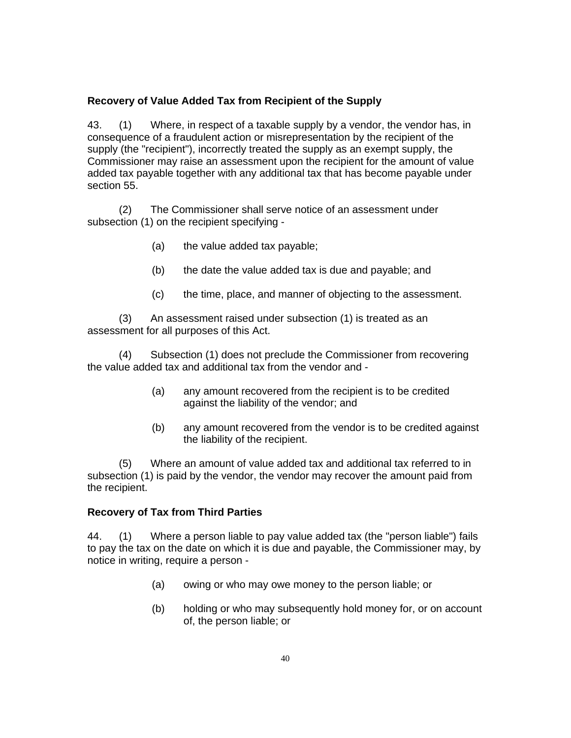**Recovery of Value Added Tax from Recipient of the Supply**

43. (1) Where, in respect of a taxable supply by a vendor, the vendor has, in consequence of a fraudulent action or misrepresentation by the recipient of the supply (the "recipient"), incorrectly treated the supply as an exempt supply, the Commissioner may raise an assessment upon the recipient for the amount of value added tax payable together with any additional tax that has become payable under section 55.

(2) The Commissioner shall serve notice of an assessment under subsection (1) on the recipient specifying -

(a) the value added tax payable;

(b) the date the value added tax is due and payable; and

(c) the time, place, and manner of objecting to the assessment.

(3) An assessment raised under subsection (1) is treated as an assessment for all purposes of this Act.

(4) Subsection (1) does not preclude the Commissioner from recovering the value added tax and additional tax from the vendor and -

(a) any amount recovered from the recipient is to be credited against the liability of the vendor; and

(b) any amount recovered from the vendor is to be credited against the liability of the recipient.

(5) Where an amount of value added tax and additional tax referred to in subsection (1) is paid by the vendor, the vendor may recover the amount paid from the recipient.

**Recovery of Tax from Third Parties**

44. (1) Where a person liable to pay value added tax (the "person liable") fails to pay the tax on the date on which it is due and payable, the Commissioner may, by notice in writing, require a person -

(a) owing or who may owe money to the person liable; or

(b) holding or who may subsequently hold money for, or on account of, the person liable; or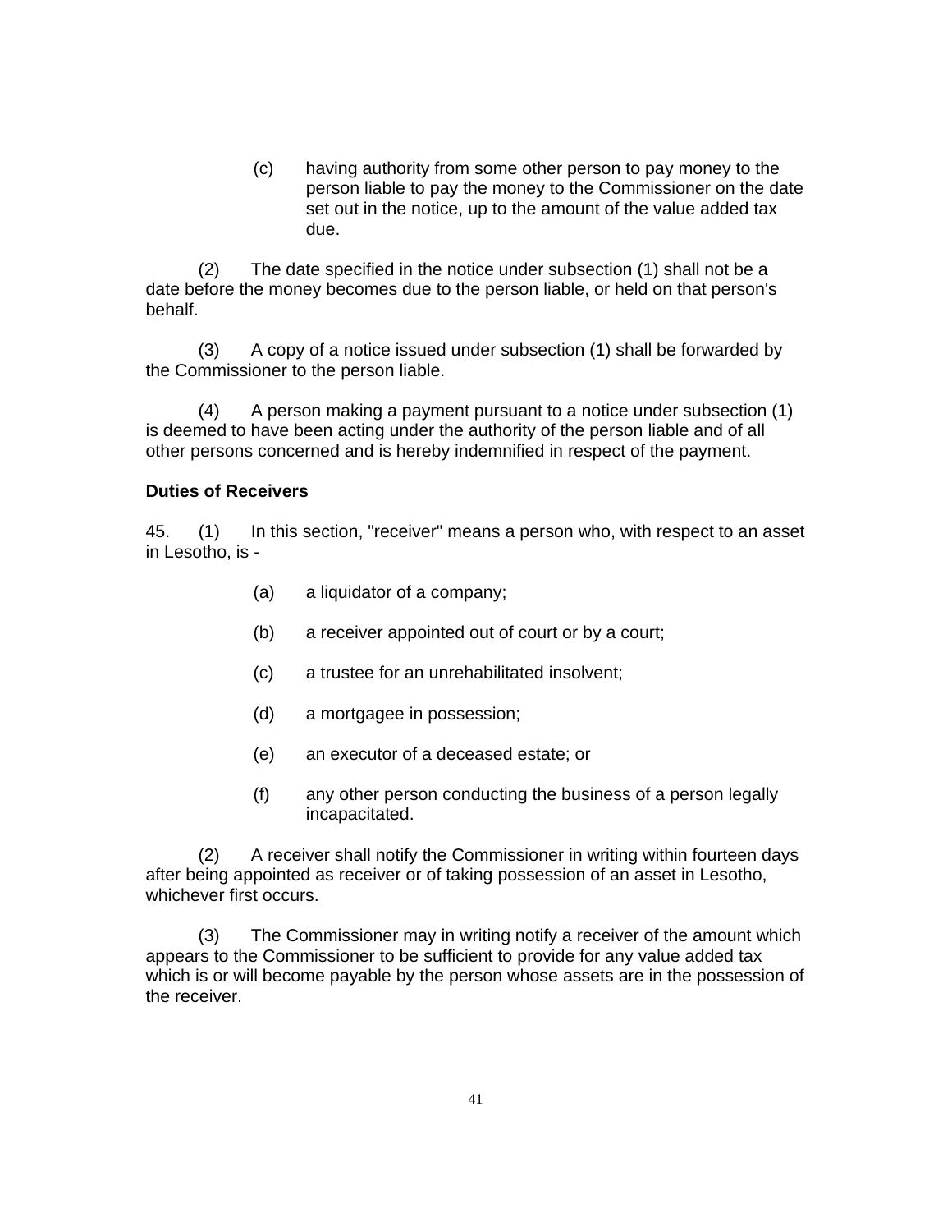(c) having authority from some other person to pay money to the person liable to pay the money to the Commissioner on the date set out in the notice, up to the amount of the value added tax due.

(2) The date specified in the notice under subsection (1) shall not be a date before the money becomes due to the person liable, or held on that person's behalf.

(3) A copy of a notice issued under subsection (1) shall be forwarded by the Commissioner to the person liable.

(4) A person making a payment pursuant to a notice under subsection (1) is deemed to have been acting under the authority of the person liable and of all other persons concerned and is hereby indemnified in respect of the payment.

**Duties of Receivers**

45. (1) In this section, "receiver" means a person who, with respect to an asset in Lesotho, is -

(a) a liquidator of a company;

(b) a receiver appointed out of court or by a court;

(c) a trustee for an unrehabilitated insolvent;

(d) a mortgagee in possession;

(e) an executor of a deceased estate; or

(f) any other person conducting the business of a person legally incapacitated.

(2) A receiver shall notify the Commissioner in writing within fourteen days after being appointed as receiver or of taking possession of an asset in Lesotho, whichever first occurs.

(3) The Commissioner may in writing notify a receiver of the amount which appears to the Commissioner to be sufficient to provide for any value added tax which is or will become payable by the person whose assets are in the possession of the receiver.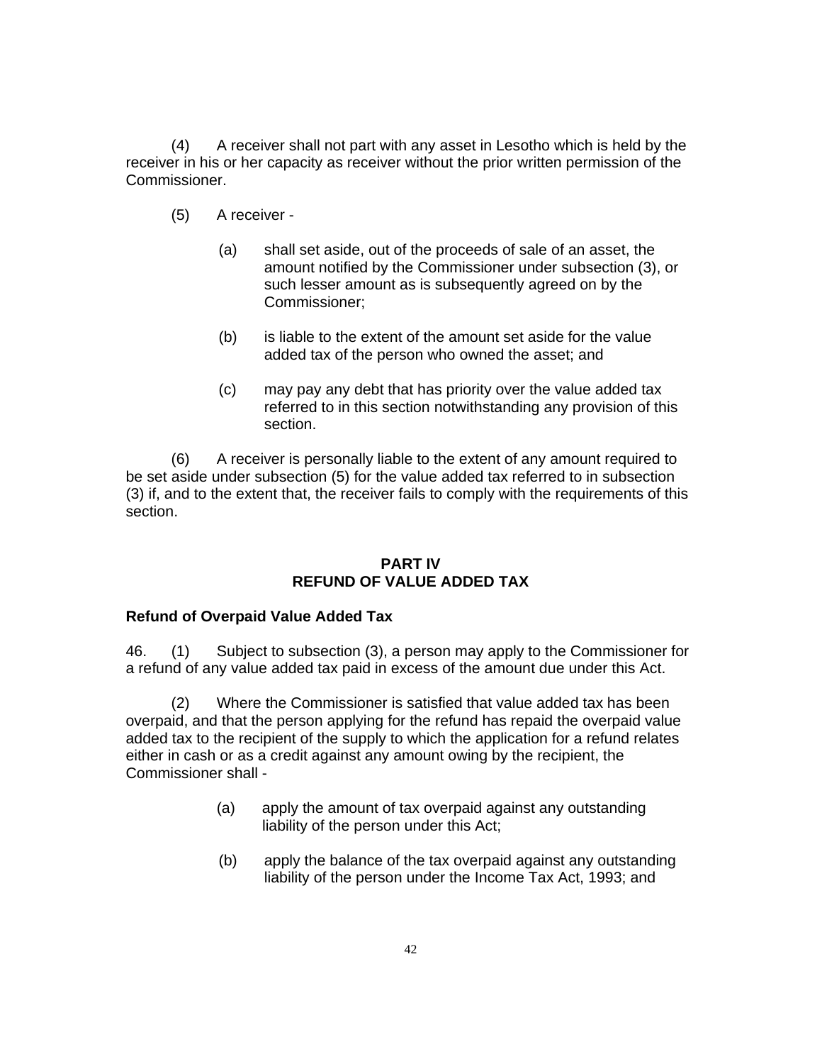(4) A receiver shall not part with any asset in Lesotho which is held by the receiver in his or her capacity as receiver without the prior written permission of the Commissioner.

(5) A receiver -

(a) shall set aside, out of the proceeds of sale of an asset, the amount notified by the Commissioner under subsection (3), or such lesser amount as is subsequently agreed on by the Commissioner;

(b) is liable to the extent of the amount set aside for the value added tax of the person who owned the asset; and

(c) may pay any debt that has priority over the value added tax referred to in this section notwithstanding any provision of this section.

(6) A receiver is personally liable to the extent of any amount required to be set aside under subsection (5) for the value added tax referred to in subsection (3) if, and to the extent that, the receiver fails to comply with the requirements of this section.

## PART IV
## REFUND OF VALUE ADDED TAX

**Refund of Overpaid Value Added Tax**

46. (1) Subject to subsection (3), a person may apply to the Commissioner for a refund of any value added tax paid in excess of the amount due under this Act.

(2) Where the Commissioner is satisfied that value added tax has been overpaid, and that the person applying for the refund has repaid the overpaid value added tax to the recipient of the supply to which the application for a refund relates either in cash or as a credit against any amount owing by the recipient, the Commissioner shall -

(a) apply the amount of tax overpaid against any outstanding liability of the person under this Act;

(b) apply the balance of the tax overpaid against any outstanding liability of the person under the Income Tax Act, 1993; and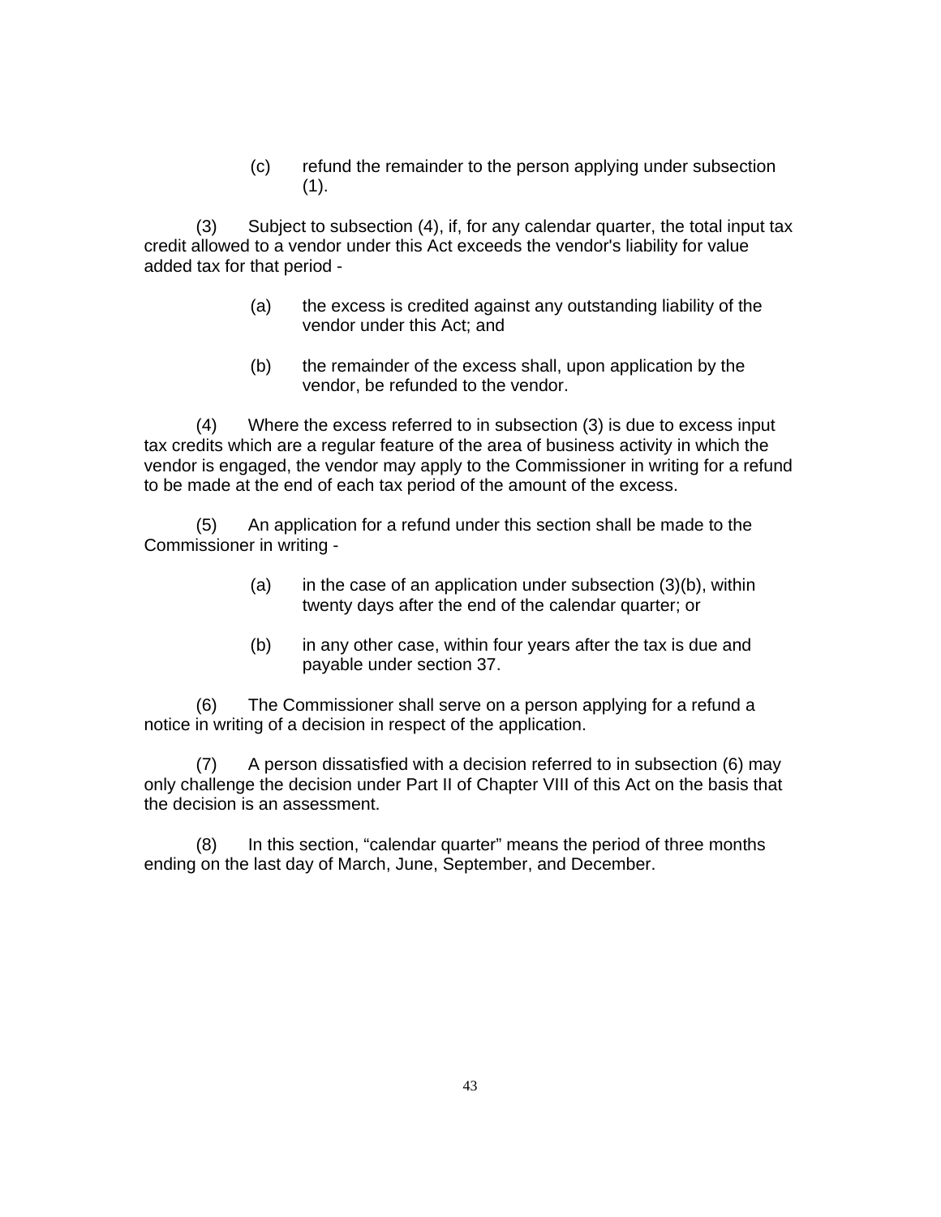(c) refund the remainder to the person applying under subsection (1).

(3) Subject to subsection (4), if, for any calendar quarter, the total input tax credit allowed to a vendor under this Act exceeds the vendor's liability for value added tax for that period -

(a) the excess is credited against any outstanding liability of the vendor under this Act; and

(b) the remainder of the excess shall, upon application by the vendor, be refunded to the vendor.

(4) Where the excess referred to in subsection (3) is due to excess input tax credits which are a regular feature of the area of business activity in which the vendor is engaged, the vendor may apply to the Commissioner in writing for a refund to be made at the end of each tax period of the amount of the excess.

(5) An application for a refund under this section shall be made to the Commissioner in writing -

(a) in the case of an application under subsection (3)(b), within twenty days after the end of the calendar quarter; or

(b) in any other case, within four years after the tax is due and payable under section 37.

(6) The Commissioner shall serve on a person applying for a refund a notice in writing of a decision in respect of the application.

(7) A person dissatisfied with a decision referred to in subsection (6) may only challenge the decision under Part II of Chapter VIII of this Act on the basis that the decision is an assessment.

(8) In this section, "calendar quarter" means the period of three months ending on the last day of March, June, September, and December.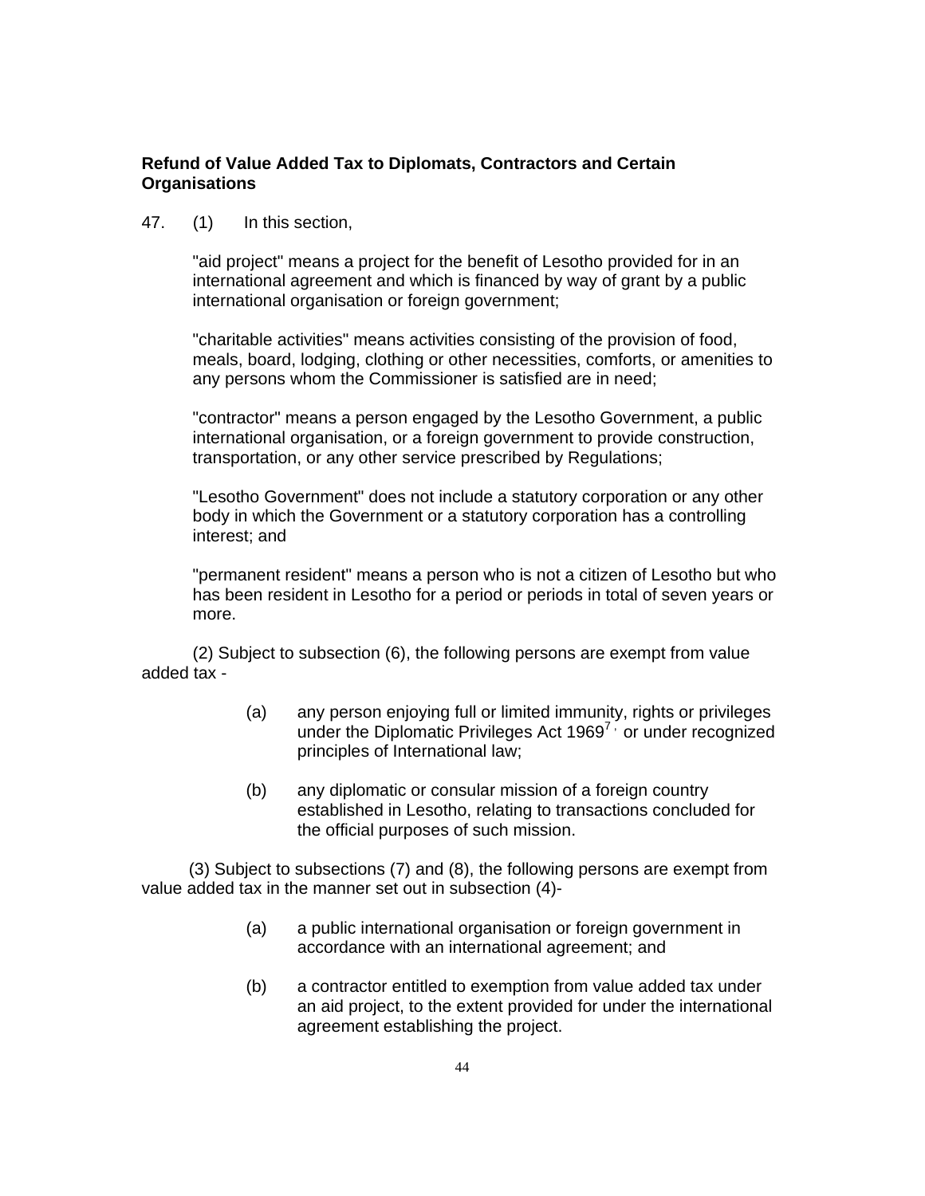**Refund of Value Added Tax to Diplomats, Contractors and Certain Organisations**

47. (1) In this section,

"aid project" means a project for the benefit of Lesotho provided for in an international agreement and which is financed by way of grant by a public international organisation or foreign government;

"charitable activities" means activities consisting of the provision of food, meals, board, lodging, clothing or other necessities, comforts, or amenities to any persons whom the Commissioner is satisfied are in need;

"contractor" means a person engaged by the Lesotho Government, a public international organisation, or a foreign government to provide construction, transportation, or any other service prescribed by Regulations;

"Lesotho Government" does not include a statutory corporation or any other body in which the Government or a statutory corporation has a controlling interest; and

"permanent resident" means a person who is not a citizen of Lesotho but who has been resident in Lesotho for a period or periods in total of seven years or more.

(2) Subject to subsection (6), the following persons are exempt from value added tax -

(a) any person enjoying full or limited immunity, rights or privileges under the Diplomatic Privileges Act 1969[7], or under recognized principles of International law;

(b) any diplomatic or consular mission of a foreign country established in Lesotho, relating to transactions concluded for the official purposes of such mission.

(3) Subject to subsections (7) and (8), the following persons are exempt from value added tax in the manner set out in subsection (4)-

(a) a public international organisation or foreign government in accordance with an international agreement; and

(b) a contractor entitled to exemption from value added tax under an aid project, to the extent provided for under the international agreement establishing the project.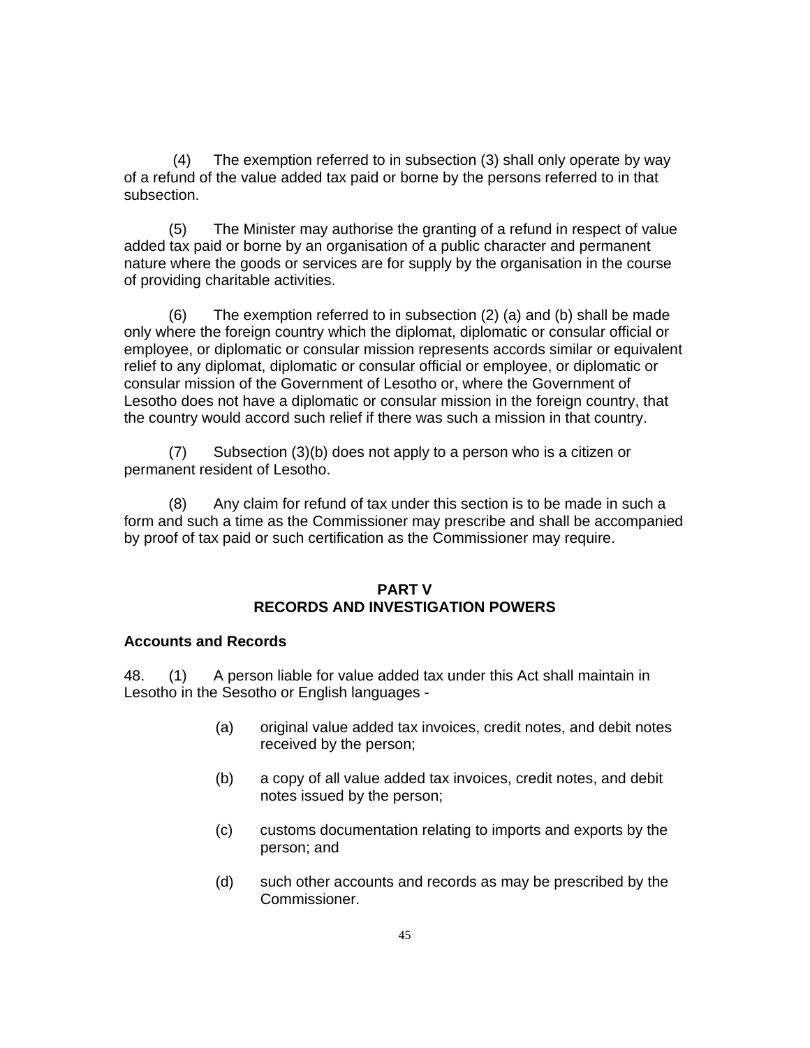(4) The exemption referred to in subsection (3) shall only operate by way of a refund of the value added tax paid or borne by the persons referred to in that subsection.

(5) The Minister may authorise the granting of a refund in respect of value added tax paid or borne by an organisation of a public character and permanent nature where the goods or services are for supply by the organisation in the course of providing charitable activities.

(6) The exemption referred to in subsection (2) (a) and (b) shall be made only where the foreign country which the diplomat, diplomatic or consular official or employee, or diplomatic or consular mission represents accords similar or equivalent relief to any diplomat, diplomatic or consular official or employee, or diplomatic or consular mission of the Government of Lesotho or, where the Government of Lesotho does not have a diplomatic or consular mission in the foreign country, that the country would accord such relief if there was such a mission in that country.

(7) Subsection (3)(b) does not apply to a person who is a citizen or permanent resident of Lesotho.

(8) Any claim for refund of tax under this section is to be made in such a form and such a time as the Commissioner may prescribe and shall be accompanied by proof of tax paid or such certification as the Commissioner may require.

## PART V
## RECORDS AND INVESTIGATION POWERS

**Accounts and Records**

48. (1) A person liable for value added tax under this Act shall maintain in Lesotho in the Sesotho or English languages -

(a) original value added tax invoices, credit notes, and debit notes received by the person;

(b) a copy of all value added tax invoices, credit notes, and debit notes issued by the person;

(c) customs documentation relating to imports and exports by the person; and

(d) such other accounts and records as may be prescribed by the Commissioner.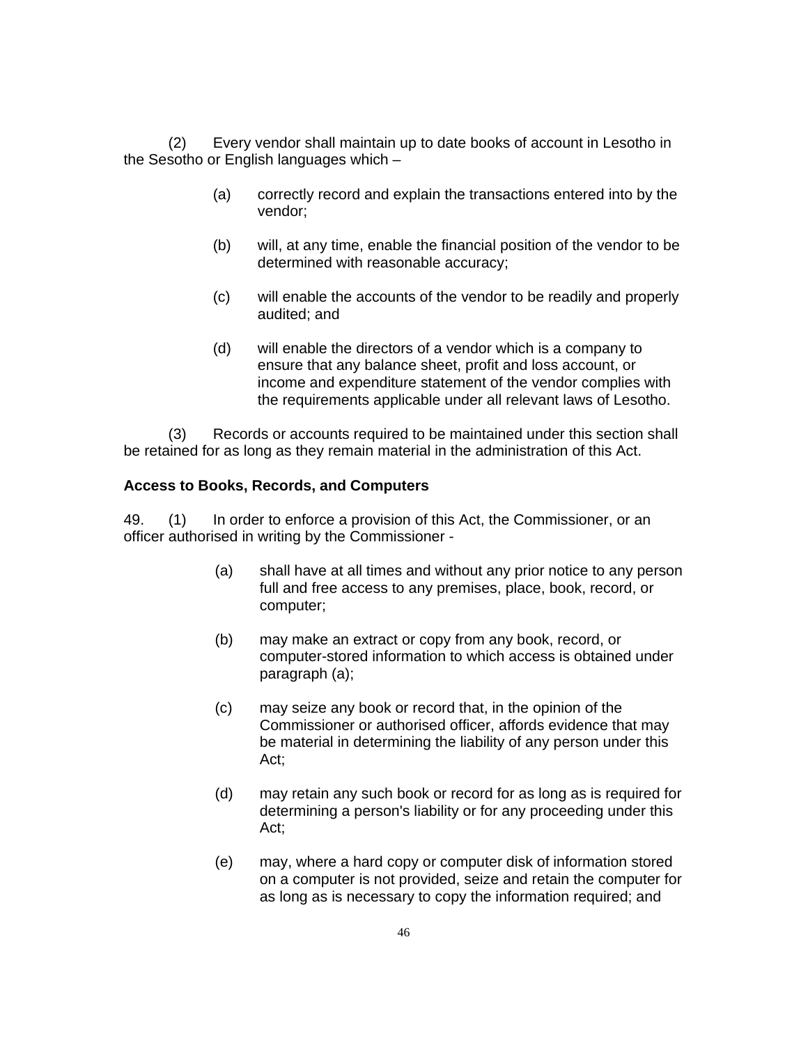(2) Every vendor shall maintain up to date books of account in Lesotho in the Sesotho or English languages which –

(a) correctly record and explain the transactions entered into by the vendor;

(b) will, at any time, enable the financial position of the vendor to be determined with reasonable accuracy;

(c) will enable the accounts of the vendor to be readily and properly audited; and

(d) will enable the directors of a vendor which is a company to ensure that any balance sheet, profit and loss account, or income and expenditure statement of the vendor complies with the requirements applicable under all relevant laws of Lesotho.

(3) Records or accounts required to be maintained under this section shall be retained for as long as they remain material in the administration of this Act.

**Access to Books, Records, and Computers**

49. (1) In order to enforce a provision of this Act, the Commissioner, or an officer authorised in writing by the Commissioner -

(a) shall have at all times and without any prior notice to any person full and free access to any premises, place, book, record, or computer;

(b) may make an extract or copy from any book, record, or computer-stored information to which access is obtained under paragraph (a);

(c) may seize any book or record that, in the opinion of the Commissioner or authorised officer, affords evidence that may be material in determining the liability of any person under this Act;

(d) may retain any such book or record for as long as is required for determining a person's liability or for any proceeding under this Act;

(e) may, where a hard copy or computer disk of information stored on a computer is not provided, seize and retain the computer for as long as is necessary to copy the information required; and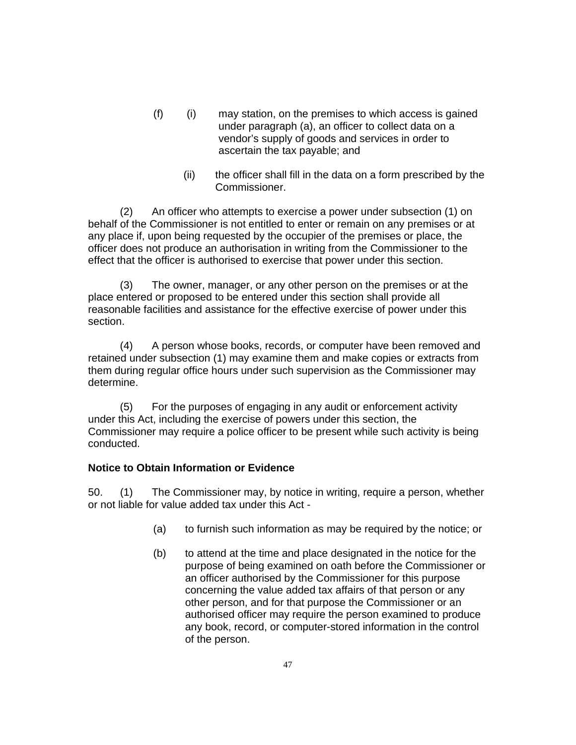(f) (i) may station, on the premises to which access is gained under paragraph (a), an officer to collect data on a vendor's supply of goods and services in order to ascertain the tax payable; and

(ii) the officer shall fill in the data on a form prescribed by the Commissioner.

(2) An officer who attempts to exercise a power under subsection (1) on behalf of the Commissioner is not entitled to enter or remain on any premises or at any place if, upon being requested by the occupier of the premises or place, the officer does not produce an authorisation in writing from the Commissioner to the effect that the officer is authorised to exercise that power under this section.

(3) The owner, manager, or any other person on the premises or at the place entered or proposed to be entered under this section shall provide all reasonable facilities and assistance for the effective exercise of power under this section.

(4) A person whose books, records, or computer have been removed and retained under subsection (1) may examine them and make copies or extracts from them during regular office hours under such supervision as the Commissioner may determine.

(5) For the purposes of engaging in any audit or enforcement activity under this Act, including the exercise of powers under this section, the Commissioner may require a police officer to be present while such activity is being conducted.

**Notice to Obtain Information or Evidence**

50. (1) The Commissioner may, by notice in writing, require a person, whether or not liable for value added tax under this Act -

(a) to furnish such information as may be required by the notice; or

(b) to attend at the time and place designated in the notice for the purpose of being examined on oath before the Commissioner or an officer authorised by the Commissioner for this purpose concerning the value added tax affairs of that person or any other person, and for that purpose the Commissioner or an authorised officer may require the person examined to produce any book, record, or computer-stored information in the control of the person.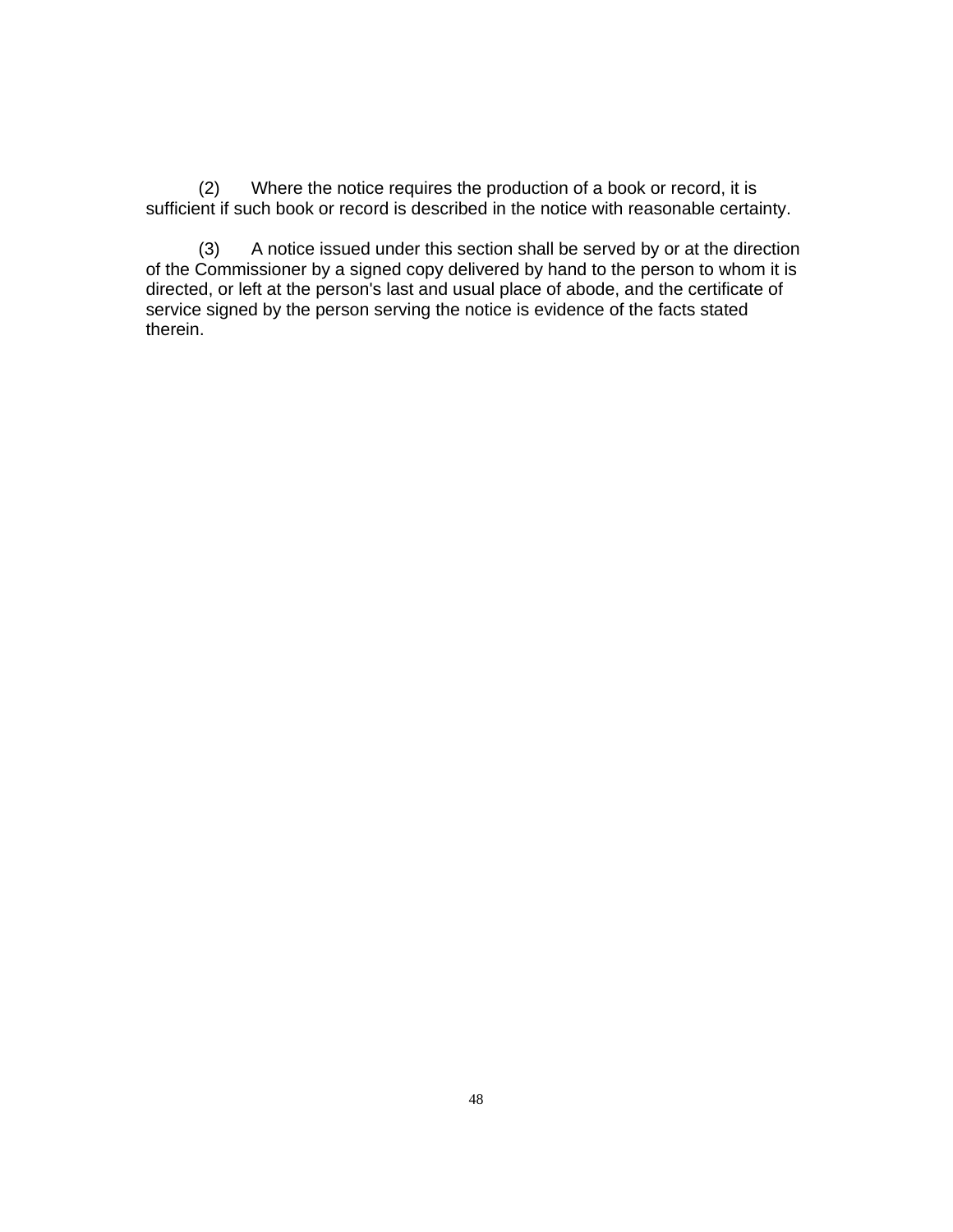(2) Where the notice requires the production of a book or record, it is sufficient if such book or record is described in the notice with reasonable certainty.

(3) A notice issued under this section shall be served by or at the direction of the Commissioner by a signed copy delivered by hand to the person to whom it is directed, or left at the person's last and usual place of abode, and the certificate of service signed by the person serving the notice is evidence of the facts stated therein.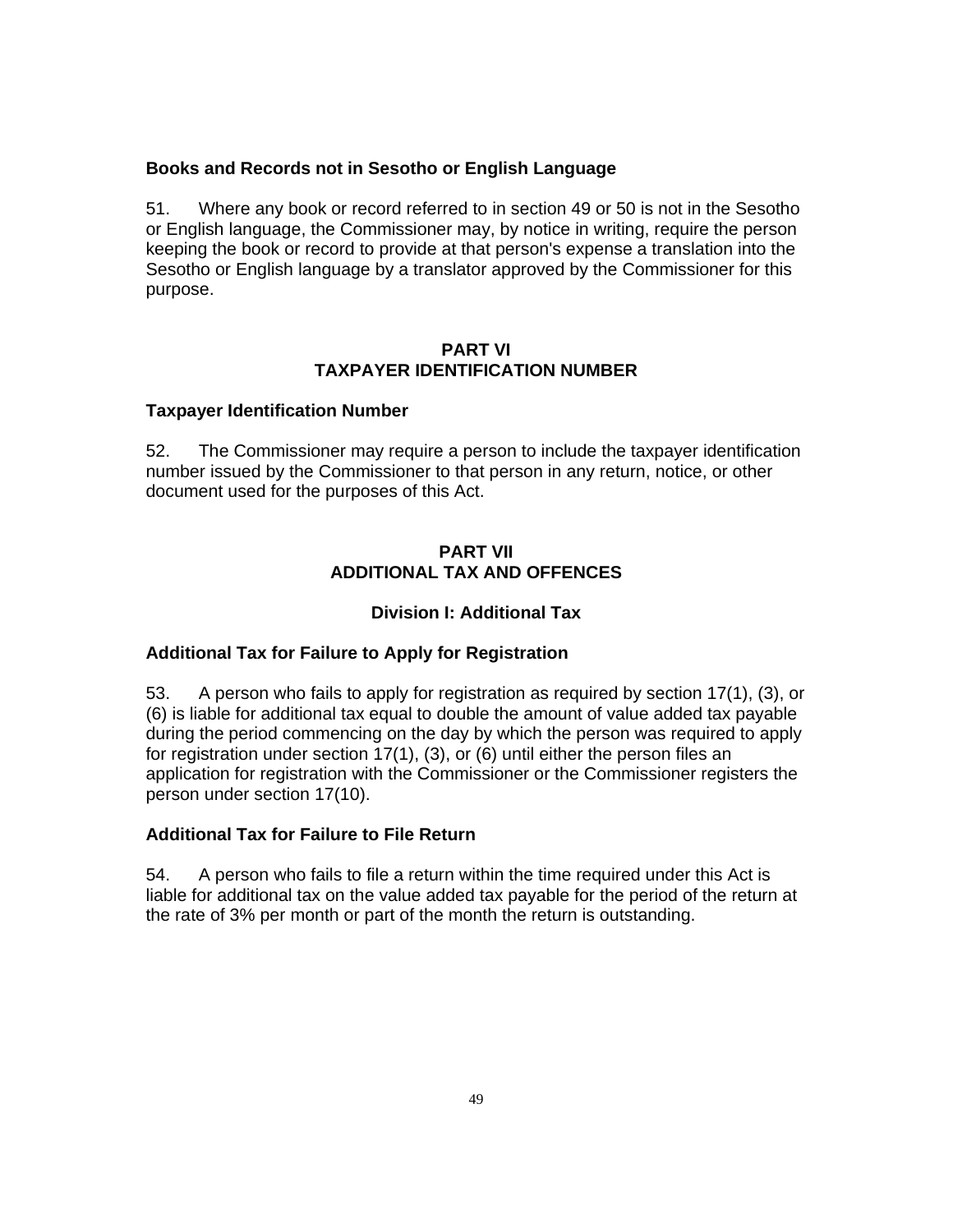**Books and Records not in Sesotho or English Language**

51. Where any book or record referred to in section 49 or 50 is not in the Sesotho or English language, the Commissioner may, by notice in writing, require the person keeping the book or record to provide at that person's expense a translation into the Sesotho or English language by a translator approved by the Commissioner for this purpose.

## PART VI
## TAXPAYER IDENTIFICATION NUMBER

**Taxpayer Identification Number**

52. The Commissioner may require a person to include the taxpayer identification number issued by the Commissioner to that person in any return, notice, or other document used for the purposes of this Act.

## PART VII
## ADDITIONAL TAX AND OFFENCES

### Division I: Additional Tax

**Additional Tax for Failure to Apply for Registration**

53. A person who fails to apply for registration as required by section 17(1), (3), or (6) is liable for additional tax equal to double the amount of value added tax payable during the period commencing on the day by which the person was required to apply for registration under section 17(1), (3), or (6) until either the person files an application for registration with the Commissioner or the Commissioner registers the person under section 17(10).

**Additional Tax for Failure to File Return**

54. A person who fails to file a return within the time required under this Act is liable for additional tax on the value added tax payable for the period of the return at the rate of 3% per month or part of the month the return is outstanding.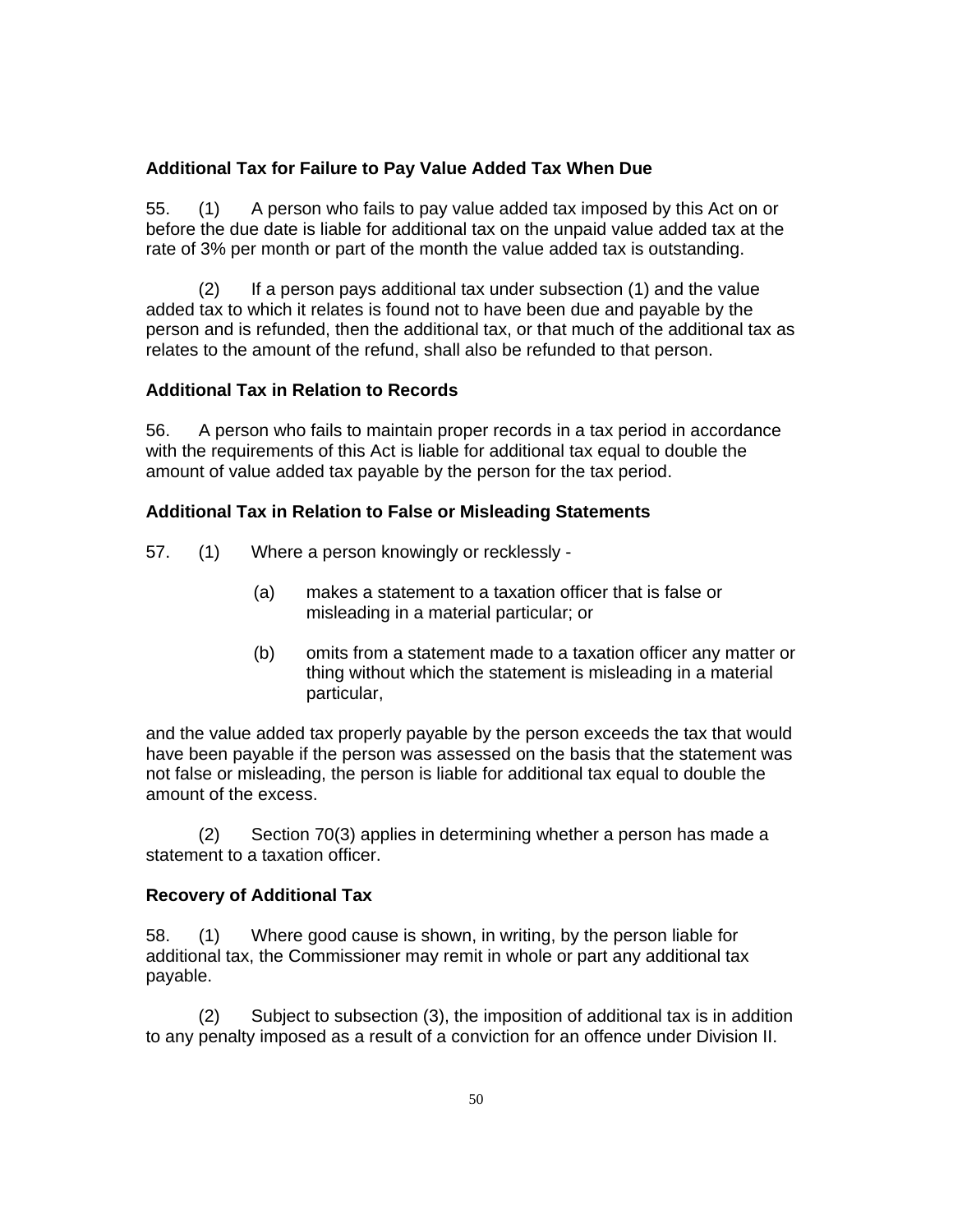**Additional Tax for Failure to Pay Value Added Tax When Due**

55. (1) A person who fails to pay value added tax imposed by this Act on or before the due date is liable for additional tax on the unpaid value added tax at the rate of 3% per month or part of the month the value added tax is outstanding.

(2) If a person pays additional tax under subsection (1) and the value added tax to which it relates is found not to have been due and payable by the person and is refunded, then the additional tax, or that much of the additional tax as relates to the amount of the refund, shall also be refunded to that person.

**Additional Tax in Relation to Records**

56. A person who fails to maintain proper records in a tax period in accordance with the requirements of this Act is liable for additional tax equal to double the amount of value added tax payable by the person for the tax period.

**Additional Tax in Relation to False or Misleading Statements**

57. (1) Where a person knowingly or recklessly -

(a) makes a statement to a taxation officer that is false or misleading in a material particular; or

(b) omits from a statement made to a taxation officer any matter or thing without which the statement is misleading in a material particular,

and the value added tax properly payable by the person exceeds the tax that would have been payable if the person was assessed on the basis that the statement was not false or misleading, the person is liable for additional tax equal to double the amount of the excess.

(2) Section 70(3) applies in determining whether a person has made a statement to a taxation officer.

**Recovery of Additional Tax**

58. (1) Where good cause is shown, in writing, by the person liable for additional tax, the Commissioner may remit in whole or part any additional tax payable.

(2) Subject to subsection (3), the imposition of additional tax is in addition to any penalty imposed as a result of a conviction for an offence under Division II.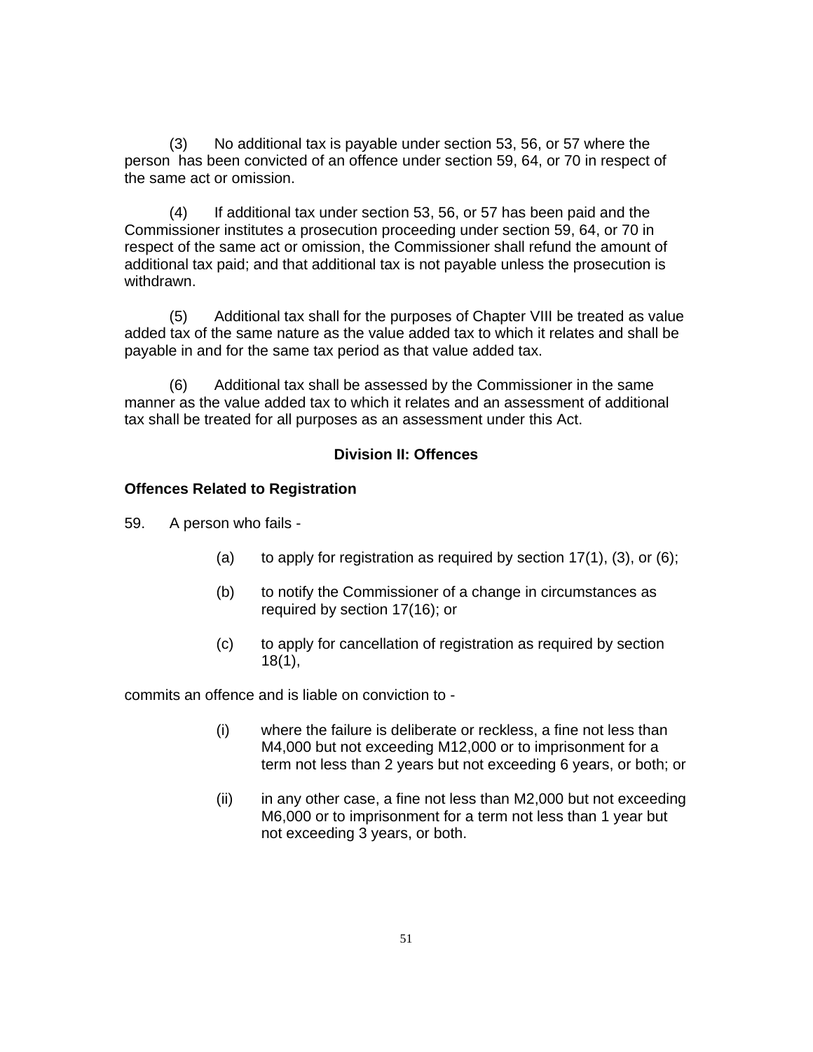(3) No additional tax is payable under section 53, 56, or 57 where the person has been convicted of an offence under section 59, 64, or 70 in respect of the same act or omission.

(4) If additional tax under section 53, 56, or 57 has been paid and the Commissioner institutes a prosecution proceeding under section 59, 64, or 70 in respect of the same act or omission, the Commissioner shall refund the amount of additional tax paid; and that additional tax is not payable unless the prosecution is withdrawn.

(5) Additional tax shall for the purposes of Chapter VIII be treated as value added tax of the same nature as the value added tax to which it relates and shall be payable in and for the same tax period as that value added tax.

(6) Additional tax shall be assessed by the Commissioner in the same manner as the value added tax to which it relates and an assessment of additional tax shall be treated for all purposes as an assessment under this Act.

## Division II: Offences

**Offences Related to Registration**

59. A person who fails -

- (a) to apply for registration as required by section 17(1), (3), or (6);
- (b) to notify the Commissioner of a change in circumstances as required by section 17(16); or
- (c) to apply for cancellation of registration as required by section 18(1),

commits an offence and is liable on conviction to -

- (i) where the failure is deliberate or reckless, a fine not less than M4,000 but not exceeding M12,000 or to imprisonment for a term not less than 2 years but not exceeding 6 years, or both; or
- (ii) in any other case, a fine not less than M2,000 but not exceeding M6,000 or to imprisonment for a term not less than 1 year but not exceeding 3 years, or both.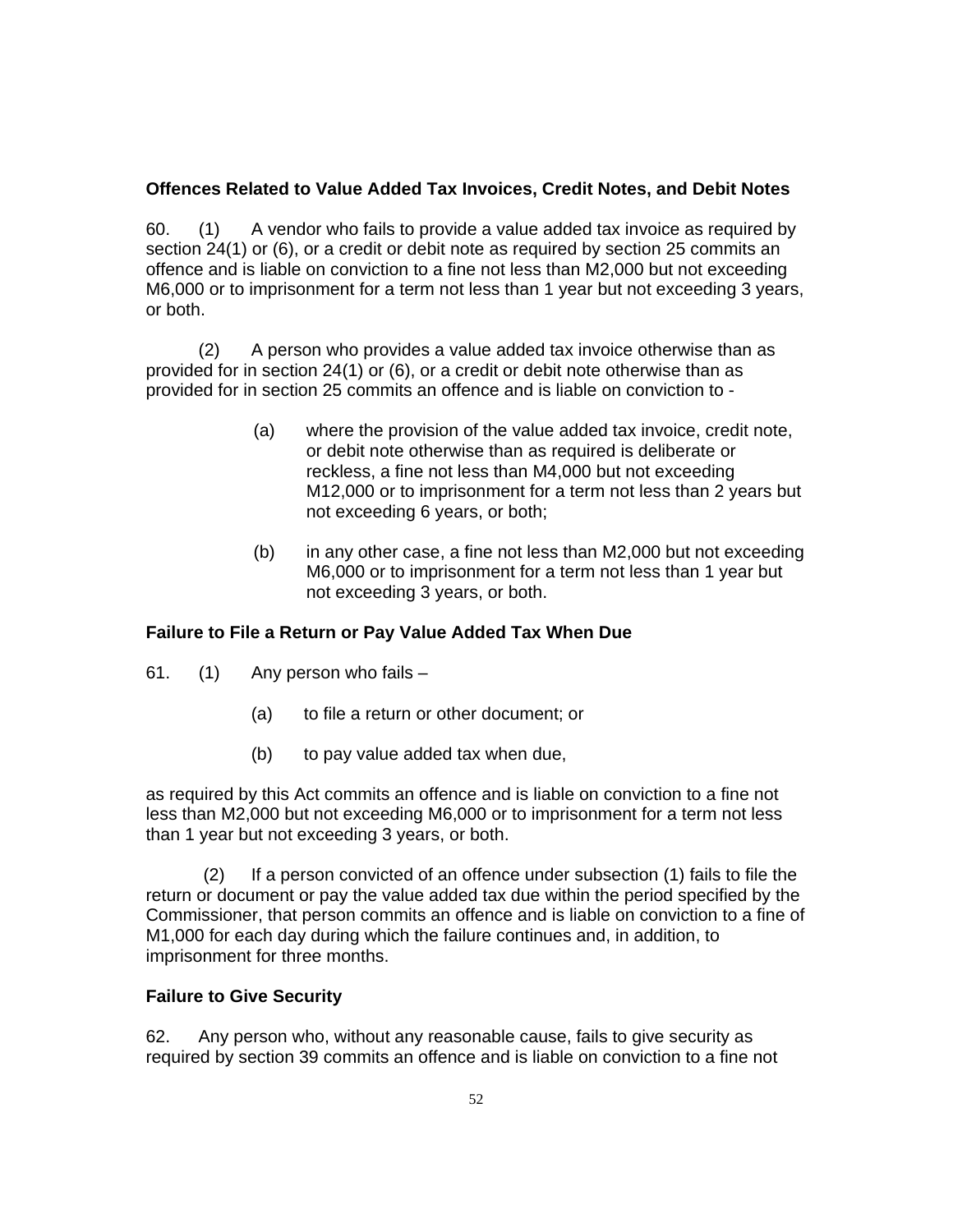**Offences Related to Value Added Tax Invoices, Credit Notes, and Debit Notes**

60. (1) A vendor who fails to provide a value added tax invoice as required by section 24(1) or (6), or a credit or debit note as required by section 25 commits an offence and is liable on conviction to a fine not less than M2,000 but not exceeding M6,000 or to imprisonment for a term not less than 1 year but not exceeding 3 years, or both.

(2) A person who provides a value added tax invoice otherwise than as provided for in section 24(1) or (6), or a credit or debit note otherwise than as provided for in section 25 commits an offence and is liable on conviction to -

(a) where the provision of the value added tax invoice, credit note, or debit note otherwise than as required is deliberate or reckless, a fine not less than M4,000 but not exceeding M12,000 or to imprisonment for a term not less than 2 years but not exceeding 6 years, or both;

(b) in any other case, a fine not less than M2,000 but not exceeding M6,000 or to imprisonment for a term not less than 1 year but not exceeding 3 years, or both.

**Failure to File a Return or Pay Value Added Tax When Due**

61. (1) Any person who fails –

(a) to file a return or other document; or

(b) to pay value added tax when due,

as required by this Act commits an offence and is liable on conviction to a fine not less than M2,000 but not exceeding M6,000 or to imprisonment for a term not less than 1 year but not exceeding 3 years, or both.

(2) If a person convicted of an offence under subsection (1) fails to file the return or document or pay the value added tax due within the period specified by the Commissioner, that person commits an offence and is liable on conviction to a fine of M1,000 for each day during which the failure continues and, in addition, to imprisonment for three months.

**Failure to Give Security**

62. Any person who, without any reasonable cause, fails to give security as required by section 39 commits an offence and is liable on conviction to a fine not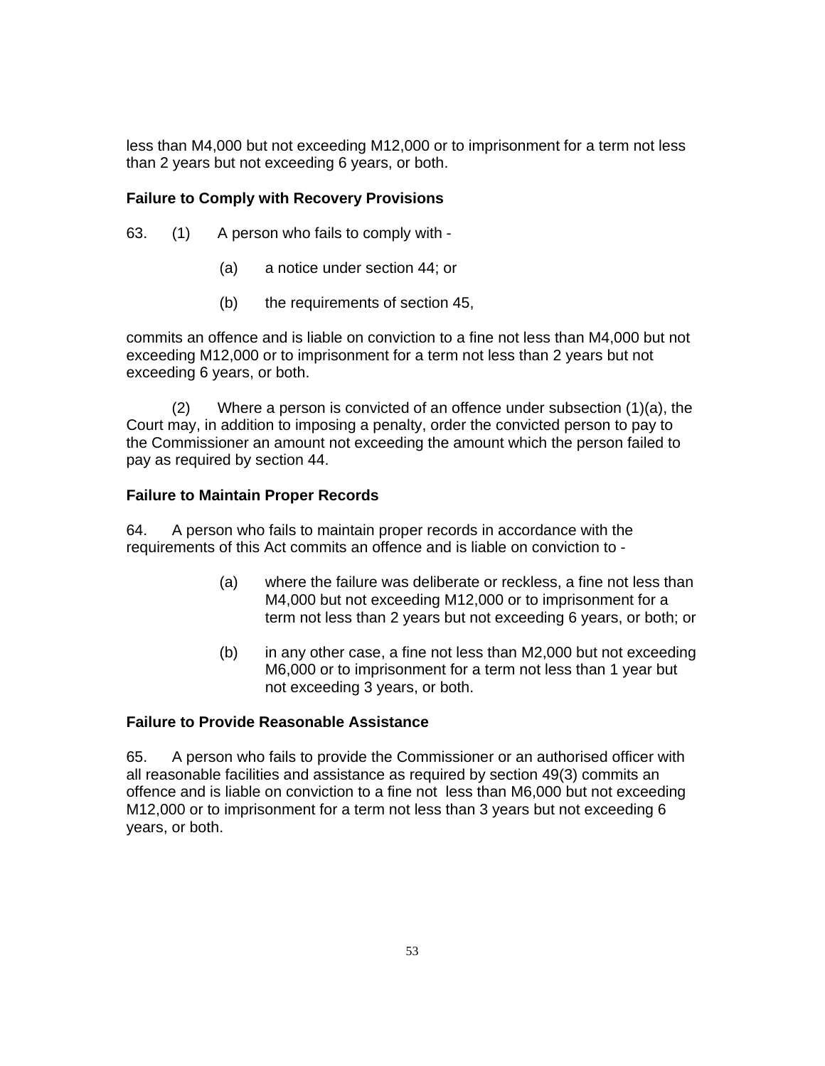less than M4,000 but not exceeding M12,000 or to imprisonment for a term not less than 2 years but not exceeding 6 years, or both.

**Failure to Comply with Recovery Provisions**

63. (1) A person who fails to comply with -

(a) a notice under section 44; or

(b) the requirements of section 45,

commits an offence and is liable on conviction to a fine not less than M4,000 but not exceeding M12,000 or to imprisonment for a term not less than 2 years but not exceeding 6 years, or both.

(2) Where a person is convicted of an offence under subsection (1)(a), the Court may, in addition to imposing a penalty, order the convicted person to pay to the Commissioner an amount not exceeding the amount which the person failed to pay as required by section 44.

**Failure to Maintain Proper Records**

64. A person who fails to maintain proper records in accordance with the requirements of this Act commits an offence and is liable on conviction to -

(a) where the failure was deliberate or reckless, a fine not less than M4,000 but not exceeding M12,000 or to imprisonment for a term not less than 2 years but not exceeding 6 years, or both; or

(b) in any other case, a fine not less than M2,000 but not exceeding M6,000 or to imprisonment for a term not less than 1 year but not exceeding 3 years, or both.

**Failure to Provide Reasonable Assistance**

65. A person who fails to provide the Commissioner or an authorised officer with all reasonable facilities and assistance as required by section 49(3) commits an offence and is liable on conviction to a fine not less than M6,000 but not exceeding M12,000 or to imprisonment for a term not less than 3 years but not exceeding 6 years, or both.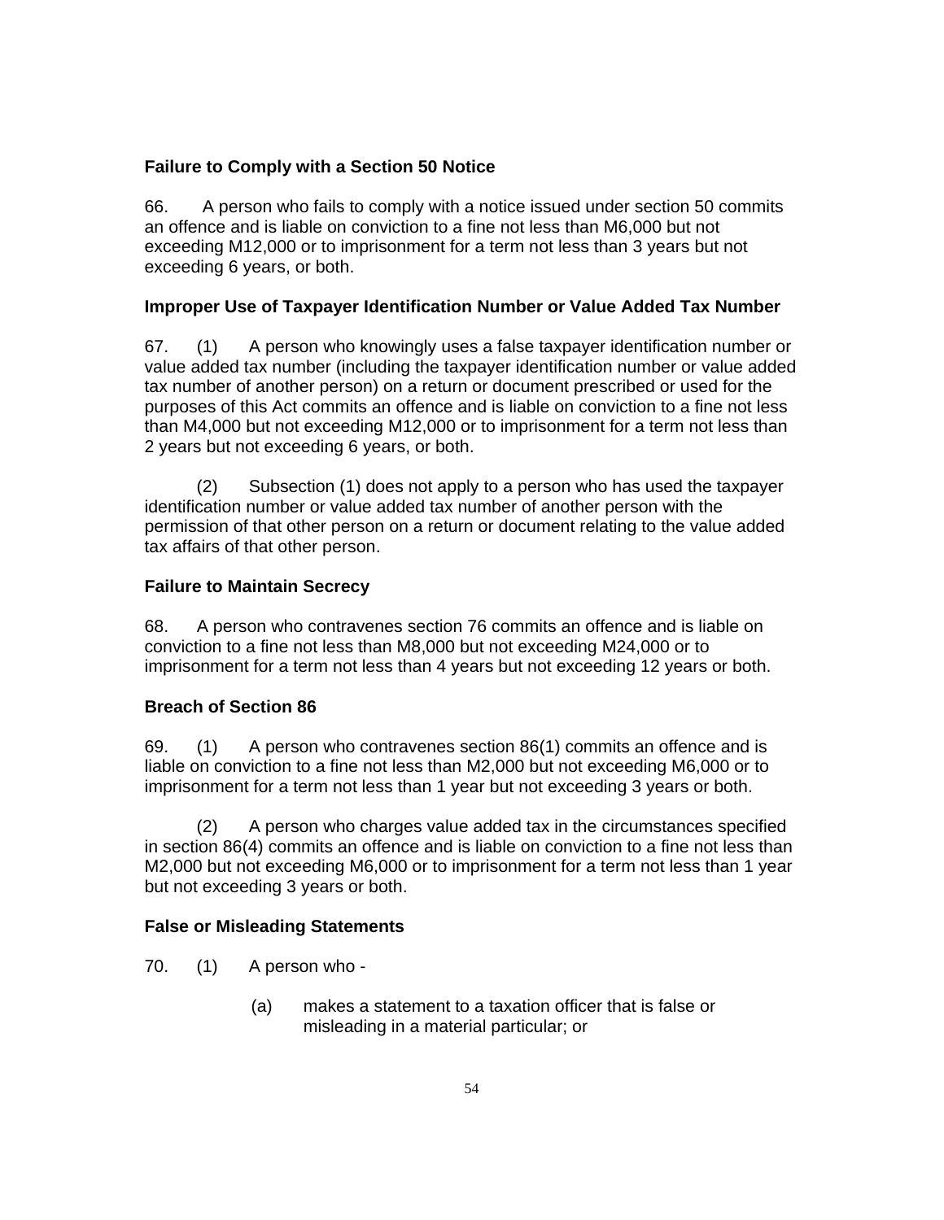**Failure to Comply with a Section 50 Notice**

66. A person who fails to comply with a notice issued under section 50 commits an offence and is liable on conviction to a fine not less than M6,000 but not exceeding M12,000 or to imprisonment for a term not less than 3 years but not exceeding 6 years, or both.

**Improper Use of Taxpayer Identification Number or Value Added Tax Number**

67. (1) A person who knowingly uses a false taxpayer identification number or value added tax number (including the taxpayer identification number or value added tax number of another person) on a return or document prescribed or used for the purposes of this Act commits an offence and is liable on conviction to a fine not less than M4,000 but not exceeding M12,000 or to imprisonment for a term not less than 2 years but not exceeding 6 years, or both.

(2) Subsection (1) does not apply to a person who has used the taxpayer identification number or value added tax number of another person with the permission of that other person on a return or document relating to the value added tax affairs of that other person.

**Failure to Maintain Secrecy**

68. A person who contravenes section 76 commits an offence and is liable on conviction to a fine not less than M8,000 but not exceeding M24,000 or to imprisonment for a term not less than 4 years but not exceeding 12 years or both.

**Breach of Section 86**

69. (1) A person who contravenes section 86(1) commits an offence and is liable on conviction to a fine not less than M2,000 but not exceeding M6,000 or to imprisonment for a term not less than 1 year but not exceeding 3 years or both.

(2) A person who charges value added tax in the circumstances specified in section 86(4) commits an offence and is liable on conviction to a fine not less than M2,000 but not exceeding M6,000 or to imprisonment for a term not less than 1 year but not exceeding 3 years or both.

**False or Misleading Statements**

70. (1) A person who -

(a) makes a statement to a taxation officer that is false or misleading in a material particular; or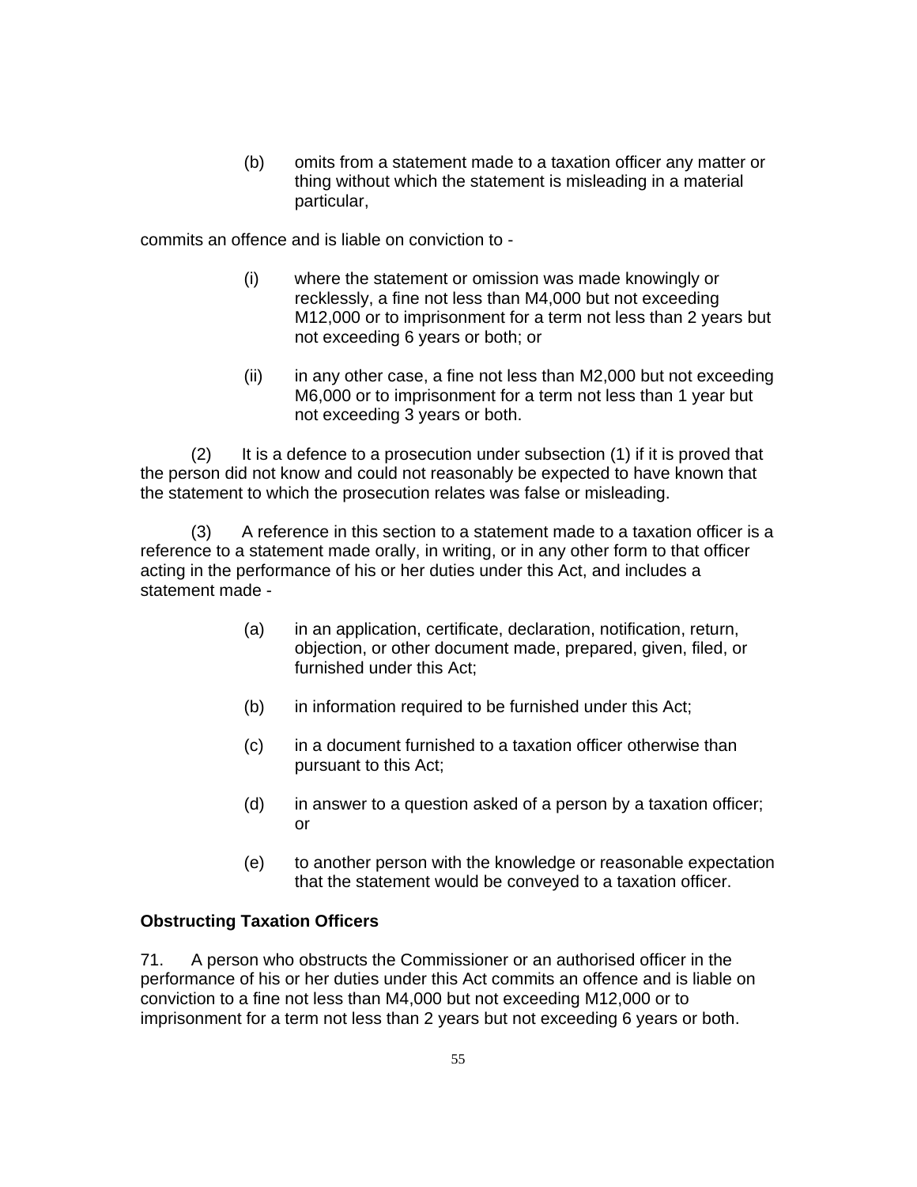(b) omits from a statement made to a taxation officer any matter or thing without which the statement is misleading in a material particular,

commits an offence and is liable on conviction to -

(i) where the statement or omission was made knowingly or recklessly, a fine not less than M4,000 but not exceeding M12,000 or to imprisonment for a term not less than 2 years but not exceeding 6 years or both; or

(ii) in any other case, a fine not less than M2,000 but not exceeding M6,000 or to imprisonment for a term not less than 1 year but not exceeding 3 years or both.

(2) It is a defence to a prosecution under subsection (1) if it is proved that the person did not know and could not reasonably be expected to have known that the statement to which the prosecution relates was false or misleading.

(3) A reference in this section to a statement made to a taxation officer is a reference to a statement made orally, in writing, or in any other form to that officer acting in the performance of his or her duties under this Act, and includes a statement made -

(a) in an application, certificate, declaration, notification, return, objection, or other document made, prepared, given, filed, or furnished under this Act;

(b) in information required to be furnished under this Act;

(c) in a document furnished to a taxation officer otherwise than pursuant to this Act;

(d) in answer to a question asked of a person by a taxation officer; or

(e) to another person with the knowledge or reasonable expectation that the statement would be conveyed to a taxation officer.

**Obstructing Taxation Officers**

71. A person who obstructs the Commissioner or an authorised officer in the performance of his or her duties under this Act commits an offence and is liable on conviction to a fine not less than M4,000 but not exceeding M12,000 or to imprisonment for a term not less than 2 years but not exceeding 6 years or both.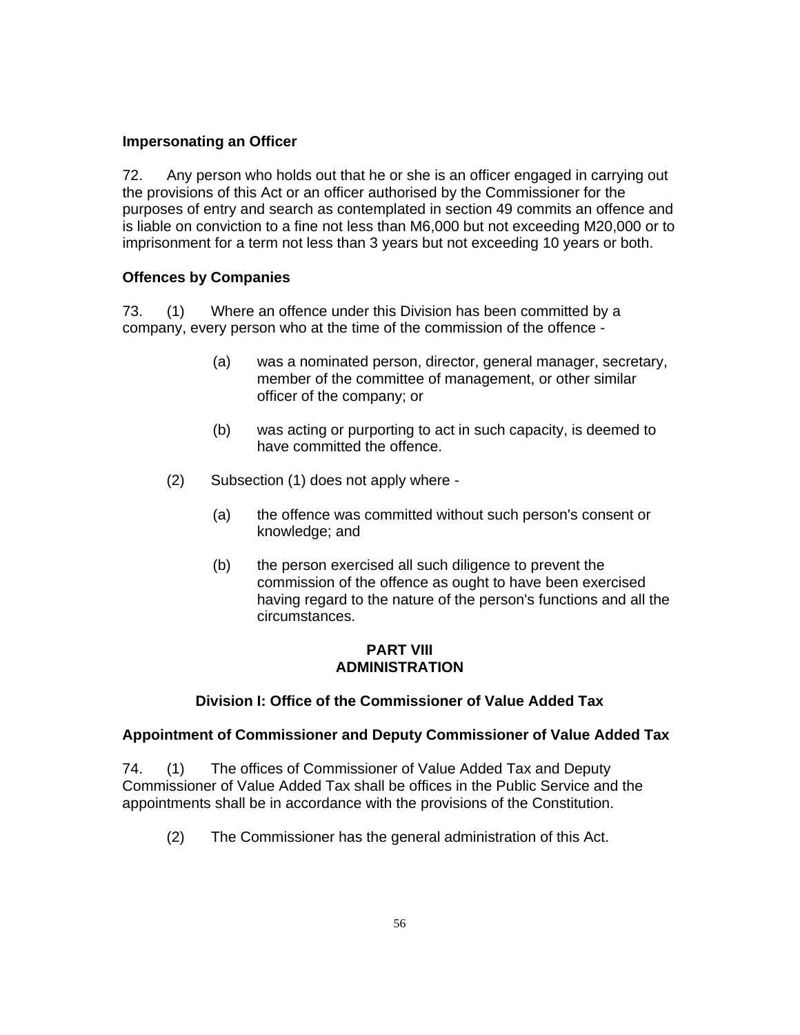**Impersonating an Officer**

72. Any person who holds out that he or she is an officer engaged in carrying out the provisions of this Act or an officer authorised by the Commissioner for the purposes of entry and search as contemplated in section 49 commits an offence and is liable on conviction to a fine not less than M6,000 but not exceeding M20,000 or to imprisonment for a term not less than 3 years but not exceeding 10 years or both.

**Offences by Companies**

73. (1) Where an offence under this Division has been committed by a company, every person who at the time of the commission of the offence -

(a) was a nominated person, director, general manager, secretary, member of the committee of management, or other similar officer of the company; or

(b) was acting or purporting to act in such capacity, is deemed to have committed the offence.

(2) Subsection (1) does not apply where -

(a) the offence was committed without such person's consent or knowledge; and

(b) the person exercised all such diligence to prevent the commission of the offence as ought to have been exercised having regard to the nature of the person's functions and all the circumstances.

## PART VIII
## ADMINISTRATION

### Division I: Office of the Commissioner of Value Added Tax

**Appointment of Commissioner and Deputy Commissioner of Value Added Tax**

74. (1) The offices of Commissioner of Value Added Tax and Deputy Commissioner of Value Added Tax shall be offices in the Public Service and the appointments shall be in accordance with the provisions of the Constitution.

(2) The Commissioner has the general administration of this Act.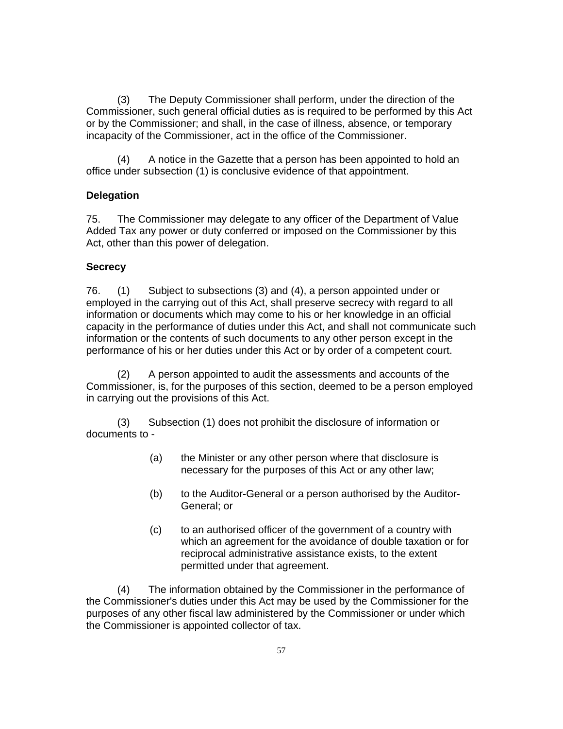(3) The Deputy Commissioner shall perform, under the direction of the Commissioner, such general official duties as is required to be performed by this Act or by the Commissioner; and shall, in the case of illness, absence, or temporary incapacity of the Commissioner, act in the office of the Commissioner.

(4) A notice in the Gazette that a person has been appointed to hold an office under subsection (1) is conclusive evidence of that appointment.

**Delegation**

75. The Commissioner may delegate to any officer of the Department of Value Added Tax any power or duty conferred or imposed on the Commissioner by this Act, other than this power of delegation.

**Secrecy**

76. (1) Subject to subsections (3) and (4), a person appointed under or employed in the carrying out of this Act, shall preserve secrecy with regard to all information or documents which may come to his or her knowledge in an official capacity in the performance of duties under this Act, and shall not communicate such information or the contents of such documents to any other person except in the performance of his or her duties under this Act or by order of a competent court.

(2) A person appointed to audit the assessments and accounts of the Commissioner, is, for the purposes of this section, deemed to be a person employed in carrying out the provisions of this Act.

(3) Subsection (1) does not prohibit the disclosure of information or documents to -

(a) the Minister or any other person where that disclosure is necessary for the purposes of this Act or any other law;

(b) to the Auditor-General or a person authorised by the Auditor-General; or

(c) to an authorised officer of the government of a country with which an agreement for the avoidance of double taxation or for reciprocal administrative assistance exists, to the extent permitted under that agreement.

(4) The information obtained by the Commissioner in the performance of the Commissioner's duties under this Act may be used by the Commissioner for the purposes of any other fiscal law administered by the Commissioner or under which the Commissioner is appointed collector of tax.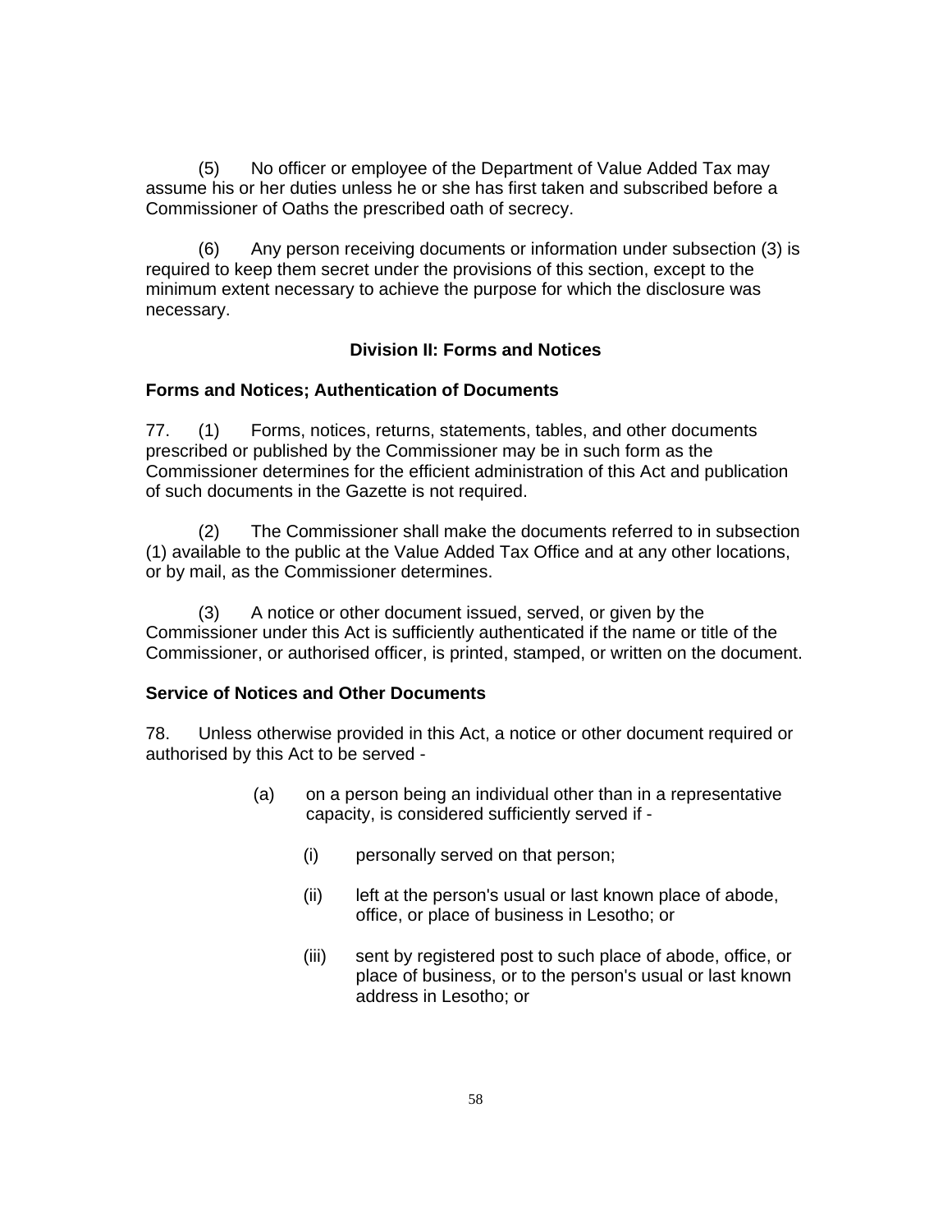(5) No officer or employee of the Department of Value Added Tax may assume his or her duties unless he or she has first taken and subscribed before a Commissioner of Oaths the prescribed oath of secrecy.

(6) Any person receiving documents or information under subsection (3) is required to keep them secret under the provisions of this section, except to the minimum extent necessary to achieve the purpose for which the disclosure was necessary.

## Division II: Forms and Notices

### Forms and Notices; Authentication of Documents

77. (1) Forms, notices, returns, statements, tables, and other documents prescribed or published by the Commissioner may be in such form as the Commissioner determines for the efficient administration of this Act and publication of such documents in the Gazette is not required.

(2) The Commissioner shall make the documents referred to in subsection (1) available to the public at the Value Added Tax Office and at any other locations, or by mail, as the Commissioner determines.

(3) A notice or other document issued, served, or given by the Commissioner under this Act is sufficiently authenticated if the name or title of the Commissioner, or authorised officer, is printed, stamped, or written on the document.

### Service of Notices and Other Documents

78. Unless otherwise provided in this Act, a notice or other document required or authorised by this Act to be served -

(a) on a person being an individual other than in a representative capacity, is considered sufficiently served if -

(i) personally served on that person;

(ii) left at the person's usual or last known place of abode, office, or place of business in Lesotho; or

(iii) sent by registered post to such place of abode, office, or place of business, or to the person's usual or last known address in Lesotho; or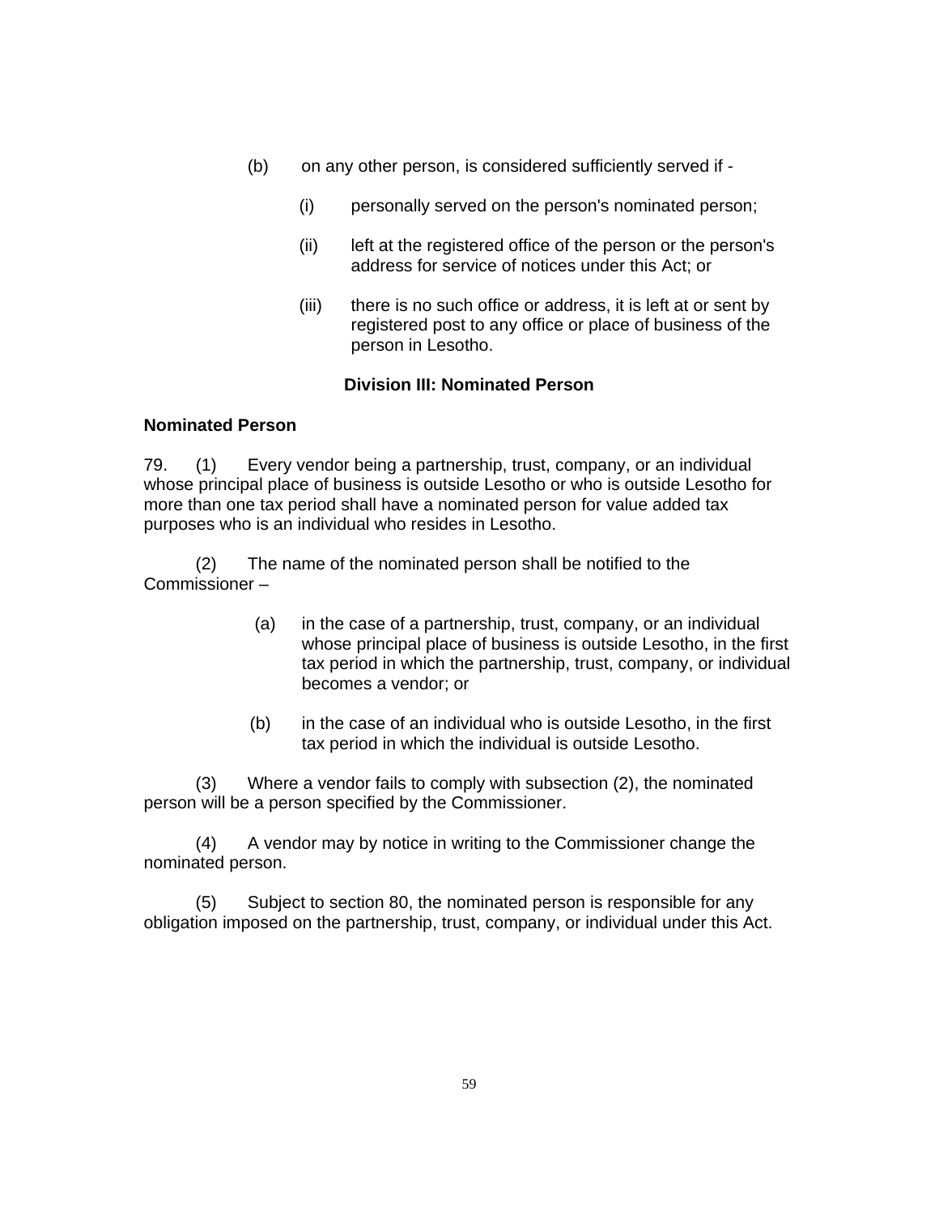(b) on any other person, is considered sufficiently served if -

(i) personally served on the person's nominated person;

(ii) left at the registered office of the person or the person's address for service of notices under this Act; or

(iii) there is no such office or address, it is left at or sent by registered post to any office or place of business of the person in Lesotho.

### Division III: Nominated Person

**Nominated Person**

79. (1) Every vendor being a partnership, trust, company, or an individual whose principal place of business is outside Lesotho or who is outside Lesotho for more than one tax period shall have a nominated person for value added tax purposes who is an individual who resides in Lesotho.

(2) The name of the nominated person shall be notified to the Commissioner –

(a) in the case of a partnership, trust, company, or an individual whose principal place of business is outside Lesotho, in the first tax period in which the partnership, trust, company, or individual becomes a vendor; or

(b) in the case of an individual who is outside Lesotho, in the first tax period in which the individual is outside Lesotho.

(3) Where a vendor fails to comply with subsection (2), the nominated person will be a person specified by the Commissioner.

(4) A vendor may by notice in writing to the Commissioner change the nominated person.

(5) Subject to section 80, the nominated person is responsible for any obligation imposed on the partnership, trust, company, or individual under this Act.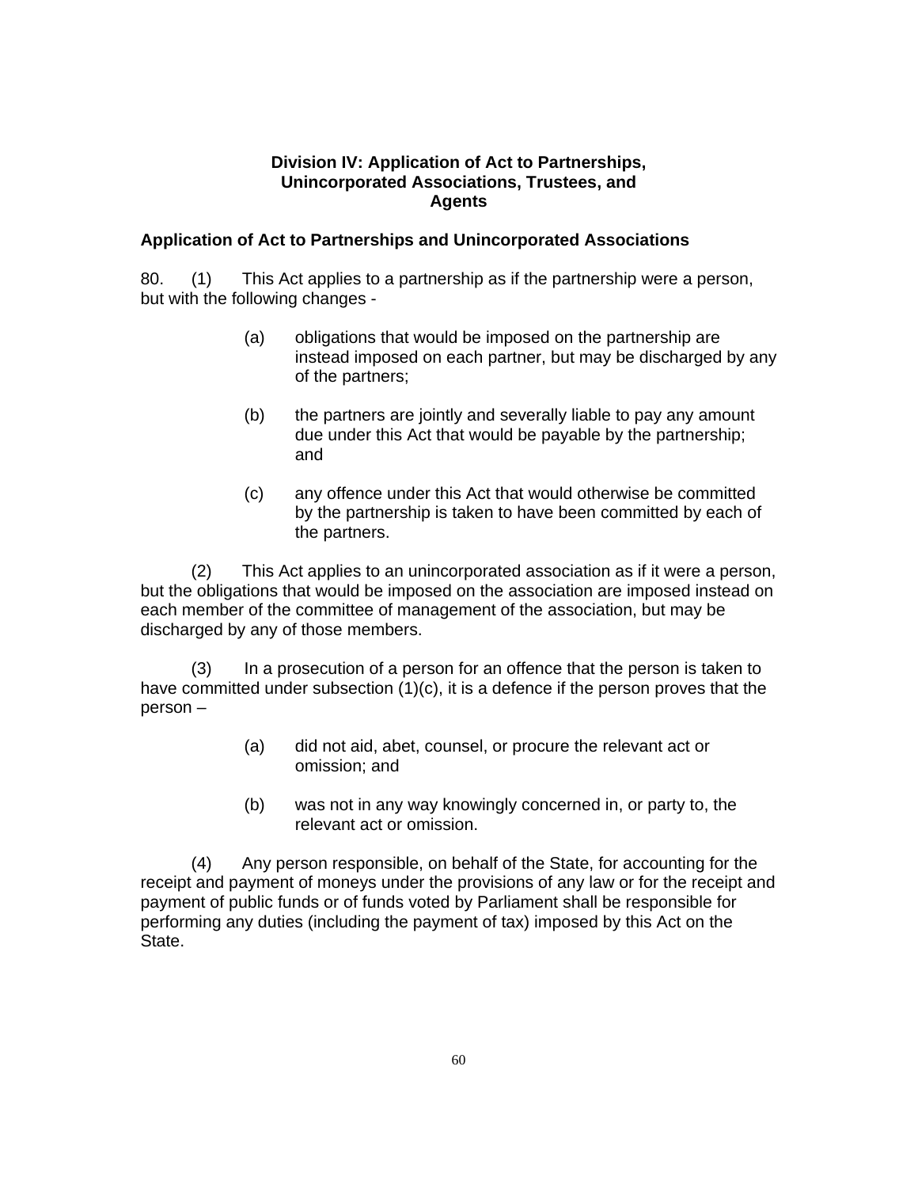## Division IV: Application of Act to Partnerships, Unincorporated Associations, Trustees, and Agents

### Application of Act to Partnerships and Unincorporated Associations

80. (1) This Act applies to a partnership as if the partnership were a person, but with the following changes -

(a) obligations that would be imposed on the partnership are instead imposed on each partner, but may be discharged by any of the partners;

(b) the partners are jointly and severally liable to pay any amount due under this Act that would be payable by the partnership; and

(c) any offence under this Act that would otherwise be committed by the partnership is taken to have been committed by each of the partners.

(2) This Act applies to an unincorporated association as if it were a person, but the obligations that would be imposed on the association are imposed instead on each member of the committee of management of the association, but may be discharged by any of those members.

(3) In a prosecution of a person for an offence that the person is taken to have committed under subsection (1)(c), it is a defence if the person proves that the person –

(a) did not aid, abet, counsel, or procure the relevant act or omission; and

(b) was not in any way knowingly concerned in, or party to, the relevant act or omission.

(4) Any person responsible, on behalf of the State, for accounting for the receipt and payment of moneys under the provisions of any law or for the receipt and payment of public funds or of funds voted by Parliament shall be responsible for performing any duties (including the payment of tax) imposed by this Act on the State.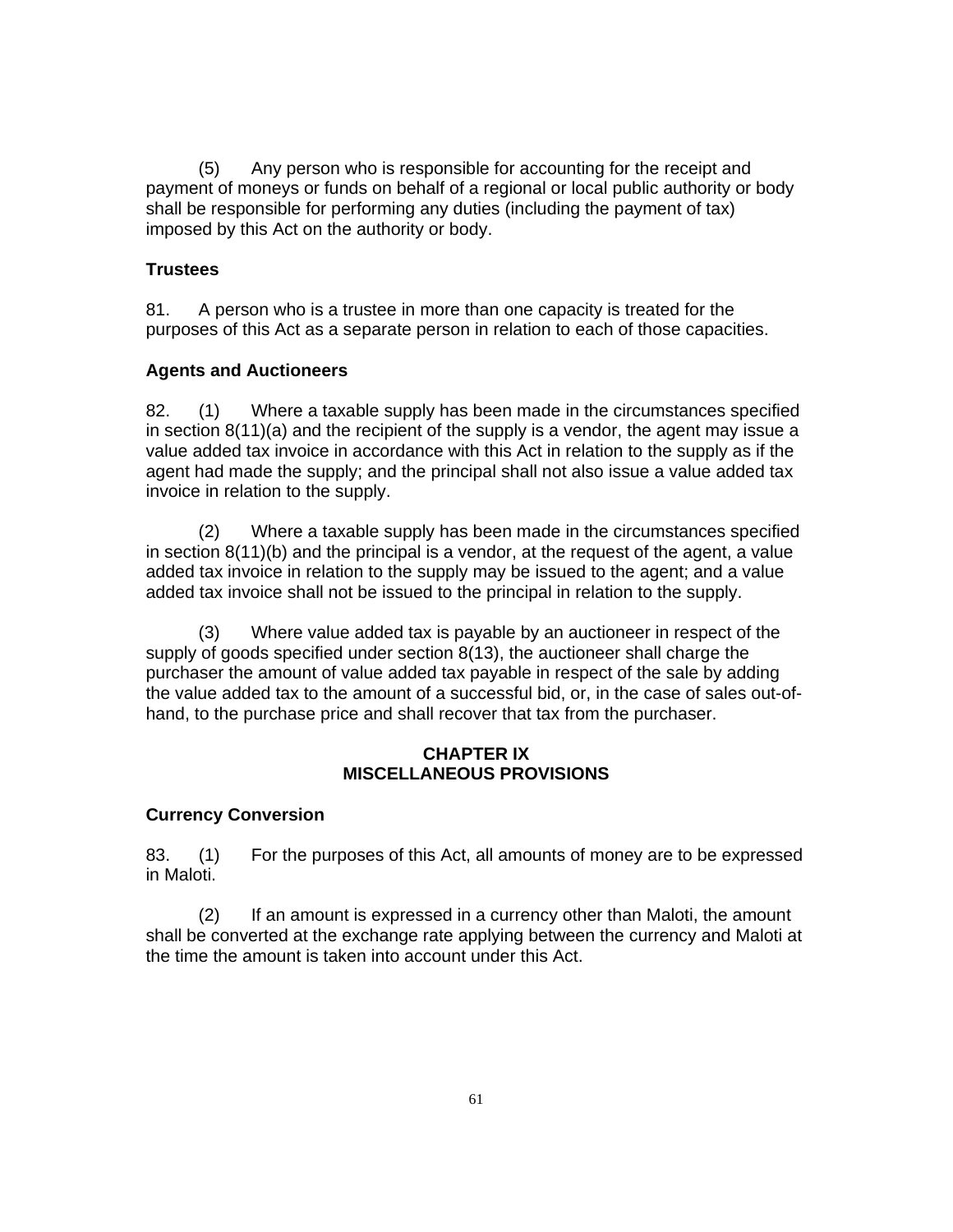(5) Any person who is responsible for accounting for the receipt and payment of moneys or funds on behalf of a regional or local public authority or body shall be responsible for performing any duties (including the payment of tax) imposed by this Act on the authority or body.

**Trustees**

81. A person who is a trustee in more than one capacity is treated for the purposes of this Act as a separate person in relation to each of those capacities.

**Agents and Auctioneers**

82. (1) Where a taxable supply has been made in the circumstances specified in section 8(11)(a) and the recipient of the supply is a vendor, the agent may issue a value added tax invoice in accordance with this Act in relation to the supply as if the agent had made the supply; and the principal shall not also issue a value added tax invoice in relation to the supply.

(2) Where a taxable supply has been made in the circumstances specified in section 8(11)(b) and the principal is a vendor, at the request of the agent, a value added tax invoice in relation to the supply may be issued to the agent; and a value added tax invoice shall not be issued to the principal in relation to the supply.

(3) Where value added tax is payable by an auctioneer in respect of the supply of goods specified under section 8(13), the auctioneer shall charge the purchaser the amount of value added tax payable in respect of the sale by adding the value added tax to the amount of a successful bid, or, in the case of sales out-of-hand, to the purchase price and shall recover that tax from the purchaser.

## CHAPTER IX
## MISCELLANEOUS PROVISIONS

**Currency Conversion**

83. (1) For the purposes of this Act, all amounts of money are to be expressed in Maloti.

(2) If an amount is expressed in a currency other than Maloti, the amount shall be converted at the exchange rate applying between the currency and Maloti at the time the amount is taken into account under this Act.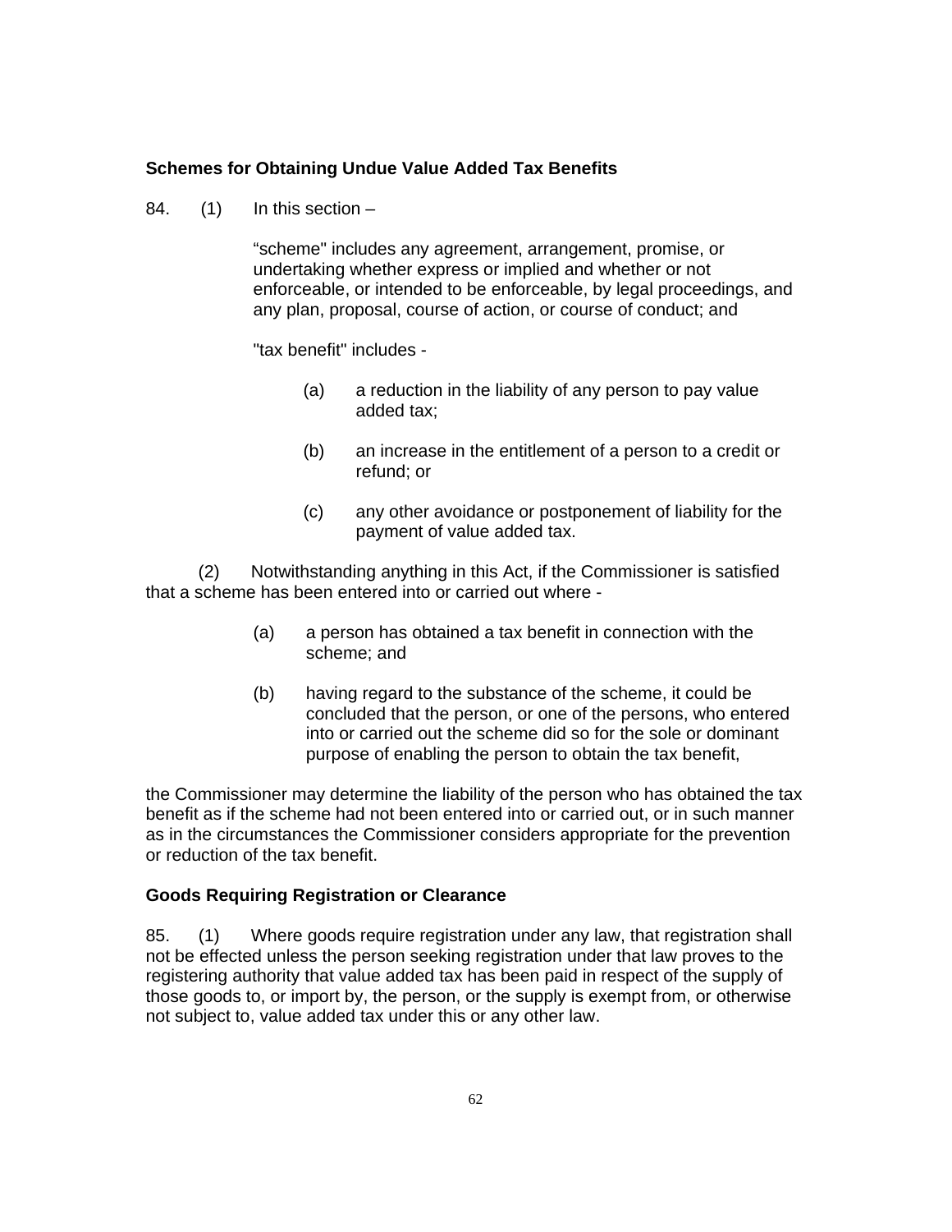**Schemes for Obtaining Undue Value Added Tax Benefits**

84. (1) In this section –

“scheme" includes any agreement, arrangement, promise, or undertaking whether express or implied and whether or not enforceable, or intended to be enforceable, by legal proceedings, and any plan, proposal, course of action, or course of conduct; and

"tax benefit" includes -

(a) a reduction in the liability of any person to pay value added tax;

(b) an increase in the entitlement of a person to a credit or refund; or

(c) any other avoidance or postponement of liability for the payment of value added tax.

(2) Notwithstanding anything in this Act, if the Commissioner is satisfied that a scheme has been entered into or carried out where -

(a) a person has obtained a tax benefit in connection with the scheme; and

(b) having regard to the substance of the scheme, it could be concluded that the person, or one of the persons, who entered into or carried out the scheme did so for the sole or dominant purpose of enabling the person to obtain the tax benefit,

the Commissioner may determine the liability of the person who has obtained the tax benefit as if the scheme had not been entered into or carried out, or in such manner as in the circumstances the Commissioner considers appropriate for the prevention or reduction of the tax benefit.

**Goods Requiring Registration or Clearance**

85. (1) Where goods require registration under any law, that registration shall not be effected unless the person seeking registration under that law proves to the registering authority that value added tax has been paid in respect of the supply of those goods to, or import by, the person, or the supply is exempt from, or otherwise not subject to, value added tax under this or any other law.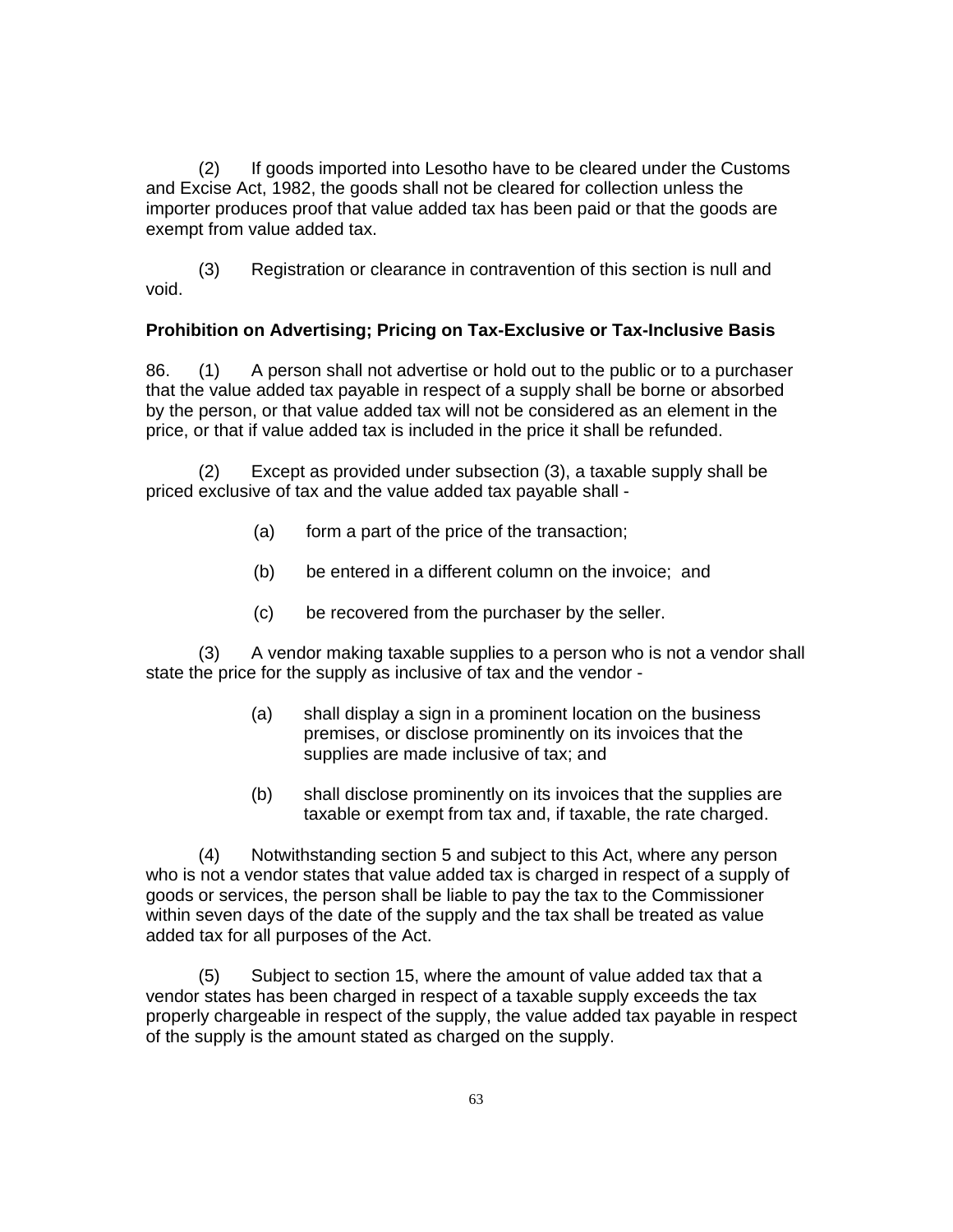(2) If goods imported into Lesotho have to be cleared under the Customs and Excise Act, 1982, the goods shall not be cleared for collection unless the importer produces proof that value added tax has been paid or that the goods are exempt from value added tax.

(3) Registration or clearance in contravention of this section is null and void.

**Prohibition on Advertising; Pricing on Tax-Exclusive or Tax-Inclusive Basis**

86. (1) A person shall not advertise or hold out to the public or to a purchaser that the value added tax payable in respect of a supply shall be borne or absorbed by the person, or that value added tax will not be considered as an element in the price, or that if value added tax is included in the price it shall be refunded.

(2) Except as provided under subsection (3), a taxable supply shall be priced exclusive of tax and the value added tax payable shall -

(a) form a part of the price of the transaction;

(b) be entered in a different column on the invoice; and

(c) be recovered from the purchaser by the seller.

(3) A vendor making taxable supplies to a person who is not a vendor shall state the price for the supply as inclusive of tax and the vendor -

(a) shall display a sign in a prominent location on the business premises, or disclose prominently on its invoices that the supplies are made inclusive of tax; and

(b) shall disclose prominently on its invoices that the supplies are taxable or exempt from tax and, if taxable, the rate charged.

(4) Notwithstanding section 5 and subject to this Act, where any person who is not a vendor states that value added tax is charged in respect of a supply of goods or services, the person shall be liable to pay the tax to the Commissioner within seven days of the date of the supply and the tax shall be treated as value added tax for all purposes of the Act.

(5) Subject to section 15, where the amount of value added tax that a vendor states has been charged in respect of a taxable supply exceeds the tax properly chargeable in respect of the supply, the value added tax payable in respect of the supply is the amount stated as charged on the supply.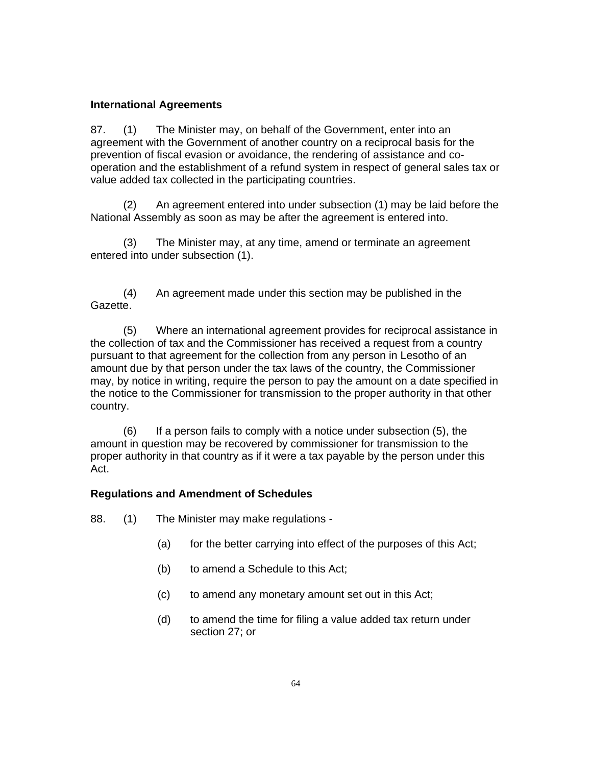**International Agreements**

87. (1) The Minister may, on behalf of the Government, enter into an agreement with the Government of another country on a reciprocal basis for the prevention of fiscal evasion or avoidance, the rendering of assistance and co-operation and the establishment of a refund system in respect of general sales tax or value added tax collected in the participating countries.

(2) An agreement entered into under subsection (1) may be laid before the National Assembly as soon as may be after the agreement is entered into.

(3) The Minister may, at any time, amend or terminate an agreement entered into under subsection (1).

(4) An agreement made under this section may be published in the Gazette.

(5) Where an international agreement provides for reciprocal assistance in the collection of tax and the Commissioner has received a request from a country pursuant to that agreement for the collection from any person in Lesotho of an amount due by that person under the tax laws of the country, the Commissioner may, by notice in writing, require the person to pay the amount on a date specified in the notice to the Commissioner for transmission to the proper authority in that other country.

(6) If a person fails to comply with a notice under subsection (5), the amount in question may be recovered by commissioner for transmission to the proper authority in that country as if it were a tax payable by the person under this Act.

**Regulations and Amendment of Schedules**

88. (1) The Minister may make regulations -

(a) for the better carrying into effect of the purposes of this Act;

(b) to amend a Schedule to this Act;

(c) to amend any monetary amount set out in this Act;

(d) to amend the time for filing a value added tax return under section 27; or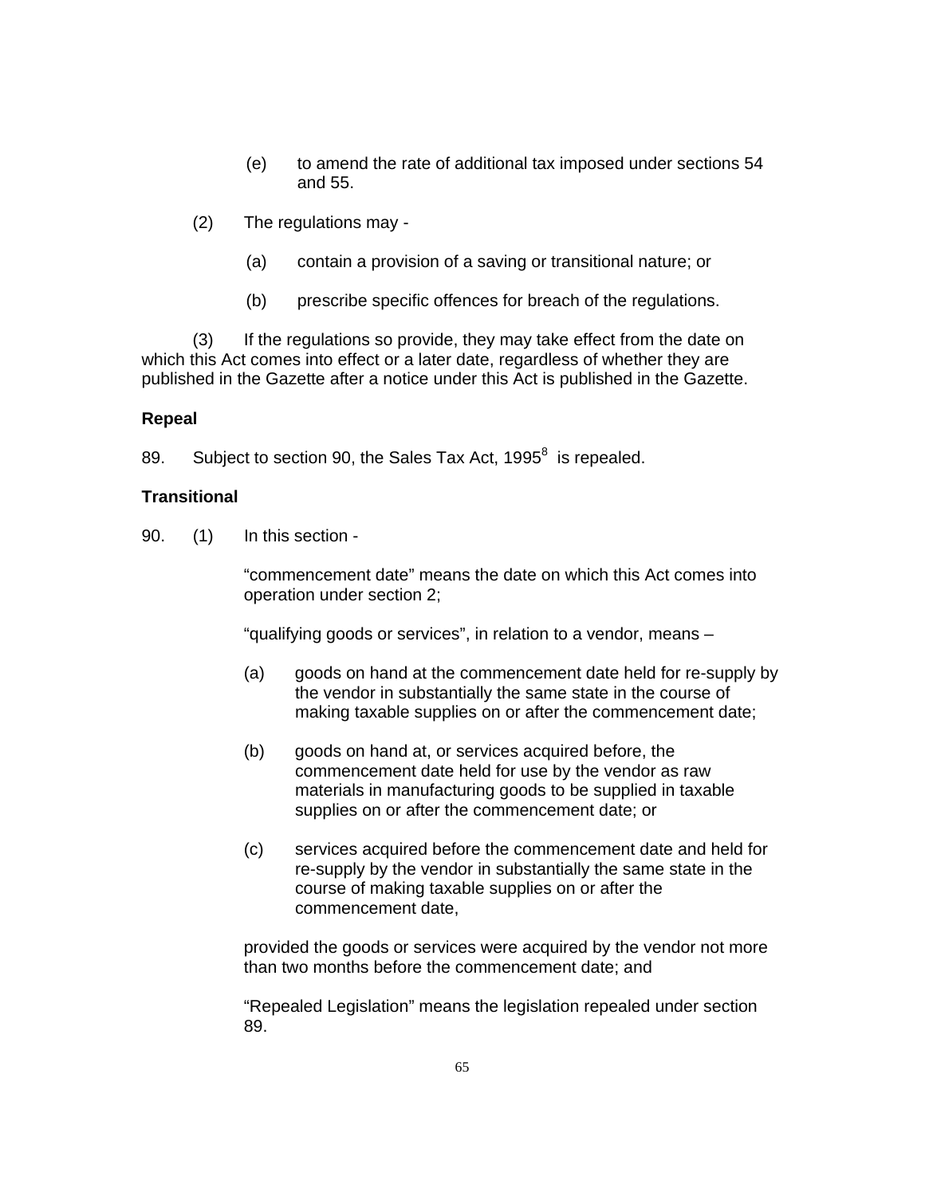(e) to amend the rate of additional tax imposed under sections 54 and 55.

(2) The regulations may -

(a) contain a provision of a saving or transitional nature; or

(b) prescribe specific offences for breach of the regulations.

(3) If the regulations so provide, they may take effect from the date on which this Act comes into effect or a later date, regardless of whether they are published in the Gazette after a notice under this Act is published in the Gazette.

**Repeal**

89. Subject to section 90, the Sales Tax Act, 1995[8] is repealed.

**Transitional**

90. (1) In this section -

“commencement date” means the date on which this Act comes into operation under section 2;

“qualifying goods or services”, in relation to a vendor, means –

(a) goods on hand at the commencement date held for re-supply by the vendor in substantially the same state in the course of making taxable supplies on or after the commencement date;

(b) goods on hand at, or services acquired before, the commencement date held for use by the vendor as raw materials in manufacturing goods to be supplied in taxable supplies on or after the commencement date; or

(c) services acquired before the commencement date and held for re-supply by the vendor in substantially the same state in the course of making taxable supplies on or after the commencement date,

provided the goods or services were acquired by the vendor not more than two months before the commencement date; and

“Repealed Legislation” means the legislation repealed under section 89.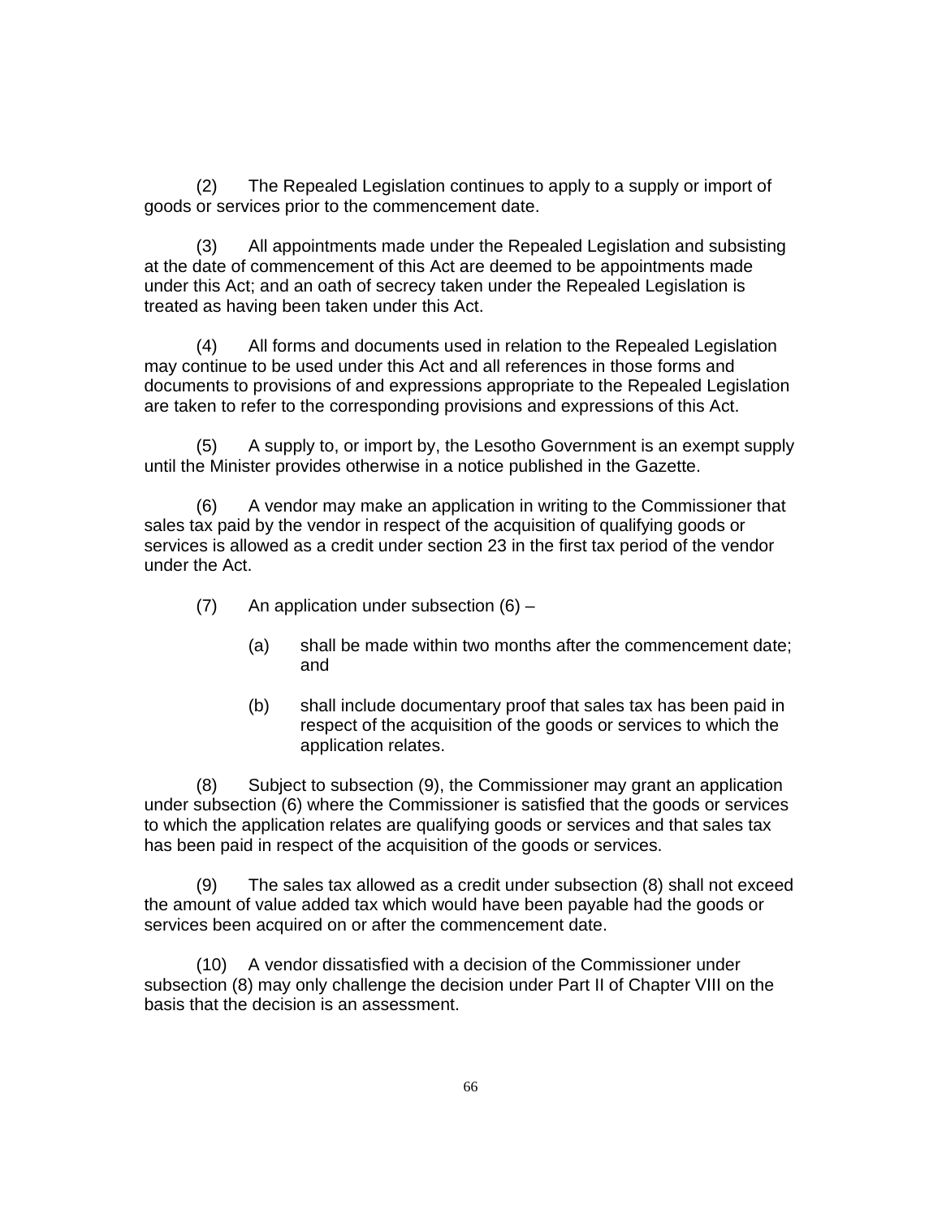(2) The Repealed Legislation continues to apply to a supply or import of goods or services prior to the commencement date.

(3) All appointments made under the Repealed Legislation and subsisting at the date of commencement of this Act are deemed to be appointments made under this Act; and an oath of secrecy taken under the Repealed Legislation is treated as having been taken under this Act.

(4) All forms and documents used in relation to the Repealed Legislation may continue to be used under this Act and all references in those forms and documents to provisions of and expressions appropriate to the Repealed Legislation are taken to refer to the corresponding provisions and expressions of this Act.

(5) A supply to, or import by, the Lesotho Government is an exempt supply until the Minister provides otherwise in a notice published in the Gazette.

(6) A vendor may make an application in writing to the Commissioner that sales tax paid by the vendor in respect of the acquisition of qualifying goods or services is allowed as a credit under section 23 in the first tax period of the vendor under the Act.

(7) An application under subsection (6) –

- (a) shall be made within two months after the commencement date; and
- (b) shall include documentary proof that sales tax has been paid in respect of the acquisition of the goods or services to which the application relates.

(8) Subject to subsection (9), the Commissioner may grant an application under subsection (6) where the Commissioner is satisfied that the goods or services to which the application relates are qualifying goods or services and that sales tax has been paid in respect of the acquisition of the goods or services.

(9) The sales tax allowed as a credit under subsection (8) shall not exceed the amount of value added tax which would have been payable had the goods or services been acquired on or after the commencement date.

(10) A vendor dissatisfied with a decision of the Commissioner under subsection (8) may only challenge the decision under Part II of Chapter VIII on the basis that the decision is an assessment.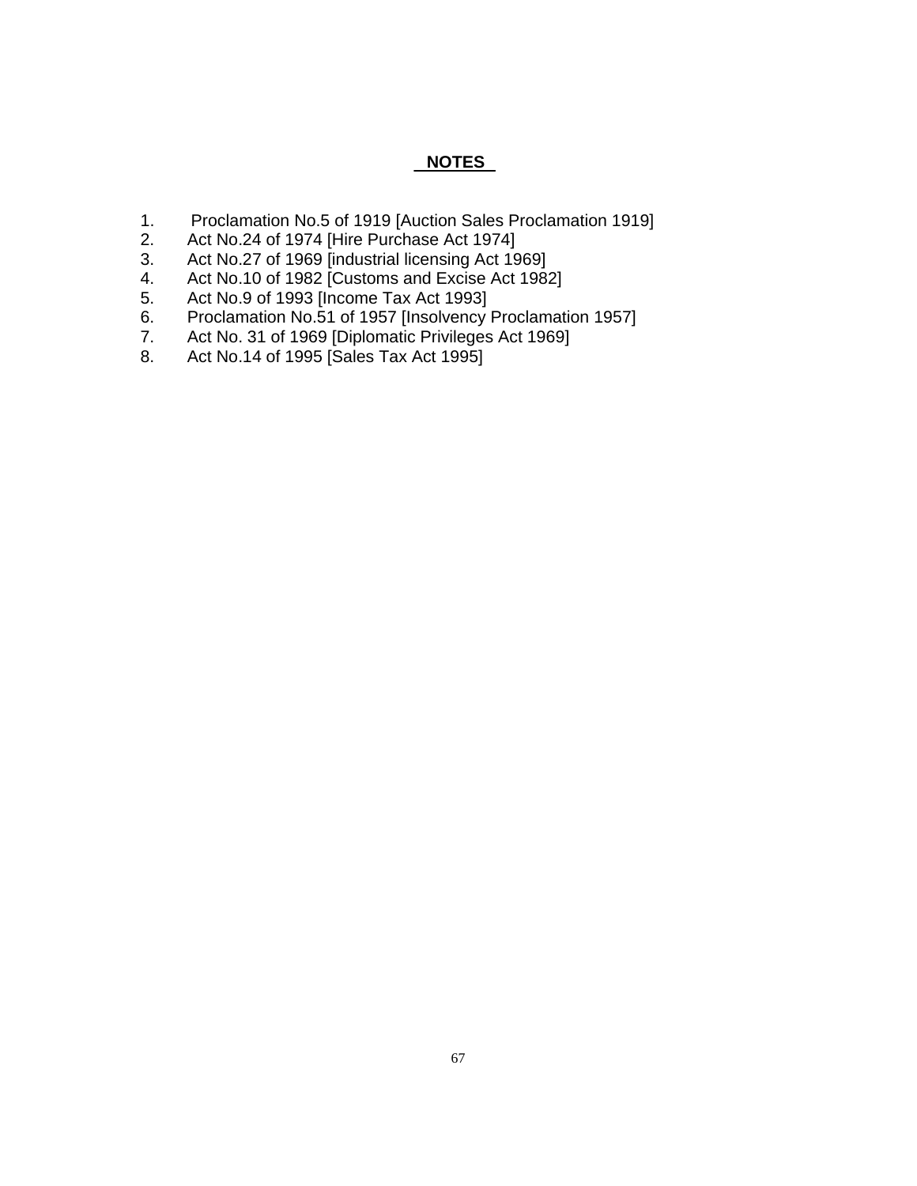## NOTES

1. Proclamation No.5 of 1919 [Auction Sales Proclamation 1919]
2. Act No.24 of 1974 [Hire Purchase Act 1974]
3. Act No.27 of 1969 [industrial licensing Act 1969]
4. Act No.10 of 1982 [Customs and Excise Act 1982]
5. Act No.9 of 1993 [Income Tax Act 1993]
6. Proclamation No.51 of 1957 [Insolvency Proclamation 1957]
7. Act No. 31 of 1969 [Diplomatic Privileges Act 1969]
8. Act No.14 of 1995 [Sales Tax Act 1995]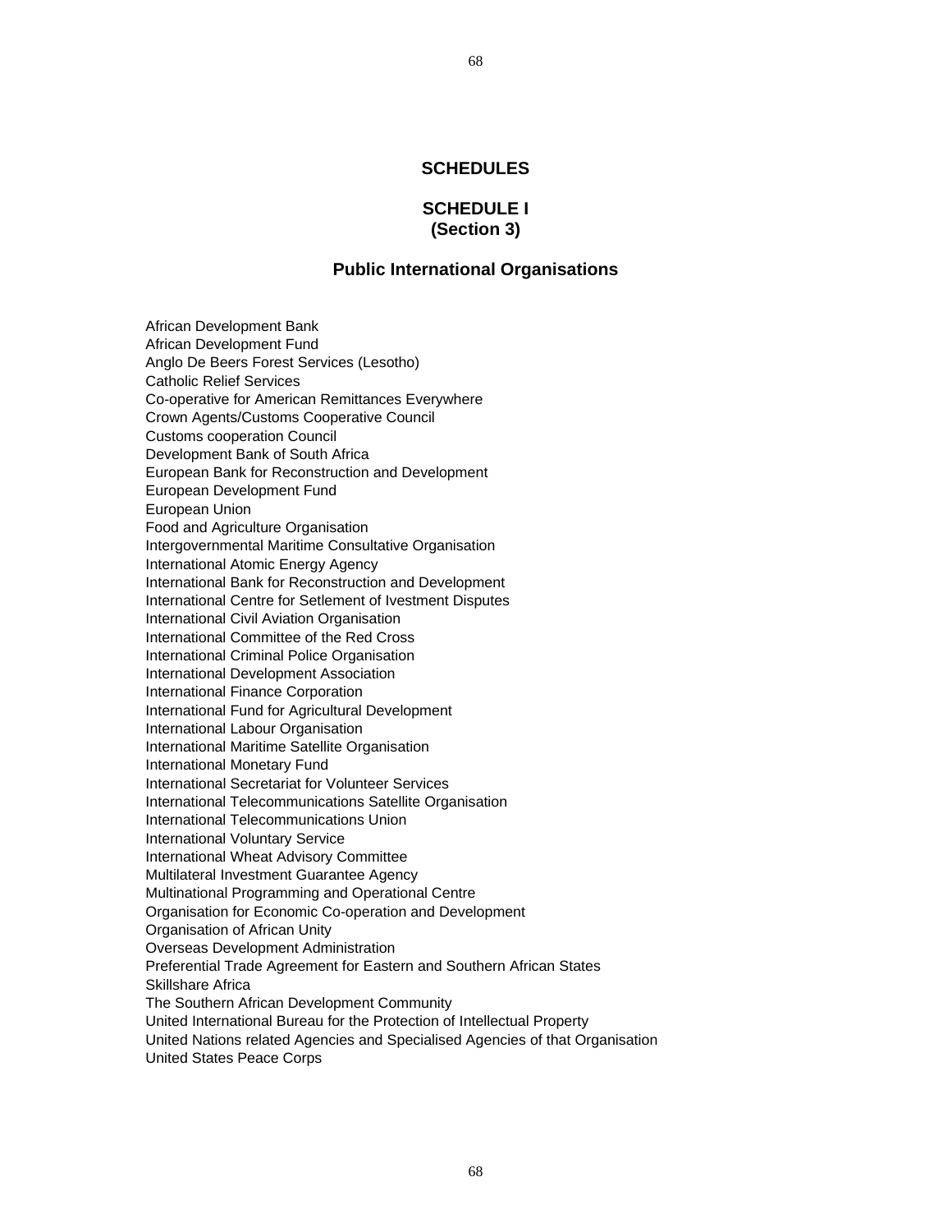# SCHEDULES

## SCHEDULE I
## (Section 3)

### Public International Organisations

African Development Bank  
African Development Fund  
Anglo De Beers Forest Services (Lesotho)  
Catholic Relief Services  
Co-operative for American Remittances Everywhere  
Crown Agents/Customs Cooperative Council  
Customs cooperation Council  
Development Bank of South Africa  
European Bank for Reconstruction and Development  
European Development Fund  
European Union  
Food and Agriculture Organisation  
Intergovernmental Maritime Consultative Organisation  
International Atomic Energy Agency  
International Bank for Reconstruction and Development  
International Centre for Setlement of Ivestment Disputes  
International Civil Aviation Organisation  
International Committee of the Red Cross  
International Criminal Police Organisation  
International Development Association  
International Finance Corporation  
International Fund for Agricultural Development  
International Labour Organisation  
International Maritime Satellite Organisation  
International Monetary Fund  
International Secretariat for Volunteer Services  
International Telecommunications Satellite Organisation  
International Telecommunications Union  
International Voluntary Service  
International Wheat Advisory Committee  
Multilateral Investment Guarantee Agency  
Multinational Programming and Operational Centre  
Organisation for Economic Co-operation and Development  
Organisation of African Unity  
Overseas Development Administration  
Preferential Trade Agreement for Eastern and Southern African States  
Skillshare Africa  
The Southern African Development Community  
United International Bureau for the Protection of Intellectual Property  
United Nations related Agencies and Specialised Agencies of that Organisation  
United States Peace Corps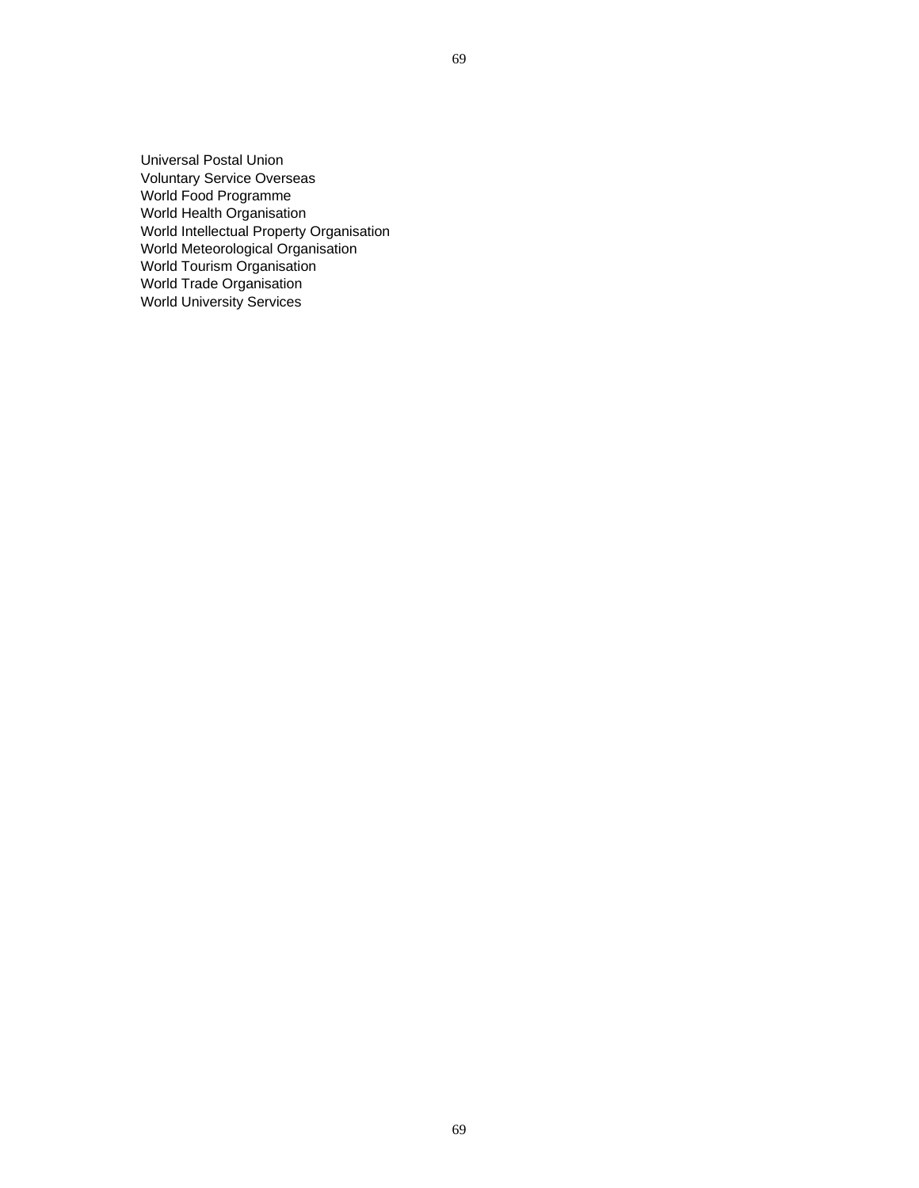Universal Postal Union
Voluntary Service Overseas
World Food Programme
World Health Organisation
World Intellectual Property Organisation
World Meteorological Organisation
World Tourism Organisation
World Trade Organisation
World University Services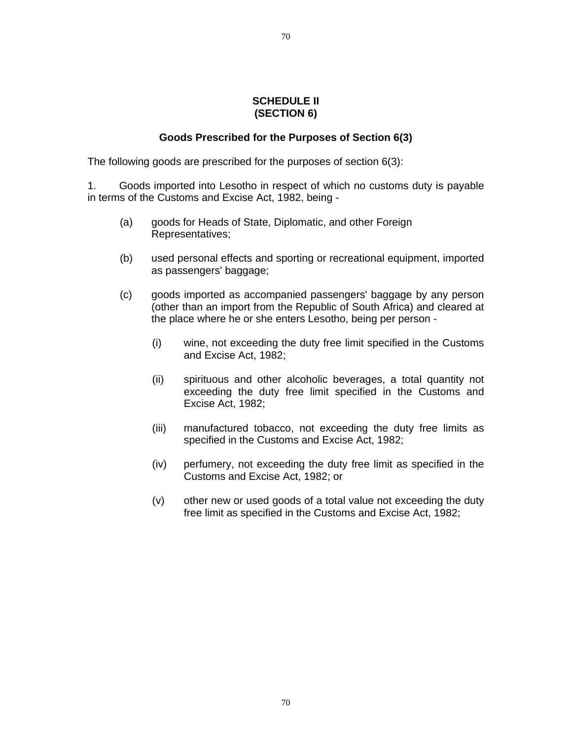## SCHEDULE II
## (SECTION 6)

### Goods Prescribed for the Purposes of Section 6(3)

The following goods are prescribed for the purposes of section 6(3):

1. Goods imported into Lesotho in respect of which no customs duty is payable in terms of the Customs and Excise Act, 1982, being -

   (a) goods for Heads of State, Diplomatic, and other Foreign Representatives;

   (b) used personal effects and sporting or recreational equipment, imported as passengers' baggage;

   (c) goods imported as accompanied passengers' baggage by any person (other than an import from the Republic of South Africa) and cleared at the place where he or she enters Lesotho, being per person -

      (i) wine, not exceeding the duty free limit specified in the Customs and Excise Act, 1982;

      (ii) spirituous and other alcoholic beverages, a total quantity not exceeding the duty free limit specified in the Customs and Excise Act, 1982;

      (iii) manufactured tobacco, not exceeding the duty free limits as specified in the Customs and Excise Act, 1982;

      (iv) perfumery, not exceeding the duty free limit as specified in the Customs and Excise Act, 1982; or

      (v) other new or used goods of a total value not exceeding the duty free limit as specified in the Customs and Excise Act, 1982;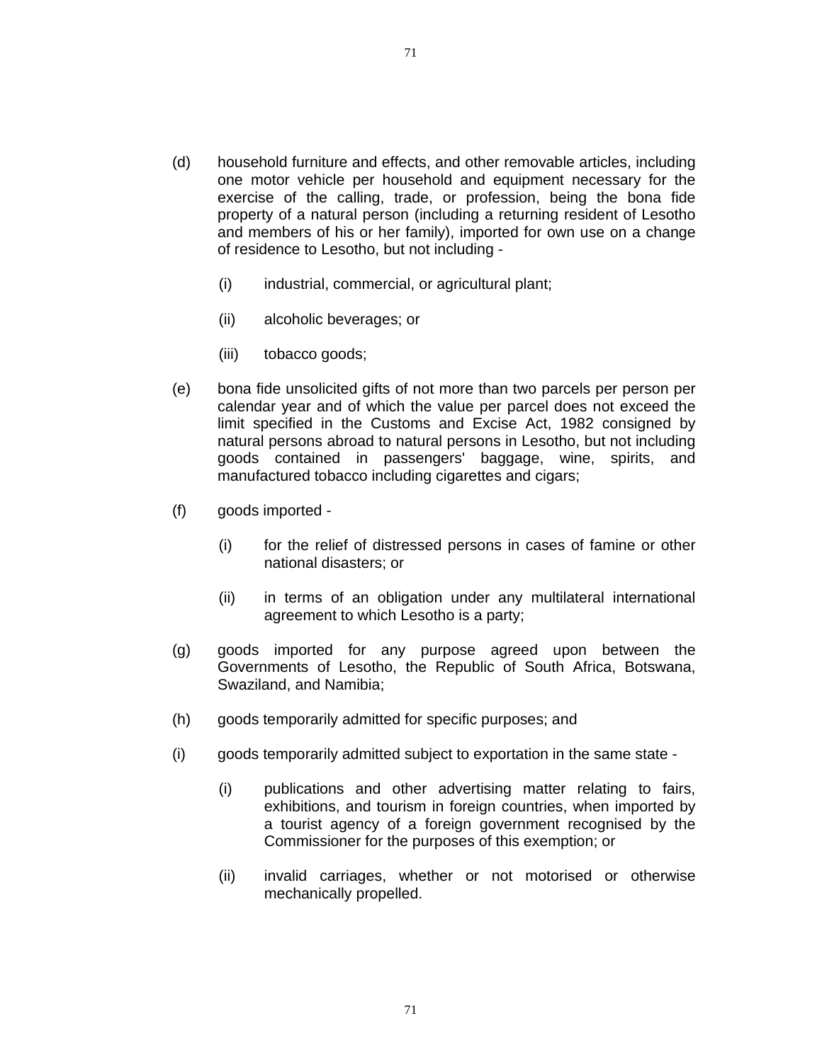(d) household furniture and effects, and other removable articles, including one motor vehicle per household and equipment necessary for the exercise of the calling, trade, or profession, being the bona fide property of a natural person (including a returning resident of Lesotho and members of his or her family), imported for own use on a change of residence to Lesotho, but not including -

  (i) industrial, commercial, or agricultural plant;

  (ii) alcoholic beverages; or

  (iii) tobacco goods;

(e) bona fide unsolicited gifts of not more than two parcels per person per calendar year and of which the value per parcel does not exceed the limit specified in the Customs and Excise Act, 1982 consigned by natural persons abroad to natural persons in Lesotho, but not including goods contained in passengers' baggage, wine, spirits, and manufactured tobacco including cigarettes and cigars;

(f) goods imported -

  (i) for the relief of distressed persons in cases of famine or other national disasters; or

  (ii) in terms of an obligation under any multilateral international agreement to which Lesotho is a party;

(g) goods imported for any purpose agreed upon between the Governments of Lesotho, the Republic of South Africa, Botswana, Swaziland, and Namibia;

(h) goods temporarily admitted for specific purposes; and

(i) goods temporarily admitted subject to exportation in the same state -

  (i) publications and other advertising matter relating to fairs, exhibitions, and tourism in foreign countries, when imported by a tourist agency of a foreign government recognised by the Commissioner for the purposes of this exemption; or

  (ii) invalid carriages, whether or not motorised or otherwise mechanically propelled.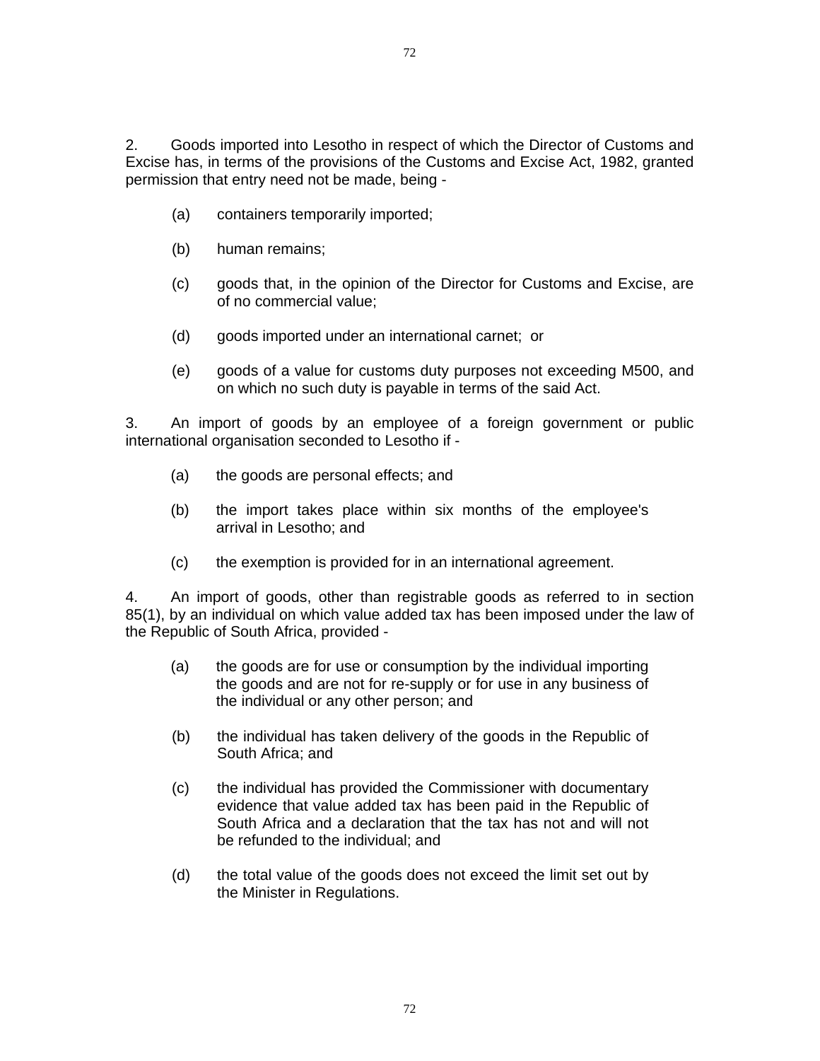2. Goods imported into Lesotho in respect of which the Director of Customs and Excise has, in terms of the provisions of the Customs and Excise Act, 1982, granted permission that entry need not be made, being -

(a) containers temporarily imported;

(b) human remains;

(c) goods that, in the opinion of the Director for Customs and Excise, are of no commercial value;

(d) goods imported under an international carnet; or

(e) goods of a value for customs duty purposes not exceeding M500, and on which no such duty is payable in terms of the said Act.

3. An import of goods by an employee of a foreign government or public international organisation seconded to Lesotho if -

(a) the goods are personal effects; and

(b) the import takes place within six months of the employee's arrival in Lesotho; and

(c) the exemption is provided for in an international agreement.

4. An import of goods, other than registrable goods as referred to in section 85(1), by an individual on which value added tax has been imposed under the law of the Republic of South Africa, provided -

(a) the goods are for use or consumption by the individual importing the goods and are not for re-supply or for use in any business of the individual or any other person; and

(b) the individual has taken delivery of the goods in the Republic of South Africa; and

(c) the individual has provided the Commissioner with documentary evidence that value added tax has been paid in the Republic of South Africa and a declaration that the tax has not and will not be refunded to the individual; and

(d) the total value of the goods does not exceed the limit set out by the Minister in Regulations.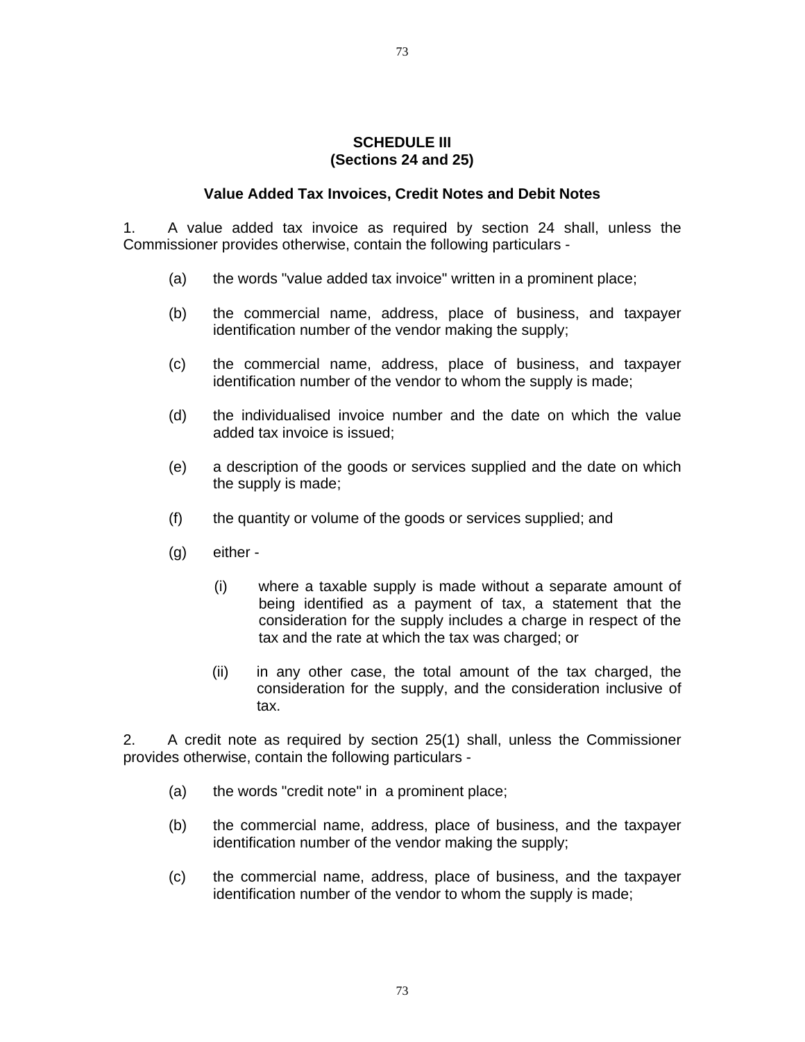## SCHEDULE III
## (Sections 24 and 25)

### Value Added Tax Invoices, Credit Notes and Debit Notes

1. A value added tax invoice as required by section 24 shall, unless the Commissioner provides otherwise, contain the following particulars -

   (a) the words "value added tax invoice" written in a prominent place;

   (b) the commercial name, address, place of business, and taxpayer identification number of the vendor making the supply;

   (c) the commercial name, address, place of business, and taxpayer identification number of the vendor to whom the supply is made;

   (d) the individualised invoice number and the date on which the value added tax invoice is issued;

   (e) a description of the goods or services supplied and the date on which the supply is made;

   (f) the quantity or volume of the goods or services supplied; and

   (g) either -

      (i) where a taxable supply is made without a separate amount of being identified as a payment of tax, a statement that the consideration for the supply includes a charge in respect of the tax and the rate at which the tax was charged; or

      (ii) in any other case, the total amount of the tax charged, the consideration for the supply, and the consideration inclusive of tax.

2. A credit note as required by section 25(1) shall, unless the Commissioner provides otherwise, contain the following particulars -

   (a) the words "credit note" in a prominent place;

   (b) the commercial name, address, place of business, and the taxpayer identification number of the vendor making the supply;

   (c) the commercial name, address, place of business, and the taxpayer identification number of the vendor to whom the supply is made;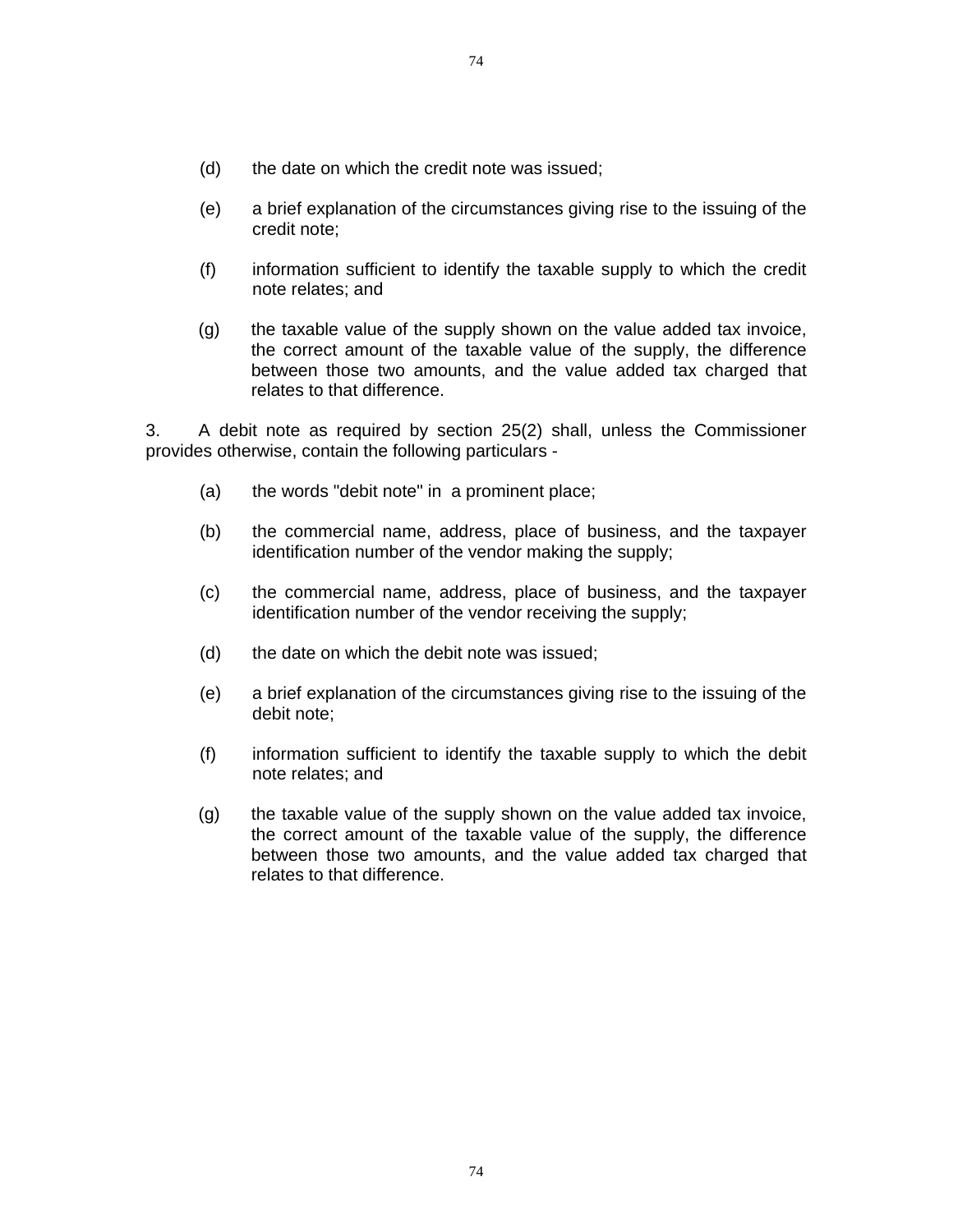(d) the date on which the credit note was issued;

(e) a brief explanation of the circumstances giving rise to the issuing of the credit note;

(f) information sufficient to identify the taxable supply to which the credit note relates; and

(g) the taxable value of the supply shown on the value added tax invoice, the correct amount of the taxable value of the supply, the difference between those two amounts, and the value added tax charged that relates to that difference.

3. A debit note as required by section 25(2) shall, unless the Commissioner provides otherwise, contain the following particulars -

(a) the words "debit note" in a prominent place;

(b) the commercial name, address, place of business, and the taxpayer identification number of the vendor making the supply;

(c) the commercial name, address, place of business, and the taxpayer identification number of the vendor receiving the supply;

(d) the date on which the debit note was issued;

(e) a brief explanation of the circumstances giving rise to the issuing of the debit note;

(f) information sufficient to identify the taxable supply to which the debit note relates; and

(g) the taxable value of the supply shown on the value added tax invoice, the correct amount of the taxable value of the supply, the difference between those two amounts, and the value added tax charged that relates to that difference.